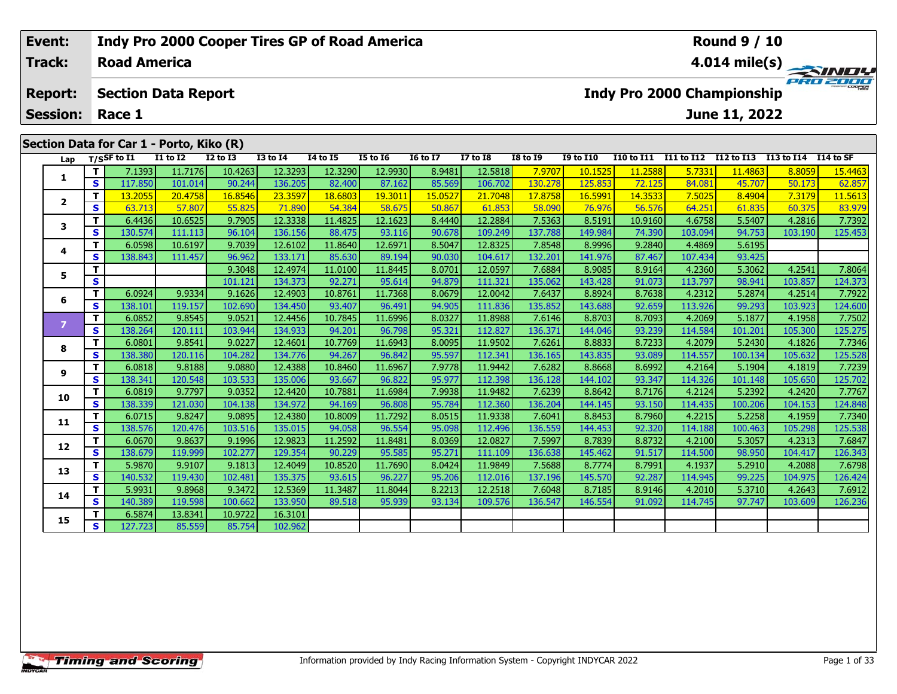| Event: | Indy Pro 2000 Cooper Tires GP of Road America | Round 9 / 10 |
|---|---|---|
| Track: | Road America | 4.014 mile(s) |
| Report: | Section Data Report | Indy Pro 2000 Championship |
| Session: | Race 1 | June 11, 2022 |

## Section Data for Car 1 - Porto, Kiko (R)

| Lap | T/S | SF to I1 | I1 to I2 | I2 to I3 | I3 to I4 | I4 to I5 | I5 to I6 | I6 to I7 | I7 to I8 | I8 to I9 | I9 to I10 | I10 to I11 | I11 to I12 | I12 to I13 | I13 to I14 | I14 to SF |
|---|---|---|---|---|---|---|---|---|---|---|---|---|---|---|---|---|
| 1 | T | 7.1393 | 11.7176 | 10.4263 | 12.3293 | 12.3290 | 12.9930 | 8.9481 | 12.5818 | 7.9707 | 10.1525 | 11.2588 | 5.7331 | 11.4863 | 8.8059 | 15.4463 |
| | S | 117.850 | 101.014 | 90.244 | 136.205 | 82.400 | 87.162 | 85.569 | 106.702 | 130.278 | 125.853 | 72.125 | 84.081 | 45.707 | 50.173 | 62.857 |
| 2 | T | 13.2055 | 20.4758 | 16.8546 | 23.3597 | 18.6803 | 19.3011 | 15.0527 | 21.7048 | 17.8758 | 16.5991 | 14.3533 | 7.5025 | 8.4904 | 7.3179 | 11.5613 |
| | S | 63.713 | 57.807 | 55.825 | 71.890 | 54.384 | 58.675 | 50.867 | 61.853 | 58.090 | 76.976 | 56.576 | 64.251 | 61.835 | 60.375 | 83.979 |
| 3 | T | 6.4436 | 10.6525 | 9.7905 | 12.3338 | 11.4825 | 12.1623 | 8.4440 | 12.2884 | 7.5363 | 8.5191 | 10.9160 | 4.6758 | 5.5407 | 4.2816 | 7.7392 |
| | S | 130.574 | 111.113 | 96.104 | 136.156 | 88.475 | 93.116 | 90.678 | 109.249 | 137.788 | 149.984 | 74.390 | 103.094 | 94.753 | 103.190 | 125.453 |
| 4 | T | 6.0598 | 10.6197 | 9.7039 | 12.6102 | 11.8640 | 12.6971 | 8.5047 | 12.8325 | 7.8548 | 8.9996 | 9.2840 | 4.4869 | 5.6195 | | |
| | S | 138.843 | 111.457 | 96.962 | 133.171 | 85.630 | 89.194 | 90.030 | 104.617 | 132.201 | 141.976 | 87.467 | 107.434 | 93.425 | | |
| 5 | T | | | 9.3048 | 12.4974 | 11.0100 | 11.8445 | 8.0701 | 12.0597 | 7.6884 | 8.9085 | 8.9164 | 4.2360 | 5.3062 | 4.2541 | 7.8064 |
| | S | | | 101.121 | 134.373 | 92.271 | 95.614 | 94.879 | 111.321 | 135.062 | 143.428 | 91.073 | 113.797 | 98.941 | 103.857 | 124.373 |
| 6 | T | 6.0924 | 9.9334 | 9.1626 | 12.4903 | 10.8761 | 11.7368 | 8.0679 | 12.0042 | 7.6437 | 8.8924 | 8.7638 | 4.2312 | 5.2874 | 4.2514 | 7.7922 |
| | S | 138.101 | 119.157 | 102.690 | 134.450 | 93.407 | 96.491 | 94.905 | 111.836 | 135.852 | 143.688 | 92.659 | 113.926 | 99.293 | 103.923 | 124.600 |
| 7 | T | 6.0852 | 9.8545 | 9.0521 | 12.4456 | 10.7845 | 11.6996 | 8.0327 | 11.8988 | 7.6146 | 8.8703 | 8.7093 | 4.2069 | 5.1877 | 4.1958 | 7.7502 |
| | S | 138.264 | 120.111 | 103.944 | 134.933 | 94.201 | 96.798 | 95.321 | 112.827 | 136.371 | 144.046 | 93.239 | 114.584 | 101.201 | 105.300 | 125.275 |
| 8 | T | 6.0801 | 9.8541 | 9.0227 | 12.4601 | 10.7769 | 11.6943 | 8.0095 | 11.9502 | 7.6261 | 8.8833 | 8.7233 | 4.2079 | 5.2430 | 4.1826 | 7.7346 |
| | S | 138.380 | 120.116 | 104.282 | 134.776 | 94.267 | 96.842 | 95.597 | 112.341 | 136.165 | 143.835 | 93.089 | 114.557 | 100.134 | 105.632 | 125.528 |
| 9 | T | 6.0818 | 9.8188 | 9.0880 | 12.4388 | 10.8460 | 11.6967 | 7.9778 | 11.9442 | 7.6282 | 8.8668 | 8.6992 | 4.2164 | 5.1904 | 4.1819 | 7.7239 |
| | S | 138.341 | 120.548 | 103.533 | 135.006 | 93.667 | 96.822 | 95.977 | 112.398 | 136.128 | 144.102 | 93.347 | 114.326 | 101.148 | 105.650 | 125.702 |
| 10 | T | 6.0819 | 9.7797 | 9.0352 | 12.4420 | 10.7881 | 11.6984 | 7.9938 | 11.9482 | 7.6239 | 8.8642 | 8.7176 | 4.2124 | 5.2392 | 4.2420 | 7.7767 |
| | S | 138.339 | 121.030 | 104.138 | 134.972 | 94.169 | 96.808 | 95.784 | 112.360 | 136.204 | 144.145 | 93.150 | 114.435 | 100.206 | 104.153 | 124.848 |
| 11 | T | 6.0715 | 9.8247 | 9.0895 | 12.4380 | 10.8009 | 11.7292 | 8.0515 | 11.9338 | 7.6041 | 8.8453 | 8.7960 | 4.2215 | 5.2258 | 4.1959 | 7.7340 |
| | S | 138.576 | 120.476 | 103.516 | 135.015 | 94.058 | 96.554 | 95.098 | 112.496 | 136.559 | 144.453 | 92.320 | 114.188 | 100.463 | 105.298 | 125.538 |
| 12 | T | 6.0670 | 9.8637 | 9.1996 | 12.9823 | 11.2592 | 11.8481 | 8.0369 | 12.0827 | 7.5997 | 8.7839 | 8.8732 | 4.2100 | 5.3057 | 4.2313 | 7.6847 |
| | S | 138.679 | 119.999 | 102.277 | 129.354 | 90.229 | 95.585 | 95.271 | 111.109 | 136.638 | 145.462 | 91.517 | 114.500 | 98.950 | 104.417 | 126.343 |
| 13 | T | 5.9870 | 9.9107 | 9.1813 | 12.4049 | 10.8520 | 11.7690 | 8.0424 | 11.9849 | 7.5688 | 8.7774 | 8.7991 | 4.1937 | 5.2910 | 4.2088 | 7.6798 |
| | S | 140.532 | 119.430 | 102.481 | 135.375 | 93.615 | 96.227 | 95.206 | 112.016 | 137.196 | 145.570 | 92.287 | 114.945 | 99.225 | 104.975 | 126.424 |
| 14 | T | 5.9931 | 9.8968 | 9.3472 | 12.5369 | 11.3487 | 11.8044 | 8.2213 | 12.2518 | 7.6048 | 8.7185 | 8.9146 | 4.2010 | 5.3710 | 4.2643 | 7.6912 |
| | S | 140.389 | 119.598 | 100.662 | 133.950 | 89.518 | 95.939 | 93.134 | 109.576 | 136.547 | 146.554 | 91.092 | 114.745 | 97.747 | 103.609 | 126.236 |
| 15 | T | 6.5874 | 13.8341 | 10.9722 | 16.3101 | | | | | | | | | | | |
| | S | 127.723 | 85.559 | 85.754 | 102.962 | | | | | | | | | | | |

Information provided by Indy Racing Information System - Copyright INDYCAR 2022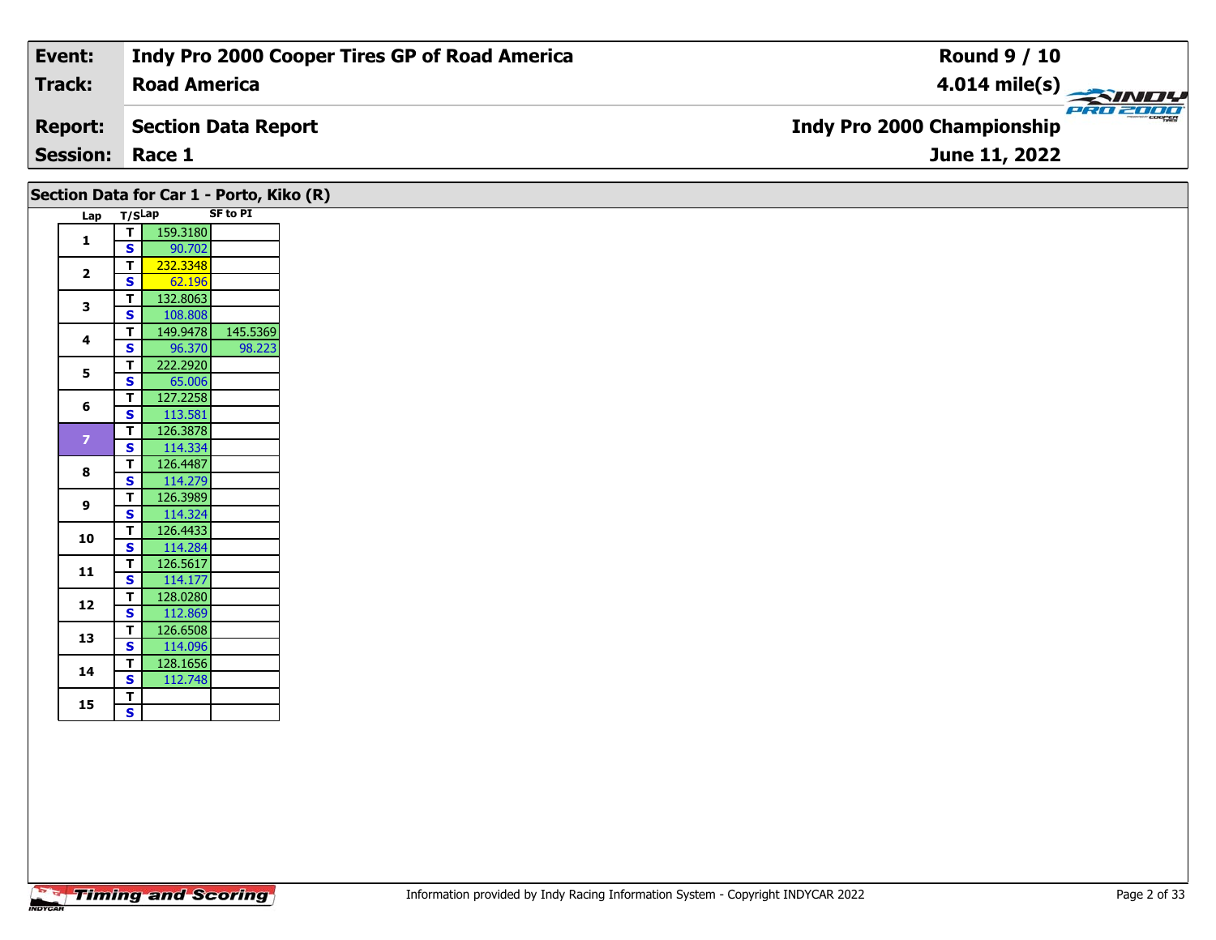| **Event:** | **Indy Pro 2000 Cooper Tires GP of Road America** | **Round 9 / 10** |
|---|---|---|
| **Track:** | **Road America** | **4.014 mile(s)** |
| **Report:** | **Section Data Report** | **Indy Pro 2000 Championship** |
| **Session:** | **Race 1** | **June 11, 2022** |

## Section Data for Car 1 - Porto, Kiko (R)

| Lap | T/S | Lap | SF to PI |
|---|---|---|---|
| 1 | T | 159.3180 | |
| | S | 90.702 | |
| 2 | T | 232.3348 | |
| | S | 62.196 | |
| 3 | T | 132.8063 | |
| | S | 108.808 | |
| 4 | T | 149.9478 | 145.5369 |
| | S | 96.370 | 98.223 |
| 5 | T | 222.2920 | |
| | S | 65.006 | |
| 6 | T | 127.2258 | |
| | S | 113.581 | |
| 7 | T | 126.3878 | |
| | S | 114.334 | |
| 8 | T | 126.4487 | |
| | S | 114.279 | |
| 9 | T | 126.3989 | |
| | S | 114.324 | |
| 10 | T | 126.4433 | |
| | S | 114.284 | |
| 11 | T | 126.5617 | |
| | S | 114.177 | |
| 12 | T | 128.0280 | |
| | S | 112.869 | |
| 13 | T | 126.6508 | |
| | S | 114.096 | |
| 14 | T | 128.1656 | |
| | S | 112.748 | |
| 15 | T | | |
| | S | | |

Information provided by Indy Racing Information System - Copyright INDYCAR 2022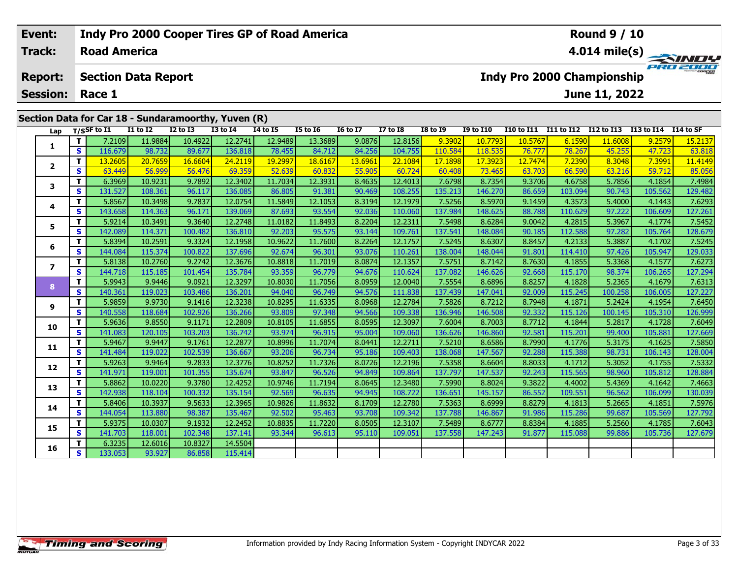| Event: | Indy Pro 2000 Cooper Tires GP of Road America | Round 9 / 10 |
|---|---|---|
| Track: | Road America | 4.014 mile(s) |
| Report: | Section Data Report | Indy Pro 2000 Championship |
| Session: | Race 1 | June 11, 2022 |

## Section Data for Car 18 - Sundaramoorthy, Yuven (R)

| Lap | T/S | SF to I1 | I1 to I2 | I2 to I3 | I3 to I4 | I4 to I5 | I5 to I6 | I6 to I7 | I7 to I8 | I8 to I9 | I9 to I10 | I10 to I11 | I11 to I12 | I12 to I13 | I13 to I14 | I14 to SF |
|---|---|---|---|---|---|---|---|---|---|---|---|---|---|---|---|---|
| 1 | T | 7.2109 | 11.9884 | 10.4922 | 12.2741 | 12.9489 | 13.3689 | 9.0876 | 12.8156 | 9.3902 | 10.7793 | 10.5767 | 6.1590 | 11.6008 | 9.2579 | 15.2137 |
| | S | 116.679 | 98.732 | 89.677 | 136.818 | 78.455 | 84.712 | 84.256 | 104.755 | 110.584 | 118.535 | 76.777 | 78.267 | 45.255 | 47.723 | 63.818 |
| 2 | T | 13.2605 | 20.7659 | 16.6604 | 24.2119 | 19.2997 | 18.6167 | 13.6961 | 22.1084 | 17.1898 | 17.3923 | 12.7474 | 7.2390 | 8.3048 | 7.3991 | 11.4149 |
| | S | 63.449 | 56.999 | 56.476 | 69.359 | 52.639 | 60.832 | 55.905 | 60.724 | 60.408 | 73.465 | 63.703 | 66.590 | 63.216 | 59.712 | 85.056 |
| 3 | T | 6.3969 | 10.9231 | 9.7892 | 12.3402 | 11.7034 | 12.3931 | 8.4635 | 12.4013 | 7.6798 | 8.7354 | 9.3706 | 4.6758 | 5.7856 | 4.1854 | 7.4984 |
| | S | 131.527 | 108.361 | 96.117 | 136.085 | 86.805 | 91.381 | 90.469 | 108.255 | 135.213 | 146.270 | 86.659 | 103.094 | 90.743 | 105.562 | 129.482 |
| 4 | T | 5.8567 | 10.3498 | 9.7837 | 12.0754 | 11.5849 | 12.1053 | 8.3194 | 12.1979 | 7.5256 | 8.5970 | 9.1459 | 4.3573 | 5.4000 | 4.1443 | 7.6293 |
| | S | 143.658 | 114.363 | 96.171 | 139.069 | 87.693 | 93.554 | 92.036 | 110.060 | 137.984 | 148.625 | 88.788 | 110.629 | 97.222 | 106.609 | 127.261 |
| 5 | T | 5.9214 | 10.3491 | 9.3640 | 12.2748 | 11.0182 | 11.8493 | 8.2204 | 12.2311 | 7.5498 | 8.6284 | 9.0042 | 4.2815 | 5.3967 | 4.1774 | 7.5452 |
| | S | 142.089 | 114.371 | 100.482 | 136.810 | 92.203 | 95.575 | 93.144 | 109.761 | 137.541 | 148.084 | 90.185 | 112.588 | 97.282 | 105.764 | 128.679 |
| 6 | T | 5.8394 | 10.2591 | 9.3324 | 12.1958 | 10.9622 | 11.7600 | 8.2264 | 12.1757 | 7.5245 | 8.6307 | 8.8457 | 4.2133 | 5.3887 | 4.1702 | 7.5245 |
| | S | 144.084 | 115.374 | 100.822 | 137.696 | 92.674 | 96.301 | 93.076 | 110.261 | 138.004 | 148.044 | 91.801 | 114.410 | 97.426 | 105.947 | 129.033 |
| 7 | T | 5.8138 | 10.2760 | 9.2742 | 12.3676 | 10.8818 | 11.7019 | 8.0874 | 12.1357 | 7.5751 | 8.7142 | 8.7630 | 4.1855 | 5.3368 | 4.1577 | 7.6273 |
| | S | 144.718 | 115.185 | 101.454 | 135.784 | 93.359 | 96.779 | 94.676 | 110.624 | 137.082 | 146.626 | 92.668 | 115.170 | 98.374 | 106.265 | 127.294 |
| 8 | T | 5.9943 | 9.9446 | 9.0921 | 12.3297 | 10.8030 | 11.7056 | 8.0959 | 12.0040 | 7.5554 | 8.6896 | 8.8257 | 4.1828 | 5.2365 | 4.1679 | 7.6313 |
| | S | 140.361 | 119.023 | 103.486 | 136.201 | 94.040 | 96.749 | 94.576 | 111.838 | 137.439 | 147.041 | 92.009 | 115.245 | 100.258 | 106.005 | 127.227 |
| 9 | T | 5.9859 | 9.9730 | 9.1416 | 12.3238 | 10.8295 | 11.6335 | 8.0968 | 12.2784 | 7.5826 | 8.7212 | 8.7948 | 4.1871 | 5.2424 | 4.1954 | 7.6450 |
| | S | 140.558 | 118.684 | 102.926 | 136.266 | 93.809 | 97.348 | 94.566 | 109.338 | 136.946 | 146.508 | 92.332 | 115.126 | 100.145 | 105.310 | 126.999 |
| 10 | T | 5.9636 | 9.8550 | 9.1171 | 12.2809 | 10.8105 | 11.6855 | 8.0595 | 12.3097 | 7.6004 | 8.7003 | 8.7712 | 4.1844 | 5.2817 | 4.1728 | 7.6049 |
| | S | 141.083 | 120.105 | 103.203 | 136.742 | 93.974 | 96.915 | 95.004 | 109.060 | 136.626 | 146.860 | 92.581 | 115.201 | 99.400 | 105.881 | 127.669 |
| 11 | T | 5.9467 | 9.9447 | 9.1761 | 12.2877 | 10.8996 | 11.7074 | 8.0441 | 12.2711 | 7.5210 | 8.6586 | 8.7990 | 4.1776 | 5.3175 | 4.1625 | 7.5850 |
| | S | 141.484 | 119.022 | 102.539 | 136.667 | 93.206 | 96.734 | 95.186 | 109.403 | 138.068 | 147.567 | 92.288 | 115.388 | 98.731 | 106.143 | 128.004 |
| 12 | T | 5.9263 | 9.9464 | 9.2833 | 12.3776 | 10.8252 | 11.7326 | 8.0726 | 12.2196 | 7.5358 | 8.6604 | 8.8033 | 4.1712 | 5.3052 | 4.1755 | 7.5332 |
| | S | 141.971 | 119.001 | 101.355 | 135.674 | 93.847 | 96.526 | 94.849 | 109.864 | 137.797 | 147.537 | 92.243 | 115.565 | 98.960 | 105.812 | 128.884 |
| 13 | T | 5.8862 | 10.0220 | 9.3780 | 12.4252 | 10.9746 | 11.7194 | 8.0645 | 12.3480 | 7.5990 | 8.8024 | 9.3822 | 4.4002 | 5.4369 | 4.1642 | 7.4663 |
| | S | 142.938 | 118.104 | 100.332 | 135.154 | 92.569 | 96.635 | 94.945 | 108.722 | 136.651 | 145.157 | 86.552 | 109.551 | 96.562 | 106.099 | 130.039 |
| 14 | T | 5.8406 | 10.3937 | 9.5633 | 12.3965 | 10.9826 | 11.8632 | 8.1709 | 12.2780 | 7.5363 | 8.6999 | 8.8279 | 4.1813 | 5.2665 | 4.1851 | 7.5976 |
| | S | 144.054 | 113.880 | 98.387 | 135.467 | 92.502 | 95.463 | 93.708 | 109.342 | 137.788 | 146.867 | 91.986 | 115.286 | 99.687 | 105.569 | 127.792 |
| 15 | T | 5.9375 | 10.0307 | 9.1932 | 12.2452 | 10.8835 | 11.7220 | 8.0505 | 12.3107 | 7.5489 | 8.6777 | 8.8384 | 4.1885 | 5.2560 | 4.1785 | 7.6043 |
| | S | 141.703 | 118.001 | 102.348 | 137.141 | 93.344 | 96.613 | 95.110 | 109.051 | 137.558 | 147.243 | 91.877 | 115.088 | 99.886 | 105.736 | 127.679 |
| 16 | T | 6.3235 | 12.6016 | 10.8327 | 14.5504 | | | | | | | | | | | |
| | S | 133.053 | 93.927 | 86.858 | 115.414 | | | | | | | | | | | |

Information provided by Indy Racing Information System - Copyright INDYCAR 2022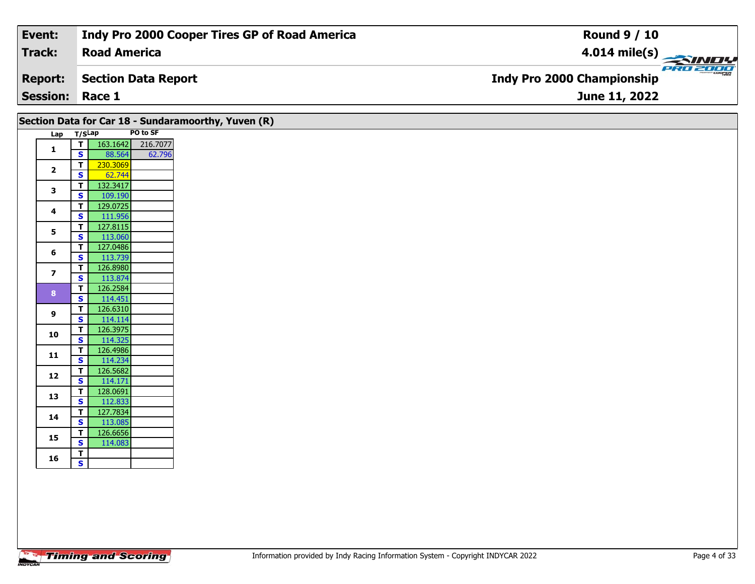| Event: | Indy Pro 2000 Cooper Tires GP of Road America | Round 9 / 10 |
|---|---|---|
| Track: | Road America | 4.014 mile(s) |
| Report: | Section Data Report | Indy Pro 2000 Championship |
| Session: | Race 1 | June 11, 2022 |

## Section Data for Car 18 - Sundaramoorthy, Yuven (R)

| Lap | T/S | Lap | PO to SF |
|---|---|---|---|
| 1 | T | 163.1642 | 216.7077 |
| | S | 88.564 | 62.796 |
| 2 | T | 230.3069 | |
| | S | 62.744 | |
| 3 | T | 132.3417 | |
| | S | 109.190 | |
| 4 | T | 129.0725 | |
| | S | 111.956 | |
| 5 | T | 127.8115 | |
| | S | 113.060 | |
| 6 | T | 127.0486 | |
| | S | 113.739 | |
| 7 | T | 126.8980 | |
| | S | 113.874 | |
| 8 | T | 126.2584 | |
| | S | 114.451 | |
| 9 | T | 126.6310 | |
| | S | 114.114 | |
| 10 | T | 126.3975 | |
| | S | 114.325 | |
| 11 | T | 126.4986 | |
| | S | 114.234 | |
| 12 | T | 126.5682 | |
| | S | 114.171 | |
| 13 | T | 128.0691 | |
| | S | 112.833 | |
| 14 | T | 127.7834 | |
| | S | 113.085 | |
| 15 | T | 126.6656 | |
| | S | 114.083 | |
| 16 | T | | |
| | S | | |

Information provided by Indy Racing Information System - Copyright INDYCAR 2022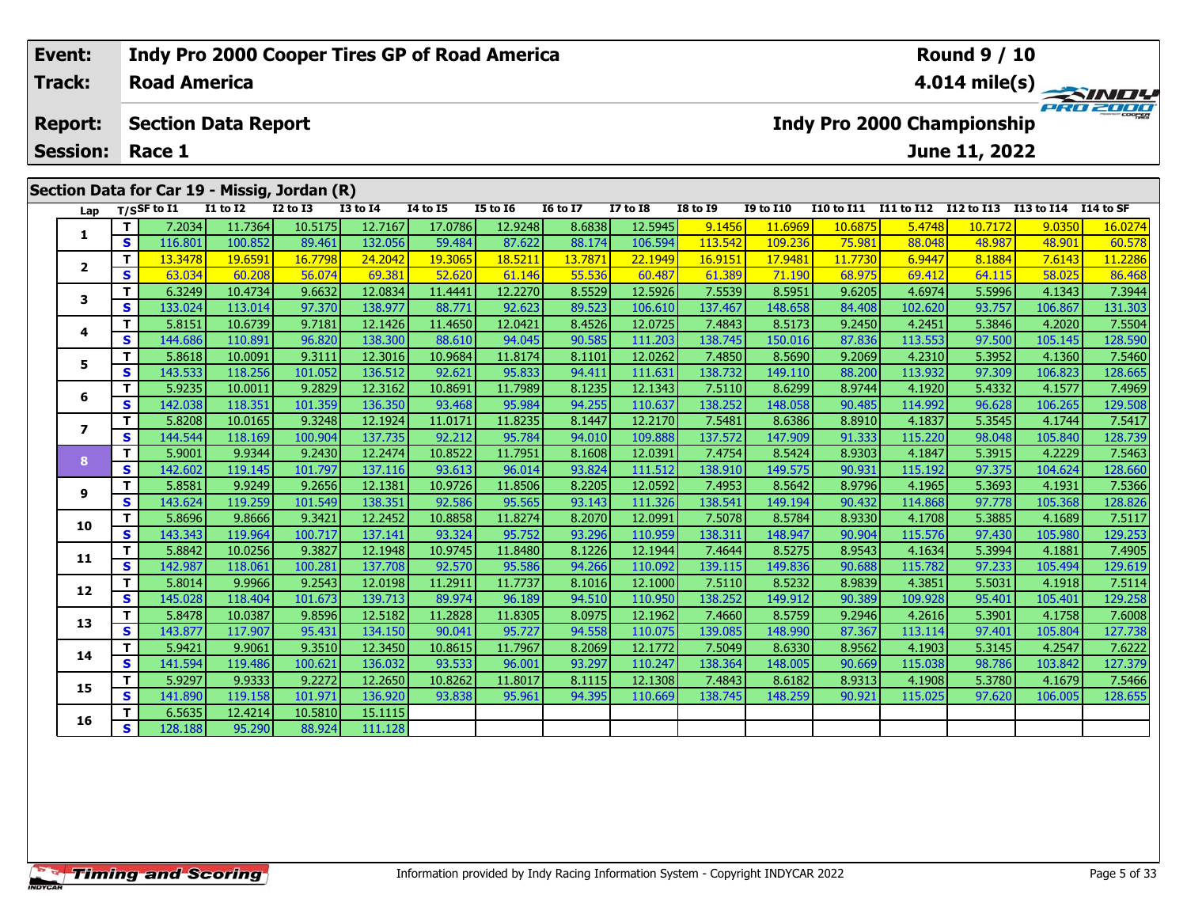| Event: | Indy Pro 2000 Cooper Tires GP of Road America | Round 9 / 10 |
|---|---|---|
| Track: | Road America | 4.014 mile(s) |
| Report: | Section Data Report | Indy Pro 2000 Championship |
| Session: | Race 1 | June 11, 2022 |

## Section Data for Car 19 - Missig, Jordan (R)

| Lap | T/S | SF to I1 | I1 to I2 | I2 to I3 | I3 to I4 | I4 to I5 | I5 to I6 | I6 to I7 | I7 to I8 | I8 to I9 | I9 to I10 | I10 to I11 | I11 to I12 | I12 to I13 | I13 to I14 | I14 to SF |
|---|---|---|---|---|---|---|---|---|---|---|---|---|---|---|---|---|
| 1 | T | 7.2034 | 11.7364 | 10.5175 | 12.7167 | 17.0786 | 12.9248 | 8.6838 | 12.5945 | 9.1456 | 11.6969 | 10.6875 | 5.4748 | 10.7172 | 9.0350 | 16.0274 |
| | S | 116.801 | 100.852 | 89.461 | 132.056 | 59.484 | 87.622 | 88.174 | 106.594 | 113.542 | 109.236 | 75.981 | 88.048 | 48.987 | 48.901 | 60.578 |
| 2 | T | 13.3478 | 19.6591 | 16.7798 | 24.2042 | 19.3065 | 18.5211 | 13.7871 | 22.1949 | 16.9151 | 17.9481 | 11.7730 | 6.9447 | 8.1884 | 7.6143 | 11.2286 |
| | S | 63.034 | 60.208 | 56.074 | 69.381 | 52.620 | 61.146 | 55.536 | 60.487 | 61.389 | 71.190 | 68.975 | 69.412 | 64.115 | 58.025 | 86.468 |
| 3 | T | 6.3249 | 10.4734 | 9.6632 | 12.0834 | 11.4441 | 12.2270 | 8.5529 | 12.5926 | 7.5539 | 8.5951 | 9.6205 | 4.6974 | 5.5996 | 4.1343 | 7.3944 |
| | S | 133.024 | 113.014 | 97.370 | 138.977 | 88.771 | 92.623 | 89.523 | 106.610 | 137.467 | 148.658 | 84.408 | 102.620 | 93.757 | 106.867 | 131.303 |
| 4 | T | 5.8151 | 10.6739 | 9.7181 | 12.1426 | 11.4650 | 12.0421 | 8.4526 | 12.0725 | 7.4843 | 8.5173 | 9.2450 | 4.2451 | 5.3846 | 4.2020 | 7.5504 |
| | S | 144.686 | 110.891 | 96.820 | 138.300 | 88.610 | 94.045 | 90.585 | 111.203 | 138.745 | 150.016 | 87.836 | 113.553 | 97.500 | 105.145 | 128.590 |
| 5 | T | 5.8618 | 10.0091 | 9.3111 | 12.3016 | 10.9684 | 11.8174 | 8.1101 | 12.0262 | 7.4850 | 8.5690 | 9.2069 | 4.2310 | 5.3952 | 4.1360 | 7.5460 |
| | S | 143.533 | 118.256 | 101.052 | 136.512 | 92.621 | 95.833 | 94.411 | 111.631 | 138.732 | 149.110 | 88.200 | 113.932 | 97.309 | 106.823 | 128.665 |
| 6 | T | 5.9235 | 10.0011 | 9.2829 | 12.3162 | 10.8691 | 11.7989 | 8.1235 | 12.1343 | 7.5110 | 8.6299 | 8.9744 | 4.1920 | 5.4332 | 4.1577 | 7.4969 |
| | S | 142.038 | 118.351 | 101.359 | 136.350 | 93.468 | 95.984 | 94.255 | 110.637 | 138.252 | 148.058 | 90.485 | 114.992 | 96.628 | 106.265 | 129.508 |
| 7 | T | 5.8208 | 10.0165 | 9.3248 | 12.1924 | 11.0171 | 11.8235 | 8.1447 | 12.2170 | 7.5481 | 8.6386 | 8.8910 | 4.1837 | 5.3545 | 4.1744 | 7.5417 |
| | S | 144.544 | 118.169 | 100.904 | 137.735 | 92.212 | 95.784 | 94.010 | 109.888 | 137.572 | 147.909 | 91.333 | 115.220 | 98.048 | 105.840 | 128.739 |
| 8 | T | 5.9001 | 9.9344 | 9.2430 | 12.2474 | 10.8522 | 11.7951 | 8.1608 | 12.0391 | 7.4754 | 8.5424 | 8.9303 | 4.1847 | 5.3915 | 4.2229 | 7.5463 |
| | S | 142.602 | 119.145 | 101.797 | 137.116 | 93.613 | 96.014 | 93.824 | 111.512 | 138.910 | 149.575 | 90.931 | 115.192 | 97.375 | 104.624 | 128.660 |
| 9 | T | 5.8581 | 9.9249 | 9.2656 | 12.1381 | 10.9726 | 11.8506 | 8.2205 | 12.0592 | 7.4953 | 8.5642 | 8.9796 | 4.1965 | 5.3693 | 4.1931 | 7.5366 |
| | S | 143.624 | 119.259 | 101.549 | 138.351 | 92.586 | 95.565 | 93.143 | 111.326 | 138.541 | 149.194 | 90.432 | 114.868 | 97.778 | 105.368 | 128.826 |
| 10 | T | 5.8696 | 9.8666 | 9.3421 | 12.2452 | 10.8858 | 11.8274 | 8.2070 | 12.0991 | 7.5078 | 8.5784 | 8.9330 | 4.1708 | 5.3885 | 4.1689 | 7.5117 |
| | S | 143.343 | 119.964 | 100.717 | 137.141 | 93.324 | 95.752 | 93.296 | 110.959 | 138.311 | 148.947 | 90.904 | 115.576 | 97.430 | 105.980 | 129.253 |
| 11 | T | 5.8842 | 10.0256 | 9.3827 | 12.1948 | 10.9745 | 11.8480 | 8.1226 | 12.1944 | 7.4644 | 8.5275 | 8.9543 | 4.1634 | 5.3994 | 4.1881 | 7.4905 |
| | S | 142.987 | 118.061 | 100.281 | 137.708 | 92.570 | 95.586 | 94.266 | 110.092 | 139.115 | 149.836 | 90.688 | 115.782 | 97.233 | 105.494 | 129.619 |
| 12 | T | 5.8014 | 9.9966 | 9.2543 | 12.0198 | 11.2911 | 11.7737 | 8.1016 | 12.1000 | 7.5110 | 8.5232 | 8.9839 | 4.3851 | 5.5031 | 4.1918 | 7.5114 |
| | S | 145.028 | 118.404 | 101.673 | 139.713 | 89.974 | 96.189 | 94.510 | 110.950 | 138.252 | 149.912 | 90.389 | 109.928 | 95.401 | 105.401 | 129.258 |
| 13 | T | 5.8478 | 10.0387 | 9.8596 | 12.5182 | 11.2828 | 11.8305 | 8.0975 | 12.1962 | 7.4660 | 8.5759 | 9.2946 | 4.2616 | 5.3901 | 4.1758 | 7.6008 |
| | S | 143.877 | 117.907 | 95.431 | 134.150 | 90.041 | 95.727 | 94.558 | 110.075 | 139.085 | 148.990 | 87.367 | 113.114 | 97.401 | 105.804 | 127.738 |
| 14 | T | 5.9421 | 9.9061 | 9.3510 | 12.3450 | 10.8615 | 11.7967 | 8.2069 | 12.1772 | 7.5049 | 8.6330 | 8.9562 | 4.1903 | 5.3145 | 4.2547 | 7.6222 |
| | S | 141.594 | 119.486 | 100.621 | 136.032 | 93.533 | 96.001 | 93.297 | 110.247 | 138.364 | 148.005 | 90.669 | 115.038 | 98.786 | 103.842 | 127.379 |
| 15 | T | 5.9297 | 9.9333 | 9.2272 | 12.2650 | 10.8262 | 11.8017 | 8.1115 | 12.1308 | 7.4843 | 8.6182 | 8.9313 | 4.1908 | 5.3780 | 4.1679 | 7.5466 |
| | S | 141.890 | 119.158 | 101.971 | 136.920 | 93.838 | 95.961 | 94.395 | 110.669 | 138.745 | 148.259 | 90.921 | 115.025 | 97.620 | 106.005 | 128.655 |
| 16 | T | 6.5635 | 12.4214 | 10.5810 | 15.1115 | | | | | | | | | | | |
| | S | 128.188 | 95.290 | 88.924 | 111.128 | | | | | | | | | | | |

Information provided by Indy Racing Information System - Copyright INDYCAR 2022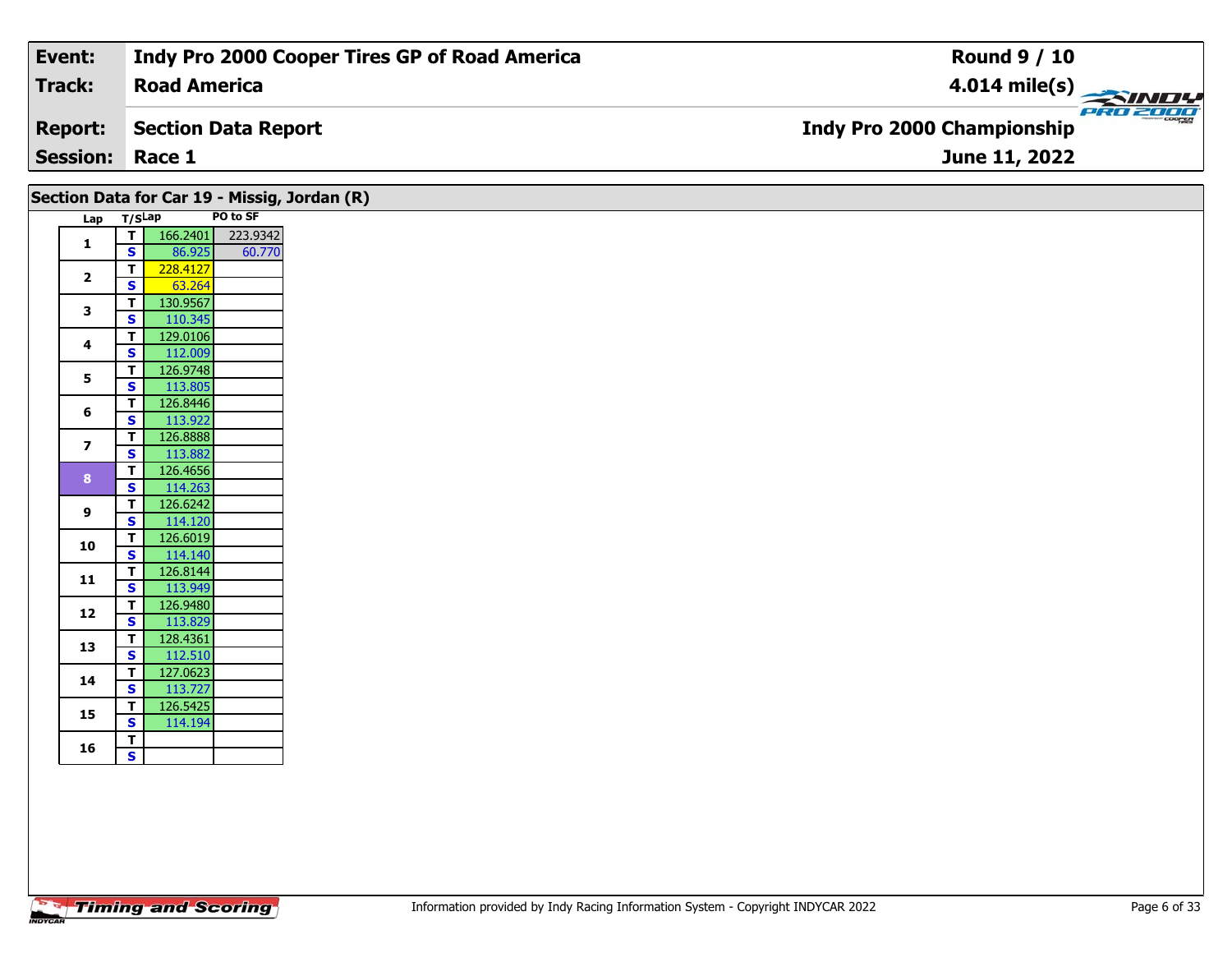| Event: | Indy Pro 2000 Cooper Tires GP of Road America | Round 9 / 10 |
|---|---|---|
| Track: | Road America | 4.014 mile(s) |
| Report: | Section Data Report | Indy Pro 2000 Championship |
| Session: | Race 1 | June 11, 2022 |

## Section Data for Car 19 - Missig, Jordan (R)

| Lap | T/S | Lap | PO to SF |
|---|---|---|---|
| 1 | T | 166.2401 | 223.9342 |
| | S | 86.925 | 60.770 |
| 2 | T | 228.4127 | |
| | S | 63.264 | |
| 3 | T | 130.9567 | |
| | S | 110.345 | |
| 4 | T | 129.0106 | |
| | S | 112.009 | |
| 5 | T | 126.9748 | |
| | S | 113.805 | |
| 6 | T | 126.8446 | |
| | S | 113.922 | |
| 7 | T | 126.8888 | |
| | S | 113.882 | |
| 8 | T | 126.4656 | |
| | S | 114.263 | |
| 9 | T | 126.6242 | |
| | S | 114.120 | |
| 10 | T | 126.6019 | |
| | S | 114.140 | |
| 11 | T | 126.8144 | |
| | S | 113.949 | |
| 12 | T | 126.9480 | |
| | S | 113.829 | |
| 13 | T | 128.4361 | |
| | S | 112.510 | |
| 14 | T | 127.0623 | |
| | S | 113.727 | |
| 15 | T | 126.5425 | |
| | S | 114.194 | |
| 16 | T | | |
| | S | | |

Information provided by Indy Racing Information System - Copyright INDYCAR 2022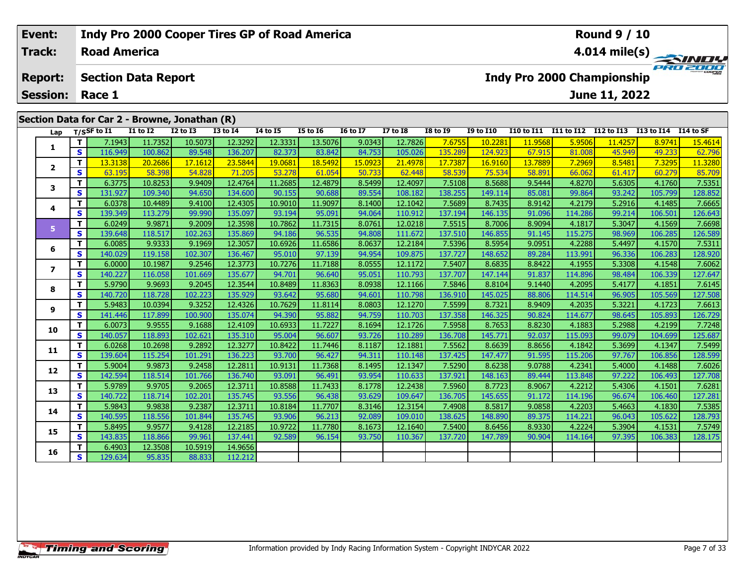| Event: | Indy Pro 2000 Cooper Tires GP of Road America | Round 9 / 10 |
|---|---|---|
| Track: | Road America | 4.014 mile(s) |
| Report: | Section Data Report | Indy Pro 2000 Championship |
| Session: | Race 1 | June 11, 2022 |

## Section Data for Car 2 - Browne, Jonathan (R)

| Lap | T/S | SF to I1 | I1 to I2 | I2 to I3 | I3 to I4 | I4 to I5 | I5 to I6 | I6 to I7 | I7 to I8 | I8 to I9 | I9 to I10 | I10 to I11 | I11 to I12 | I12 to I13 | I13 to I14 | I14 to SF |
|---|---|---|---|---|---|---|---|---|---|---|---|---|---|---|---|---|
| 1 | T | 7.1943 | 11.7352 | 10.5073 | 12.3292 | 12.3331 | 13.5076 | 9.0343 | 12.7826 | 7.6755 | 10.2281 | 11.9568 | 5.9506 | 11.4257 | 8.9741 | 15.4614 |
| | S | 116.949 | 100.862 | 89.548 | 136.207 | 82.373 | 83.842 | 84.753 | 105.026 | 135.289 | 124.923 | 67.915 | 81.008 | 45.949 | 49.233 | 62.796 |
| 2 | T | 13.3138 | 20.2686 | 17.1612 | 23.5844 | 19.0681 | 18.5492 | 15.0923 | 21.4978 | 17.7387 | 16.9160 | 13.7889 | 7.2969 | 8.5481 | 7.3295 | 11.3280 |
| | S | 63.195 | 58.398 | 54.828 | 71.205 | 53.278 | 61.054 | 50.733 | 62.448 | 58.539 | 75.534 | 58.891 | 66.062 | 61.417 | 60.279 | 85.709 |
| 3 | T | 6.3775 | 10.8253 | 9.9409 | 12.4764 | 11.2685 | 12.4879 | 8.5499 | 12.4097 | 7.5108 | 8.5688 | 9.5444 | 4.8270 | 5.6305 | 4.1760 | 7.5351 |
| | S | 131.927 | 109.340 | 94.650 | 134.600 | 90.155 | 90.688 | 89.554 | 108.182 | 138.255 | 149.114 | 85.081 | 99.864 | 93.242 | 105.799 | 128.852 |
| 4 | T | 6.0378 | 10.4489 | 9.4100 | 12.4305 | 10.9010 | 11.9097 | 8.1400 | 12.1042 | 7.5689 | 8.7435 | 8.9142 | 4.2179 | 5.2916 | 4.1485 | 7.6665 |
| | S | 139.349 | 113.279 | 99.990 | 135.097 | 93.194 | 95.091 | 94.064 | 110.912 | 137.194 | 146.135 | 91.096 | 114.286 | 99.214 | 106.501 | 126.643 |
| 5 | T | 6.0249 | 9.9871 | 9.2009 | 12.3598 | 10.7862 | 11.7315 | 8.0761 | 12.0218 | 7.5515 | 8.7006 | 8.9094 | 4.1817 | 5.3047 | 4.1569 | 7.6698 |
| | S | 139.648 | 118.517 | 102.263 | 135.869 | 94.186 | 96.535 | 94.808 | 111.672 | 137.510 | 146.855 | 91.145 | 115.275 | 98.969 | 106.285 | 126.589 |
| 6 | T | 6.0085 | 9.9333 | 9.1969 | 12.3057 | 10.6926 | 11.6586 | 8.0637 | 12.2184 | 7.5396 | 8.5954 | 9.0951 | 4.2288 | 5.4497 | 4.1570 | 7.5311 |
| | S | 140.029 | 119.158 | 102.307 | 136.467 | 95.010 | 97.139 | 94.954 | 109.875 | 137.727 | 148.652 | 89.284 | 113.991 | 96.336 | 106.283 | 128.920 |
| 7 | T | 6.0000 | 10.1987 | 9.2546 | 12.3773 | 10.7276 | 11.7188 | 8.0555 | 12.1172 | 7.5407 | 8.6835 | 8.8422 | 4.1955 | 5.3308 | 4.1548 | 7.6062 |
| | S | 140.227 | 116.058 | 101.669 | 135.677 | 94.701 | 96.640 | 95.051 | 110.793 | 137.707 | 147.144 | 91.837 | 114.896 | 98.484 | 106.339 | 127.647 |
| 8 | T | 5.9790 | 9.9693 | 9.2045 | 12.3544 | 10.8489 | 11.8363 | 8.0938 | 12.1166 | 7.5846 | 8.8104 | 9.1440 | 4.2095 | 5.4177 | 4.1851 | 7.6145 |
| | S | 140.720 | 118.728 | 102.223 | 135.929 | 93.642 | 95.680 | 94.601 | 110.798 | 136.910 | 145.025 | 88.806 | 114.514 | 96.905 | 105.569 | 127.508 |
| 9 | T | 5.9483 | 10.0394 | 9.3252 | 12.4326 | 10.7629 | 11.8114 | 8.0803 | 12.1270 | 7.5599 | 8.7321 | 8.9409 | 4.2035 | 5.3221 | 4.1723 | 7.6613 |
| | S | 141.446 | 117.899 | 100.900 | 135.074 | 94.390 | 95.882 | 94.759 | 110.703 | 137.358 | 146.325 | 90.824 | 114.677 | 98.645 | 105.893 | 126.729 |
| 10 | T | 6.0073 | 9.9555 | 9.1688 | 12.4109 | 10.6933 | 11.7227 | 8.1694 | 12.1726 | 7.5958 | 8.7653 | 8.8230 | 4.1883 | 5.2988 | 4.2199 | 7.7248 |
| | S | 140.057 | 118.893 | 102.621 | 135.310 | 95.004 | 96.607 | 93.726 | 110.289 | 136.708 | 145.771 | 92.037 | 115.093 | 99.079 | 104.699 | 125.687 |
| 11 | T | 6.0268 | 10.2698 | 9.2892 | 12.3277 | 10.8422 | 11.7446 | 8.1187 | 12.1881 | 7.5562 | 8.6639 | 8.8656 | 4.1842 | 5.3699 | 4.1347 | 7.5499 |
| | S | 139.604 | 115.254 | 101.291 | 136.223 | 93.700 | 96.427 | 94.311 | 110.148 | 137.425 | 147.477 | 91.595 | 115.206 | 97.767 | 106.856 | 128.599 |
| 12 | T | 5.9004 | 9.9873 | 9.2458 | 12.2811 | 10.9131 | 11.7368 | 8.1495 | 12.1347 | 7.5290 | 8.6238 | 9.0788 | 4.2341 | 5.4000 | 4.1488 | 7.6026 |
| | S | 142.594 | 118.514 | 101.766 | 136.740 | 93.091 | 96.491 | 93.954 | 110.633 | 137.921 | 148.163 | 89.444 | 113.848 | 97.222 | 106.493 | 127.708 |
| 13 | T | 5.9789 | 9.9705 | 9.2065 | 12.3711 | 10.8588 | 11.7433 | 8.1778 | 12.2438 | 7.5960 | 8.7723 | 8.9067 | 4.2212 | 5.4306 | 4.1501 | 7.6281 |
| | S | 140.722 | 118.714 | 102.201 | 135.745 | 93.556 | 96.438 | 93.629 | 109.647 | 136.705 | 145.655 | 91.172 | 114.196 | 96.674 | 106.460 | 127.281 |
| 14 | T | 5.9843 | 9.9838 | 9.2387 | 12.3711 | 10.8184 | 11.7707 | 8.3146 | 12.3154 | 7.4908 | 8.5817 | 9.0858 | 4.2203 | 5.4663 | 4.1830 | 7.5385 |
| | S | 140.595 | 118.556 | 101.844 | 135.745 | 93.906 | 96.213 | 92.089 | 109.010 | 138.625 | 148.890 | 89.375 | 114.221 | 96.043 | 105.622 | 128.793 |
| 15 | T | 5.8495 | 9.9577 | 9.4128 | 12.2185 | 10.9722 | 11.7780 | 8.1673 | 12.1640 | 7.5400 | 8.6456 | 8.9330 | 4.2224 | 5.3904 | 4.1531 | 7.5749 |
| | S | 143.835 | 118.866 | 99.961 | 137.441 | 92.589 | 96.154 | 93.750 | 110.367 | 137.720 | 147.789 | 90.904 | 114.164 | 97.395 | 106.383 | 128.175 |
| 16 | T | 6.4903 | 12.3508 | 10.5919 | 14.9656 | | | | | | | | | | | |
| | S | 129.634 | 95.835 | 88.833 | 112.212 | | | | | | | | | | | |

Information provided by Indy Racing Information System - Copyright INDYCAR 2022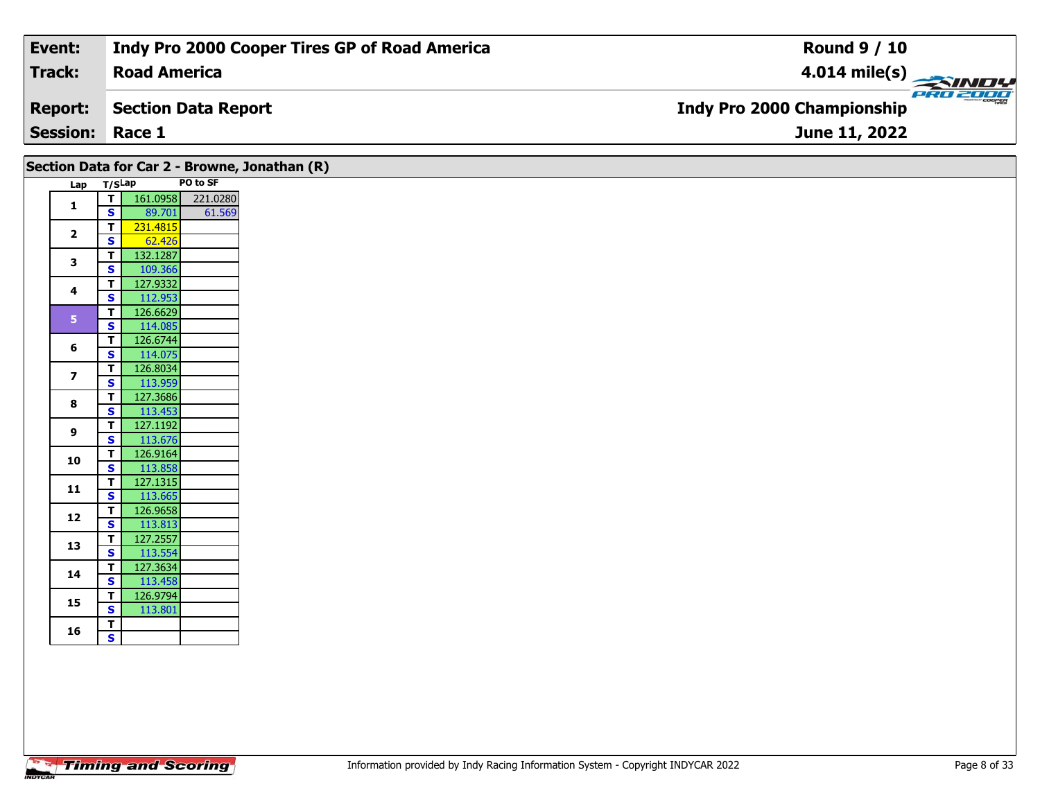| Event: | Indy Pro 2000 Cooper Tires GP of Road America | Round 9 / 10 |
|---|---|---|
| Track: | Road America | 4.014 mile(s) |
| Report: | Section Data Report | Indy Pro 2000 Championship |
| Session: | Race 1 | June 11, 2022 |

## Section Data for Car 2 - Browne, Jonathan (R)

| Lap | T/S | Lap | PO to SF |
|---|---|---|---|
| 1 | T | 161.0958 | 221.0280 |
| | S | 89.701 | 61.569 |
| 2 | T | 231.4815 | |
| | S | 62.426 | |
| 3 | T | 132.1287 | |
| | S | 109.366 | |
| 4 | T | 127.9332 | |
| | S | 112.953 | |
| 5 | T | 126.6629 | |
| | S | 114.085 | |
| 6 | T | 126.6744 | |
| | S | 114.075 | |
| 7 | T | 126.8034 | |
| | S | 113.959 | |
| 8 | T | 127.3686 | |
| | S | 113.453 | |
| 9 | T | 127.1192 | |
| | S | 113.676 | |
| 10 | T | 126.9164 | |
| | S | 113.858 | |
| 11 | T | 127.1315 | |
| | S | 113.665 | |
| 12 | T | 126.9658 | |
| | S | 113.813 | |
| 13 | T | 127.2557 | |
| | S | 113.554 | |
| 14 | T | 127.3634 | |
| | S | 113.458 | |
| 15 | T | 126.9794 | |
| | S | 113.801 | |
| 16 | T | | |
| | S | | |

Information provided by Indy Racing Information System - Copyright INDYCAR 2022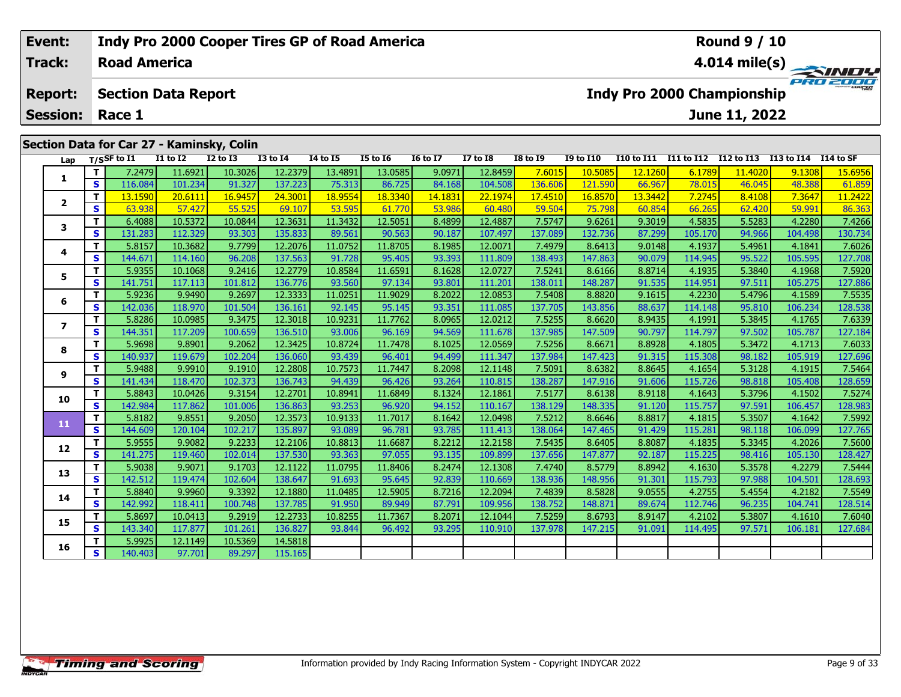| Event: | Indy Pro 2000 Cooper Tires GP of Road America | Round 9 / 10 |
|---|---|---|
| Track: | Road America | 4.014 mile(s) |
| Report: | Section Data Report | Indy Pro 2000 Championship |
| Session: | Race 1 | June 11, 2022 |

## Section Data for Car 27 - Kaminsky, Colin

| Lap | T/S | SF to I1 | I1 to I2 | I2 to I3 | I3 to I4 | I4 to I5 | I5 to I6 | I6 to I7 | I7 to I8 | I8 to I9 | I9 to I10 | I10 to I11 | I11 to I12 | I12 to I13 | I13 to I14 | I14 to SF |
|---|---|---|---|---|---|---|---|---|---|---|---|---|---|---|---|---|
| 1 | T | 7.2479 | 11.6921 | 10.3026 | 12.2379 | 13.4891 | 13.0585 | 9.0971 | 12.8459 | 7.6015 | 10.5085 | 12.1260 | 6.1789 | 11.4020 | 9.1308 | 15.6956 |
| | S | 116.084 | 101.234 | 91.327 | 137.223 | 75.313 | 86.725 | 84.168 | 104.508 | 136.606 | 121.590 | 66.967 | 78.015 | 46.045 | 48.388 | 61.859 |
| 2 | T | 13.1590 | 20.6111 | 16.9457 | 24.3001 | 18.9554 | 18.3340 | 14.1831 | 22.1974 | 17.4510 | 16.8570 | 13.3442 | 7.2745 | 8.4108 | 7.3647 | 11.2422 |
| | S | 63.938 | 57.427 | 55.525 | 69.107 | 53.595 | 61.770 | 53.986 | 60.480 | 59.504 | 75.798 | 60.854 | 66.265 | 62.420 | 59.991 | 86.363 |
| 3 | T | 6.4088 | 10.5372 | 10.0844 | 12.3631 | 11.3432 | 12.5051 | 8.4899 | 12.4887 | 7.5747 | 9.6261 | 9.3019 | 4.5835 | 5.5283 | 4.2280 | 7.4266 |
| | S | 131.283 | 112.329 | 93.303 | 135.833 | 89.561 | 90.563 | 90.187 | 107.497 | 137.089 | 132.736 | 87.299 | 105.170 | 94.966 | 104.498 | 130.734 |
| 4 | T | 5.8157 | 10.3682 | 9.7799 | 12.2076 | 11.0752 | 11.8705 | 8.1985 | 12.0071 | 7.4979 | 8.6413 | 9.0148 | 4.1937 | 5.4961 | 4.1841 | 7.6026 |
| | S | 144.671 | 114.160 | 96.208 | 137.563 | 91.728 | 95.405 | 93.393 | 111.809 | 138.493 | 147.863 | 90.079 | 114.945 | 95.522 | 105.595 | 127.708 |
| 5 | T | 5.9355 | 10.1068 | 9.2416 | 12.2779 | 10.8584 | 11.6591 | 8.1628 | 12.0727 | 7.5241 | 8.6166 | 8.8714 | 4.1935 | 5.3840 | 4.1968 | 7.5920 |
| | S | 141.751 | 117.113 | 101.812 | 136.776 | 93.560 | 97.134 | 93.801 | 111.201 | 138.011 | 148.287 | 91.535 | 114.951 | 97.511 | 105.275 | 127.886 |
| 6 | T | 5.9236 | 9.9490 | 9.2697 | 12.3333 | 11.0251 | 11.9029 | 8.2022 | 12.0853 | 7.5408 | 8.8820 | 9.1615 | 4.2230 | 5.4796 | 4.1589 | 7.5535 |
| | S | 142.036 | 118.970 | 101.504 | 136.161 | 92.145 | 95.145 | 93.351 | 111.085 | 137.705 | 143.856 | 88.637 | 114.148 | 95.810 | 106.234 | 128.538 |
| 7 | T | 5.8286 | 10.0985 | 9.3475 | 12.3018 | 10.9231 | 11.7762 | 8.0965 | 12.0212 | 7.5255 | 8.6620 | 8.9435 | 4.1991 | 5.3845 | 4.1765 | 7.6339 |
| | S | 144.351 | 117.209 | 100.659 | 136.510 | 93.006 | 96.169 | 94.569 | 111.678 | 137.985 | 147.509 | 90.797 | 114.797 | 97.502 | 105.787 | 127.184 |
| 8 | T | 5.9698 | 9.8901 | 9.2062 | 12.3425 | 10.8724 | 11.7478 | 8.1025 | 12.0569 | 7.5256 | 8.6671 | 8.8928 | 4.1805 | 5.3472 | 4.1713 | 7.6033 |
| | S | 140.937 | 119.679 | 102.204 | 136.060 | 93.439 | 96.401 | 94.499 | 111.347 | 137.984 | 147.423 | 91.315 | 115.308 | 98.182 | 105.919 | 127.696 |
| 9 | T | 5.9488 | 9.9910 | 9.1910 | 12.2808 | 10.7573 | 11.7447 | 8.2098 | 12.1148 | 7.5091 | 8.6382 | 8.8645 | 4.1654 | 5.3128 | 4.1915 | 7.5464 |
| | S | 141.434 | 118.470 | 102.373 | 136.743 | 94.439 | 96.426 | 93.264 | 110.815 | 138.287 | 147.916 | 91.606 | 115.726 | 98.818 | 105.408 | 128.659 |
| 10 | T | 5.8843 | 10.0426 | 9.3154 | 12.2701 | 10.8941 | 11.6849 | 8.1324 | 12.1861 | 7.5177 | 8.6138 | 8.9118 | 4.1643 | 5.3796 | 4.1502 | 7.5274 |
| | S | 142.984 | 117.862 | 101.006 | 136.863 | 93.253 | 96.920 | 94.152 | 110.167 | 138.129 | 148.335 | 91.120 | 115.757 | 97.591 | 106.457 | 128.983 |
| 11 | T | 5.8182 | 9.8551 | 9.2050 | 12.3573 | 10.9133 | 11.7017 | 8.1642 | 12.0498 | 7.5212 | 8.6646 | 8.8817 | 4.1815 | 5.3507 | 4.1642 | 7.5992 |
| | S | 144.609 | 120.104 | 102.217 | 135.897 | 93.089 | 96.781 | 93.785 | 111.413 | 138.064 | 147.465 | 91.429 | 115.281 | 98.118 | 106.099 | 127.765 |
| 12 | T | 5.9555 | 9.9082 | 9.2233 | 12.2106 | 10.8813 | 11.6687 | 8.2212 | 12.2158 | 7.5435 | 8.6405 | 8.8087 | 4.1835 | 5.3345 | 4.2026 | 7.5600 |
| | S | 141.275 | 119.460 | 102.014 | 137.530 | 93.363 | 97.055 | 93.135 | 109.899 | 137.656 | 147.877 | 92.187 | 115.225 | 98.416 | 105.130 | 128.427 |
| 13 | T | 5.9038 | 9.9071 | 9.1703 | 12.1122 | 11.0795 | 11.8406 | 8.2474 | 12.1308 | 7.4740 | 8.5779 | 8.8942 | 4.1630 | 5.3578 | 4.2279 | 7.5444 |
| | S | 142.512 | 119.474 | 102.604 | 138.647 | 91.693 | 95.645 | 92.839 | 110.669 | 138.936 | 148.956 | 91.301 | 115.793 | 97.988 | 104.501 | 128.693 |
| 14 | T | 5.8840 | 9.9960 | 9.3392 | 12.1880 | 11.0485 | 12.5905 | 8.7216 | 12.2094 | 7.4839 | 8.5828 | 9.0555 | 4.2755 | 5.4554 | 4.2182 | 7.5549 |
| | S | 142.992 | 118.411 | 100.748 | 137.785 | 91.950 | 89.949 | 87.791 | 109.956 | 138.752 | 148.871 | 89.674 | 112.746 | 96.235 | 104.741 | 128.514 |
| 15 | T | 5.8697 | 10.0413 | 9.2919 | 12.2733 | 10.8255 | 11.7367 | 8.2071 | 12.1044 | 7.5259 | 8.6793 | 8.9147 | 4.2102 | 5.3807 | 4.1610 | 7.6040 |
| | S | 143.340 | 117.877 | 101.261 | 136.827 | 93.844 | 96.492 | 93.295 | 110.910 | 137.978 | 147.215 | 91.091 | 114.495 | 97.571 | 106.181 | 127.684 |
| 16 | T | 5.9925 | 12.1149 | 10.5369 | 14.5818 | | | | | | | | | | | |
| | S | 140.403 | 97.701 | 89.297 | 115.165 | | | | | | | | | | | |

Information provided by Indy Racing Information System - Copyright INDYCAR 2022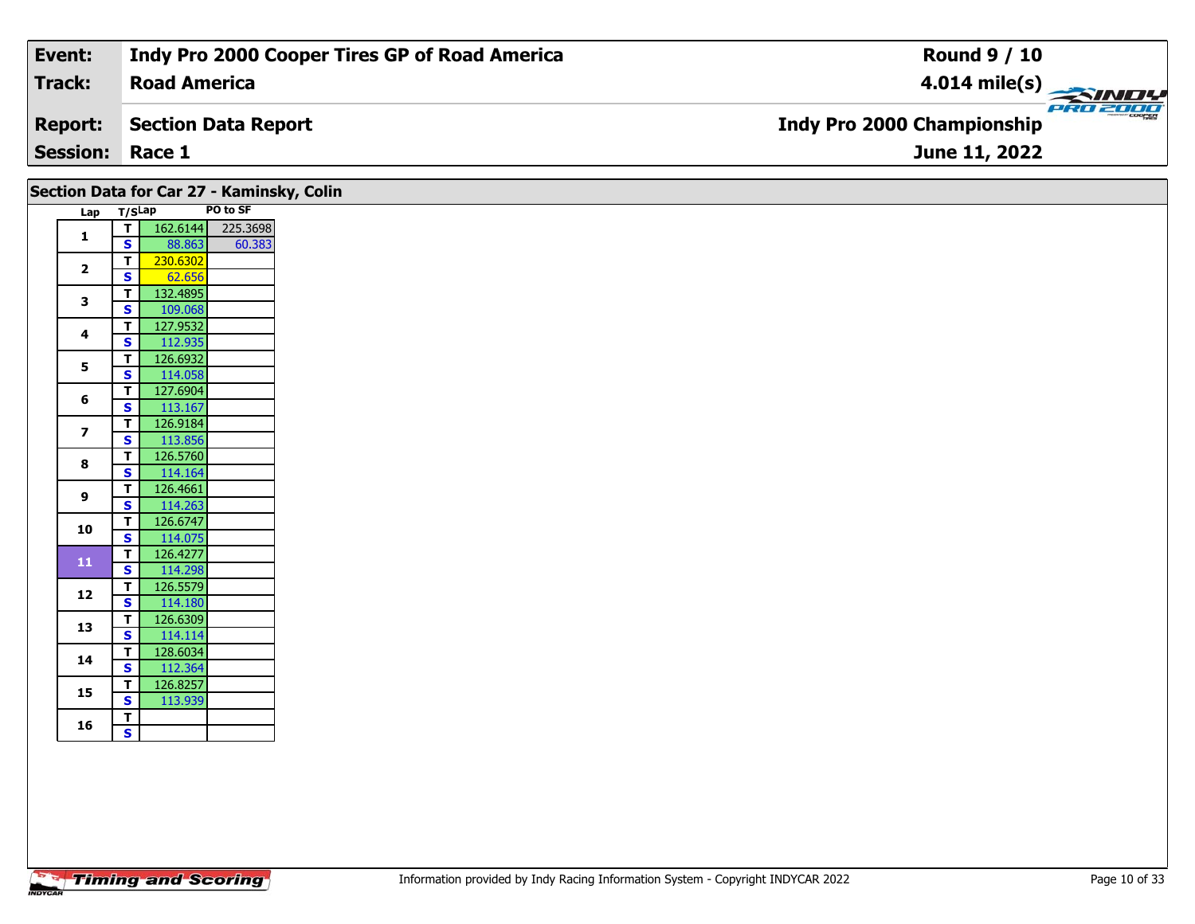| Event: | Indy Pro 2000 Cooper Tires GP of Road America | Round 9 / 10 |
|---|---|---|
| Track: | Road America | 4.014 mile(s) |
| Report: | Section Data Report | Indy Pro 2000 Championship |
| Session: | Race 1 | June 11, 2022 |

## Section Data for Car 27 - Kaminsky, Colin

| Lap | T/S | Lap | PO to SF |
|---|---|---|---|
| 1 | T | 162.6144 | 225.3698 |
| | S | 88.863 | 60.383 |
| 2 | T | 230.6302 | |
| | S | 62.656 | |
| 3 | T | 132.4895 | |
| | S | 109.068 | |
| 4 | T | 127.9532 | |
| | S | 112.935 | |
| 5 | T | 126.6932 | |
| | S | 114.058 | |
| 6 | T | 127.6904 | |
| | S | 113.167 | |
| 7 | T | 126.9184 | |
| | S | 113.856 | |
| 8 | T | 126.5760 | |
| | S | 114.164 | |
| 9 | T | 126.4661 | |
| | S | 114.263 | |
| 10 | T | 126.6747 | |
| | S | 114.075 | |
| 11 | T | 126.4277 | |
| | S | 114.298 | |
| 12 | T | 126.5579 | |
| | S | 114.180 | |
| 13 | T | 126.6309 | |
| | S | 114.114 | |
| 14 | T | 128.6034 | |
| | S | 112.364 | |
| 15 | T | 126.8257 | |
| | S | 113.939 | |
| 16 | T | | |
| | S | | |

Information provided by Indy Racing Information System - Copyright INDYCAR 2022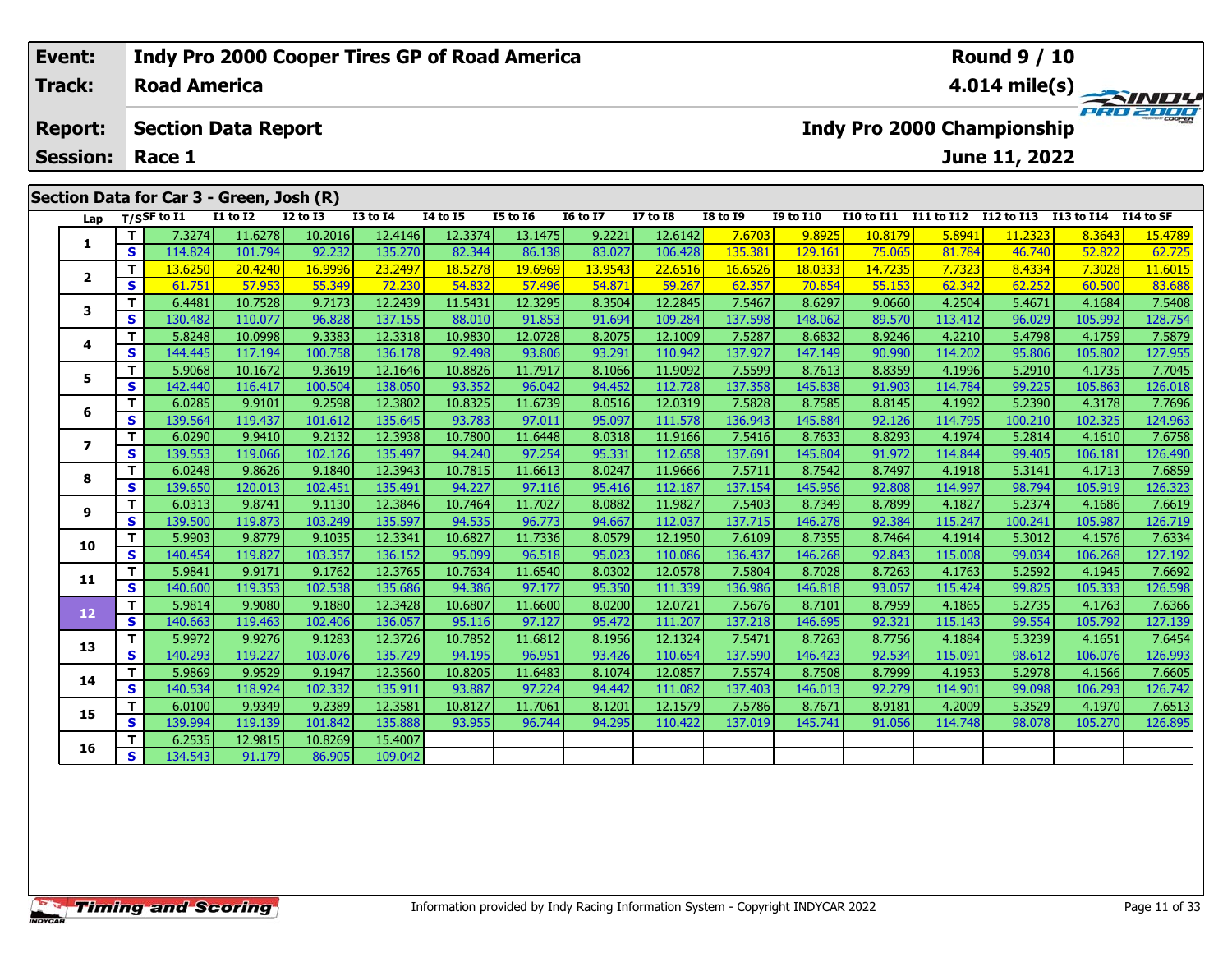| Event: | Indy Pro 2000 Cooper Tires GP of Road America | Round 9 / 10 |
|---|---|---|
| Track: | Road America | 4.014 mile(s) |
| Report: | Section Data Report | Indy Pro 2000 Championship |
| Session: | Race 1 | June 11, 2022 |

## Section Data for Car 3 - Green, Josh (R)

| Lap | T/S | SF to I1 | I1 to I2 | I2 to I3 | I3 to I4 | I4 to I5 | I5 to I6 | I6 to I7 | I7 to I8 | I8 to I9 | I9 to I10 | I10 to I11 | I11 to I12 | I12 to I13 | I13 to I14 | I14 to SF |
|---|---|---|---|---|---|---|---|---|---|---|---|---|---|---|---|---|
| 1 | T | 7.3274 | 11.6278 | 10.2016 | 12.4146 | 12.3374 | 13.1475 | 9.2221 | 12.6142 | 7.6703 | 9.8925 | 10.8179 | 5.8941 | 11.2323 | 8.3643 | 15.4789 |
| | S | 114.824 | 101.794 | 92.232 | 135.270 | 82.344 | 86.138 | 83.027 | 106.428 | 135.381 | 129.161 | 75.065 | 81.784 | 46.740 | 52.822 | 62.725 |
| 2 | T | 13.6250 | 20.4240 | 16.9996 | 23.2497 | 18.5278 | 19.6969 | 13.9543 | 22.6516 | 16.6526 | 18.0333 | 14.7235 | 7.7323 | 8.4334 | 7.3028 | 11.6015 |
| | S | 61.751 | 57.953 | 55.349 | 72.230 | 54.832 | 57.496 | 54.871 | 59.267 | 62.357 | 70.854 | 55.153 | 62.342 | 62.252 | 60.500 | 83.688 |
| 3 | T | 6.4481 | 10.7528 | 9.7173 | 12.2439 | 11.5431 | 12.3295 | 8.3504 | 12.2845 | 7.5467 | 8.6297 | 9.0660 | 4.2504 | 5.4671 | 4.1684 | 7.5408 |
| | S | 130.482 | 110.077 | 96.828 | 137.155 | 88.010 | 91.853 | 91.694 | 109.284 | 137.598 | 148.062 | 89.570 | 113.412 | 96.029 | 105.992 | 128.754 |
| 4 | T | 5.8248 | 10.0998 | 9.3383 | 12.3318 | 10.9830 | 12.0728 | 8.2075 | 12.1009 | 7.5287 | 8.6832 | 8.9246 | 4.2210 | 5.4798 | 4.1759 | 7.5879 |
| | S | 144.445 | 117.194 | 100.758 | 136.178 | 92.498 | 93.806 | 93.291 | 110.942 | 137.927 | 147.149 | 90.990 | 114.202 | 95.806 | 105.802 | 127.955 |
| 5 | T | 5.9068 | 10.1672 | 9.3619 | 12.1646 | 10.8826 | 11.7917 | 8.1066 | 11.9092 | 7.5599 | 8.7613 | 8.8359 | 4.1996 | 5.2910 | 4.1735 | 7.7045 |
| | S | 142.440 | 116.417 | 100.504 | 138.050 | 93.352 | 96.042 | 94.452 | 112.728 | 137.358 | 145.838 | 91.903 | 114.784 | 99.225 | 105.863 | 126.018 |
| 6 | T | 6.0285 | 9.9101 | 9.2598 | 12.3802 | 10.8325 | 11.6739 | 8.0516 | 12.0319 | 7.5828 | 8.7585 | 8.8145 | 4.1992 | 5.2390 | 4.3178 | 7.7696 |
| | S | 139.564 | 119.437 | 101.612 | 135.645 | 93.783 | 97.011 | 95.097 | 111.578 | 136.943 | 145.884 | 92.126 | 114.795 | 100.210 | 102.325 | 124.963 |
| 7 | T | 6.0290 | 9.9410 | 9.2132 | 12.3938 | 10.7800 | 11.6448 | 8.0318 | 11.9166 | 7.5416 | 8.7633 | 8.8293 | 4.1974 | 5.2814 | 4.1610 | 7.6758 |
| | S | 139.553 | 119.066 | 102.126 | 135.497 | 94.240 | 97.254 | 95.331 | 112.658 | 137.691 | 145.804 | 91.972 | 114.844 | 99.405 | 106.181 | 126.490 |
| 8 | T | 6.0248 | 9.8626 | 9.1840 | 12.3943 | 10.7815 | 11.6613 | 8.0247 | 11.9666 | 7.5711 | 8.7542 | 8.7497 | 4.1918 | 5.3141 | 4.1713 | 7.6859 |
| | S | 139.650 | 120.013 | 102.451 | 135.491 | 94.227 | 97.116 | 95.416 | 112.187 | 137.154 | 145.956 | 92.808 | 114.997 | 98.794 | 105.919 | 126.323 |
| 9 | T | 6.0313 | 9.8741 | 9.1130 | 12.3846 | 10.7464 | 11.7027 | 8.0882 | 11.9827 | 7.5403 | 8.7349 | 8.7899 | 4.1827 | 5.2374 | 4.1686 | 7.6619 |
| | S | 139.500 | 119.873 | 103.249 | 135.597 | 94.535 | 96.773 | 94.667 | 112.037 | 137.715 | 146.278 | 92.384 | 115.247 | 100.241 | 105.987 | 126.719 |
| 10 | T | 5.9903 | 9.8779 | 9.1035 | 12.3341 | 10.6827 | 11.7336 | 8.0579 | 12.1950 | 7.6109 | 8.7355 | 8.7464 | 4.1914 | 5.3012 | 4.1576 | 7.6334 |
| | S | 140.454 | 119.827 | 103.357 | 136.152 | 95.099 | 96.518 | 95.023 | 110.086 | 136.437 | 146.268 | 92.843 | 115.008 | 99.034 | 106.268 | 127.192 |
| 11 | T | 5.9841 | 9.9171 | 9.1762 | 12.3765 | 10.7634 | 11.6540 | 8.0302 | 12.0578 | 7.5804 | 8.7028 | 8.7263 | 4.1763 | 5.2592 | 4.1945 | 7.6692 |
| | S | 140.600 | 119.353 | 102.538 | 135.686 | 94.386 | 97.177 | 95.350 | 111.339 | 136.986 | 146.818 | 93.057 | 115.424 | 99.825 | 105.333 | 126.598 |
| 12 | T | 5.9814 | 9.9080 | 9.1880 | 12.3428 | 10.6807 | 11.6600 | 8.0200 | 12.0721 | 7.5676 | 8.7101 | 8.7959 | 4.1865 | 5.2735 | 4.1763 | 7.6366 |
| | S | 140.663 | 119.463 | 102.406 | 136.057 | 95.116 | 97.127 | 95.472 | 111.207 | 137.218 | 146.695 | 92.321 | 115.143 | 99.554 | 105.792 | 127.139 |
| 13 | T | 5.9972 | 9.9276 | 9.1283 | 12.3726 | 10.7852 | 11.6812 | 8.1956 | 12.1324 | 7.5471 | 8.7263 | 8.7756 | 4.1884 | 5.3239 | 4.1651 | 7.6454 |
| | S | 140.293 | 119.227 | 103.076 | 135.729 | 94.195 | 96.951 | 93.426 | 110.654 | 137.590 | 146.423 | 92.534 | 115.091 | 98.612 | 106.076 | 126.993 |
| 14 | T | 5.9869 | 9.9529 | 9.1947 | 12.3560 | 10.8205 | 11.6483 | 8.1074 | 12.0857 | 7.5574 | 8.7508 | 8.7999 | 4.1953 | 5.2978 | 4.1566 | 7.6605 |
| | S | 140.534 | 118.924 | 102.332 | 135.911 | 93.887 | 97.224 | 94.442 | 111.082 | 137.403 | 146.013 | 92.279 | 114.901 | 99.098 | 106.293 | 126.742 |
| 15 | T | 6.0100 | 9.9349 | 9.2389 | 12.3581 | 10.8127 | 11.7061 | 8.1201 | 12.1579 | 7.5786 | 8.7671 | 8.9181 | 4.2009 | 5.3529 | 4.1970 | 7.6513 |
| | S | 139.994 | 119.139 | 101.842 | 135.888 | 93.955 | 96.744 | 94.295 | 110.422 | 137.019 | 145.741 | 91.056 | 114.748 | 98.078 | 105.270 | 126.895 |
| 16 | T | 6.2535 | 12.9815 | 10.8269 | 15.4007 | | | | | | | | | | | |
| | S | 134.543 | 91.179 | 86.905 | 109.042 | | | | | | | | | | | |

Information provided by Indy Racing Information System - Copyright INDYCAR 2022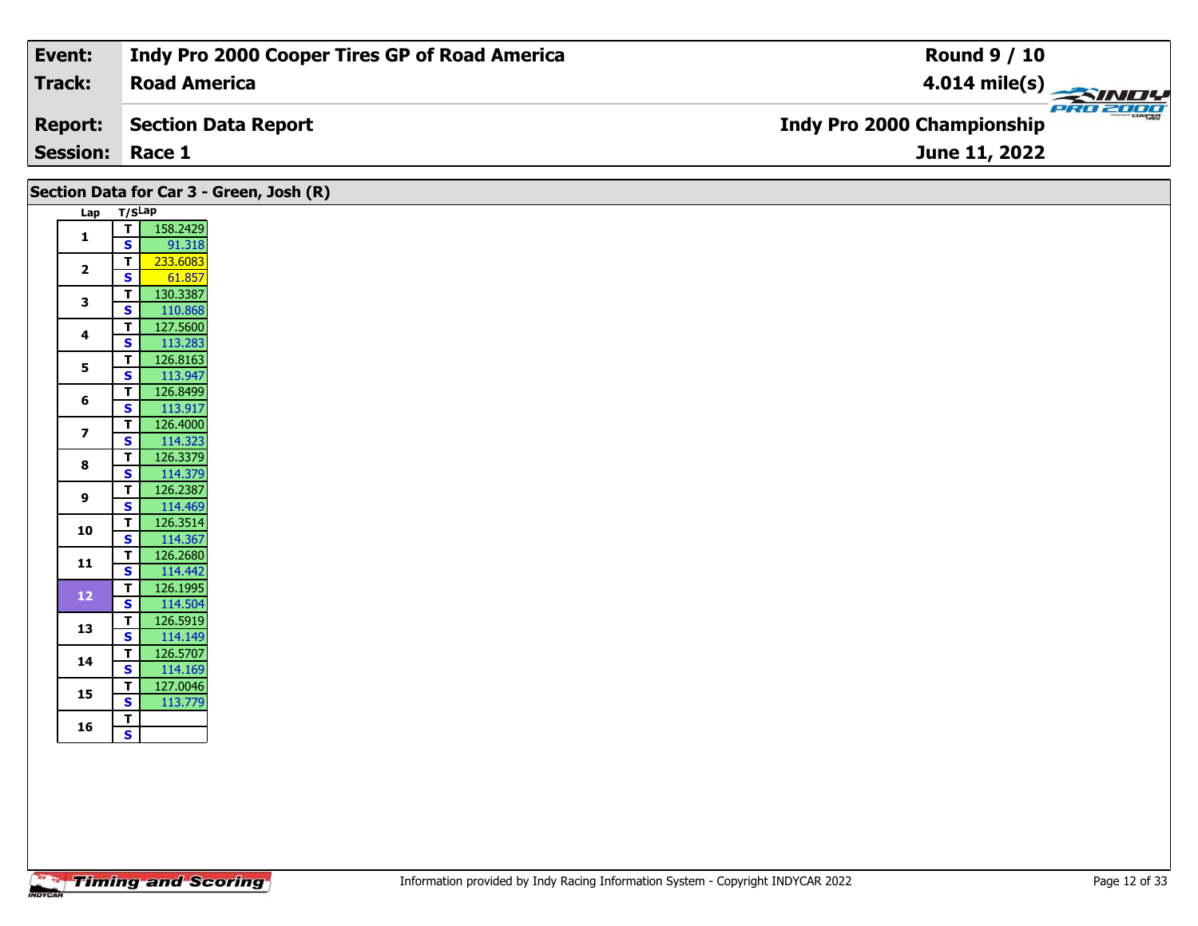| Event: | Indy Pro 2000 Cooper Tires GP of Road America | Round 9 / 10 |
|---|---|---|
| Track: | Road America | 4.014 mile(s) |
| Report: | Section Data Report | Indy Pro 2000 Championship |
| Session: | Race 1 | June 11, 2022 |

## Section Data for Car 3 - Green, Josh (R)

| Lap | T/S | Lap |
|---|---|---|
| 1 | T | 158.2429 |
| | S | 91.318 |
| 2 | T | 233.6083 |
| | S | 61.857 |
| 3 | T | 130.3387 |
| | S | 110.868 |
| 4 | T | 127.5600 |
| | S | 113.283 |
| 5 | T | 126.8163 |
| | S | 113.947 |
| 6 | T | 126.8499 |
| | S | 113.917 |
| 7 | T | 126.4000 |
| | S | 114.323 |
| 8 | T | 126.3379 |
| | S | 114.379 |
| 9 | T | 126.2387 |
| | S | 114.469 |
| 10 | T | 126.3514 |
| | S | 114.367 |
| 11 | T | 126.2680 |
| | S | 114.442 |
| 12 | T | 126.1995 |
| | S | 114.504 |
| 13 | T | 126.5919 |
| | S | 114.149 |
| 14 | T | 126.5707 |
| | S | 114.169 |
| 15 | T | 127.0046 |
| | S | 113.779 |
| 16 | T | |
| | S | |

Information provided by Indy Racing Information System - Copyright INDYCAR 2022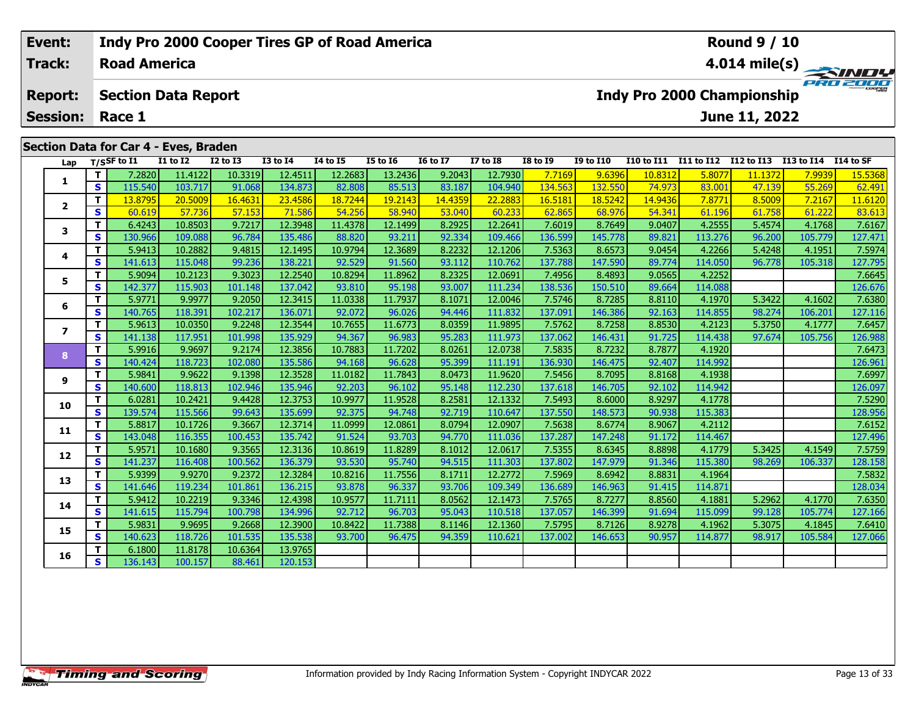| Event: | Indy Pro 2000 Cooper Tires GP of Road America | Round 9 / 10 |
|---|---|---|
| Track: | Road America | 4.014 mile(s) |
| Report: | Section Data Report | Indy Pro 2000 Championship |
| Session: | Race 1 | June 11, 2022 |

## Section Data for Car 4 - Eves, Braden

| Lap | T/S | SF to I1 | I1 to I2 | I2 to I3 | I3 to I4 | I4 to I5 | I5 to I6 | I6 to I7 | I7 to I8 | I8 to I9 | I9 to I10 | I10 to I11 | I11 to I12 | I12 to I13 | I13 to I14 | I14 to SF |
|---|---|---|---|---|---|---|---|---|---|---|---|---|---|---|---|---|
| 1 | T | 7.2820 | 11.4122 | 10.3319 | 12.4511 | 12.2683 | 13.2436 | 9.2043 | 12.7930 | 7.7169 | 9.6396 | 10.8312 | 5.8077 | 11.1372 | 7.9939 | 15.5368 |
| | S | 115.540 | 103.717 | 91.068 | 134.873 | 82.808 | 85.513 | 83.187 | 104.940 | 134.563 | 132.550 | 74.973 | 83.001 | 47.139 | 55.269 | 62.491 |
| 2 | T | 13.8795 | 20.5009 | 16.4631 | 23.4586 | 18.7244 | 19.2143 | 14.4359 | 22.2883 | 16.5181 | 18.5242 | 14.9436 | 7.8771 | 8.5009 | 7.2167 | 11.6120 |
| | S | 60.619 | 57.736 | 57.153 | 71.586 | 54.256 | 58.940 | 53.040 | 60.233 | 62.865 | 68.976 | 54.341 | 61.196 | 61.758 | 61.222 | 83.613 |
| 3 | T | 6.4243 | 10.8503 | 9.7217 | 12.3948 | 11.4378 | 12.1499 | 8.2925 | 12.2641 | 7.6019 | 8.7649 | 9.0407 | 4.2555 | 5.4574 | 4.1768 | 7.6167 |
| | S | 130.966 | 109.088 | 96.784 | 135.486 | 88.820 | 93.211 | 92.334 | 109.466 | 136.599 | 145.778 | 89.821 | 113.276 | 96.200 | 105.779 | 127.471 |
| 4 | T | 5.9413 | 10.2882 | 9.4815 | 12.1495 | 10.9794 | 12.3689 | 8.2232 | 12.1206 | 7.5363 | 8.6573 | 9.0454 | 4.2266 | 5.4248 | 4.1951 | 7.5974 |
| | S | 141.613 | 115.048 | 99.236 | 138.221 | 92.529 | 91.560 | 93.112 | 110.762 | 137.788 | 147.590 | 89.774 | 114.050 | 96.778 | 105.318 | 127.795 |
| 5 | T | 5.9094 | 10.2123 | 9.3023 | 12.2540 | 10.8294 | 11.8962 | 8.2325 | 12.0691 | 7.4956 | 8.4893 | 9.0565 | 4.2252 | | | 7.6645 |
| | S | 142.377 | 115.903 | 101.148 | 137.042 | 93.810 | 95.198 | 93.007 | 111.234 | 138.536 | 150.510 | 89.664 | 114.088 | | | 126.676 |
| 6 | T | 5.9771 | 9.9977 | 9.2050 | 12.3415 | 11.0338 | 11.7937 | 8.1071 | 12.0046 | 7.5746 | 8.7285 | 8.8110 | 4.1970 | 5.3422 | 4.1602 | 7.6380 |
| | S | 140.765 | 118.391 | 102.217 | 136.071 | 92.072 | 96.026 | 94.446 | 111.832 | 137.091 | 146.386 | 92.163 | 114.855 | 98.274 | 106.201 | 127.116 |
| 7 | T | 5.9613 | 10.0350 | 9.2248 | 12.3544 | 10.7655 | 11.6773 | 8.0359 | 11.9895 | 7.5762 | 8.7258 | 8.8530 | 4.2123 | 5.3750 | 4.1777 | 7.6457 |
| | S | 141.138 | 117.951 | 101.998 | 135.929 | 94.367 | 96.983 | 95.283 | 111.973 | 137.062 | 146.431 | 91.725 | 114.438 | 97.674 | 105.756 | 126.988 |
| 8 | T | 5.9916 | 9.9697 | 9.2174 | 12.3856 | 10.7883 | 11.7202 | 8.0261 | 12.0738 | 7.5835 | 8.7232 | 8.7877 | 4.1920 | | | 7.6473 |
| | S | 140.424 | 118.723 | 102.080 | 135.586 | 94.168 | 96.628 | 95.399 | 111.191 | 136.930 | 146.475 | 92.407 | 114.992 | | | 126.961 |
| 9 | T | 5.9841 | 9.9622 | 9.1398 | 12.3528 | 11.0182 | 11.7843 | 8.0473 | 11.9620 | 7.5456 | 8.7095 | 8.8168 | 4.1938 | | | 7.6997 |
| | S | 140.600 | 118.813 | 102.946 | 135.946 | 92.203 | 96.102 | 95.148 | 112.230 | 137.618 | 146.705 | 92.102 | 114.942 | | | 126.097 |
| 10 | T | 6.0281 | 10.2421 | 9.4428 | 12.3753 | 10.9977 | 11.9528 | 8.2581 | 12.1332 | 7.5493 | 8.6000 | 8.9297 | 4.1778 | | | 7.5290 |
| | S | 139.574 | 115.566 | 99.643 | 135.699 | 92.375 | 94.748 | 92.719 | 110.647 | 137.550 | 148.573 | 90.938 | 115.383 | | | 128.956 |
| 11 | T | 5.8817 | 10.1726 | 9.3667 | 12.3714 | 11.0999 | 12.0861 | 8.0794 | 12.0907 | 7.5638 | 8.6774 | 8.9067 | 4.2112 | | | 7.6152 |
| | S | 143.048 | 116.355 | 100.453 | 135.742 | 91.524 | 93.703 | 94.770 | 111.036 | 137.287 | 147.248 | 91.172 | 114.467 | | | 127.496 |
| 12 | T | 5.9571 | 10.1680 | 9.3565 | 12.3136 | 10.8619 | 11.8289 | 8.1012 | 12.0617 | 7.5355 | 8.6345 | 8.8898 | 4.1779 | 5.3425 | 4.1549 | 7.5759 |
| | S | 141.237 | 116.408 | 100.562 | 136.379 | 93.530 | 95.740 | 94.515 | 111.303 | 137.802 | 147.979 | 91.346 | 115.380 | 98.269 | 106.337 | 128.158 |
| 13 | T | 5.9399 | 9.9270 | 9.2372 | 12.3284 | 10.8216 | 11.7556 | 8.1711 | 12.2772 | 7.5969 | 8.6942 | 8.8831 | 4.1964 | | | 7.5832 |
| | S | 141.646 | 119.234 | 101.861 | 136.215 | 93.878 | 96.337 | 93.706 | 109.349 | 136.689 | 146.963 | 91.415 | 114.871 | | | 128.034 |
| 14 | T | 5.9412 | 10.2219 | 9.3346 | 12.4398 | 10.9577 | 11.7111 | 8.0562 | 12.1473 | 7.5765 | 8.7277 | 8.8560 | 4.1881 | 5.2962 | 4.1770 | 7.6350 |
| | S | 141.615 | 115.794 | 100.798 | 134.996 | 92.712 | 96.703 | 95.043 | 110.518 | 137.057 | 146.399 | 91.694 | 115.099 | 99.128 | 105.774 | 127.166 |
| 15 | T | 5.9831 | 9.9695 | 9.2668 | 12.3900 | 10.8422 | 11.7388 | 8.1146 | 12.1360 | 7.5795 | 8.7126 | 8.9278 | 4.1962 | 5.3075 | 4.1845 | 7.6410 |
| | S | 140.623 | 118.726 | 101.535 | 135.538 | 93.700 | 96.475 | 94.359 | 110.621 | 137.002 | 146.653 | 90.957 | 114.877 | 98.917 | 105.584 | 127.066 |
| 16 | T | 6.1800 | 11.8178 | 10.6364 | 13.9765 | | | | | | | | | | | |
| | S | 136.143 | 100.157 | 88.461 | 120.153 | | | | | | | | | | | |

Information provided by Indy Racing Information System - Copyright INDYCAR 2022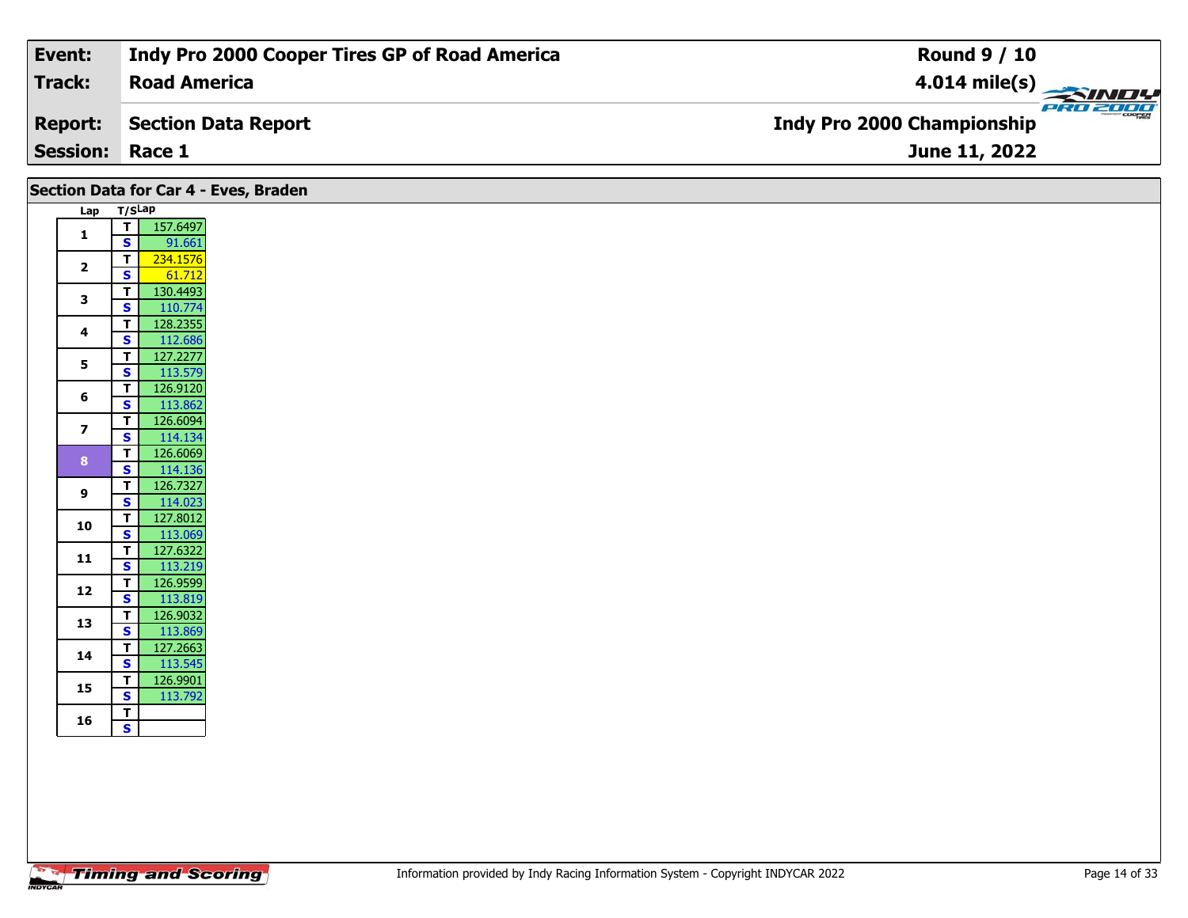| Event: | Indy Pro 2000 Cooper Tires GP of Road America | Round 9 / 10 |
|---|---|---|
| Track: | Road America | 4.014 mile(s) |
| Report: | Section Data Report | Indy Pro 2000 Championship |
| Session: | Race 1 | June 11, 2022 |

## Section Data for Car 4 - Eves, Braden

| Lap | T/S | Lap |
|---|---|---|
| 1 | T | 157.6497 |
| | S | 91.661 |
| 2 | T | 234.1576 |
| | S | 61.712 |
| 3 | T | 130.4493 |
| | S | 110.774 |
| 4 | T | 128.2355 |
| | S | 112.686 |
| 5 | T | 127.2277 |
| | S | 113.579 |
| 6 | T | 126.9120 |
| | S | 113.862 |
| 7 | T | 126.6094 |
| | S | 114.134 |
| 8 | T | 126.6069 |
| | S | 114.136 |
| 9 | T | 126.7327 |
| | S | 114.023 |
| 10 | T | 127.8012 |
| | S | 113.069 |
| 11 | T | 127.6322 |
| | S | 113.219 |
| 12 | T | 126.9599 |
| | S | 113.819 |
| 13 | T | 126.9032 |
| | S | 113.869 |
| 14 | T | 127.2663 |
| | S | 113.545 |
| 15 | T | 126.9901 |
| | S | 113.792 |
| 16 | T | |
| | S | |

Information provided by Indy Racing Information System - Copyright INDYCAR 2022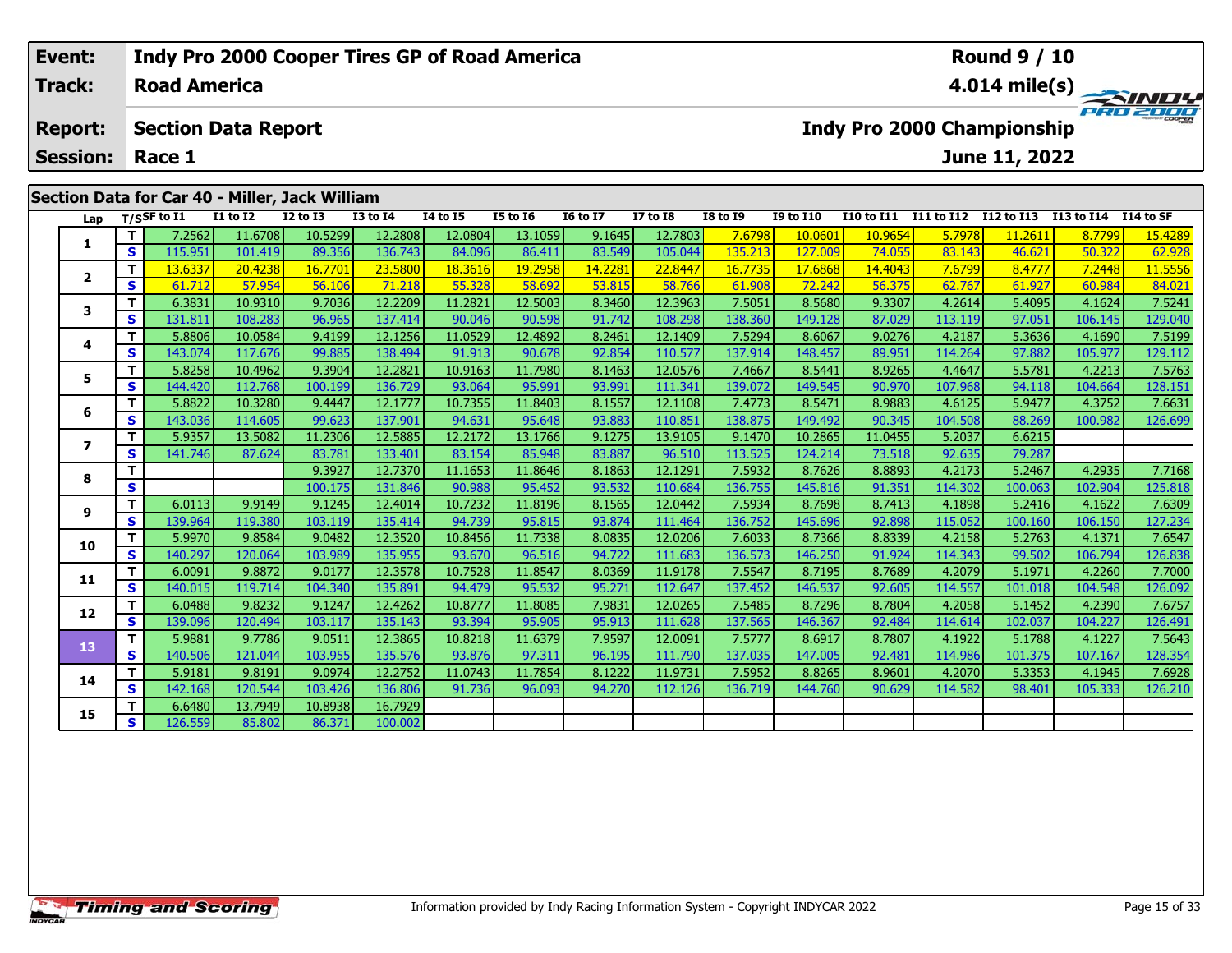| Event: | Indy Pro 2000 Cooper Tires GP of Road America | Round 9 / 10 |
|---|---|---|
| Track: | Road America | 4.014 mile(s) |
| Report: | Section Data Report | Indy Pro 2000 Championship |
| Session: | Race 1 | June 11, 2022 |

## Section Data for Car 40 - Miller, Jack William

| Lap | T/S | SF to I1 | I1 to I2 | I2 to I3 | I3 to I4 | I4 to I5 | I5 to I6 | I6 to I7 | I7 to I8 | I8 to I9 | I9 to I10 | I10 to I11 | I11 to I12 | I12 to I13 | I13 to I14 | I14 to SF |
|---|---|---|---|---|---|---|---|---|---|---|---|---|---|---|---|---|
| 1 | T | 7.2562 | 11.6708 | 10.5299 | 12.2808 | 12.0804 | 13.1059 | 9.1645 | 12.7803 | 7.6798 | 10.0601 | 10.9654 | 5.7978 | 11.2611 | 8.7799 | 15.4289 |
| | S | 115.951 | 101.419 | 89.356 | 136.743 | 84.096 | 86.411 | 83.549 | 105.044 | 135.213 | 127.009 | 74.055 | 83.143 | 46.621 | 50.322 | 62.928 |
| 2 | T | 13.6337 | 20.4238 | 16.7701 | 23.5800 | 18.3616 | 19.2958 | 14.2281 | 22.8447 | 16.7735 | 17.6868 | 14.4043 | 7.6799 | 8.4777 | 7.2448 | 11.5556 |
| | S | 61.712 | 57.954 | 56.106 | 71.218 | 55.328 | 58.692 | 53.815 | 58.766 | 61.908 | 72.242 | 56.375 | 62.767 | 61.927 | 60.984 | 84.021 |
| 3 | T | 6.3831 | 10.9310 | 9.7036 | 12.2209 | 11.2821 | 12.5003 | 8.3460 | 12.3963 | 7.5051 | 8.5680 | 9.3307 | 4.2614 | 5.4095 | 4.1624 | 7.5241 |
| | S | 131.811 | 108.283 | 96.965 | 137.414 | 90.046 | 90.598 | 91.742 | 108.298 | 138.360 | 149.128 | 87.029 | 113.119 | 97.051 | 106.145 | 129.040 |
| 4 | T | 5.8806 | 10.0584 | 9.4199 | 12.1256 | 11.0529 | 12.4892 | 8.2461 | 12.1409 | 7.5294 | 8.6067 | 9.0276 | 4.2187 | 5.3636 | 4.1690 | 7.5199 |
| | S | 143.074 | 117.676 | 99.885 | 138.494 | 91.913 | 90.678 | 92.854 | 110.577 | 137.914 | 148.457 | 89.951 | 114.264 | 97.882 | 105.977 | 129.112 |
| 5 | T | 5.8258 | 10.4962 | 9.3904 | 12.2821 | 10.9163 | 11.7980 | 8.1463 | 12.0576 | 7.4667 | 8.5441 | 8.9265 | 4.4647 | 5.5781 | 4.2213 | 7.5763 |
| | S | 144.420 | 112.768 | 100.199 | 136.729 | 93.064 | 95.991 | 93.991 | 111.341 | 139.072 | 149.545 | 90.970 | 107.968 | 94.118 | 104.664 | 128.151 |
| 6 | T | 5.8822 | 10.3280 | 9.4447 | 12.1777 | 10.7355 | 11.8403 | 8.1557 | 12.1108 | 7.4773 | 8.5471 | 8.9883 | 4.6125 | 5.9477 | 4.3752 | 7.6631 |
| | S | 143.036 | 114.605 | 99.623 | 137.901 | 94.631 | 95.648 | 93.883 | 110.851 | 138.875 | 149.492 | 90.345 | 104.508 | 88.269 | 100.982 | 126.699 |
| 7 | T | 5.9357 | 13.5082 | 11.2306 | 12.5885 | 12.2172 | 13.1766 | 9.1275 | 13.9105 | 9.1470 | 10.2865 | 11.0455 | 5.2037 | 6.6215 | | |
| | S | 141.746 | 87.624 | 83.781 | 133.401 | 83.154 | 85.948 | 83.887 | 96.510 | 113.525 | 124.214 | 73.518 | 92.635 | 79.287 | | |
| 8 | T | | | 9.3927 | 12.7370 | 11.1653 | 11.8646 | 8.1863 | 12.1291 | 7.5932 | 8.7626 | 8.8893 | 4.2173 | 5.2467 | 4.2935 | 7.7168 |
| | S | | | 100.175 | 131.846 | 90.988 | 95.452 | 93.532 | 110.684 | 136.755 | 145.816 | 91.351 | 114.302 | 100.063 | 102.904 | 125.818 |
| 9 | T | 6.0113 | 9.9149 | 9.1245 | 12.4014 | 10.7232 | 11.8196 | 8.1565 | 12.0442 | 7.5934 | 8.7698 | 8.7413 | 4.1898 | 5.2416 | 4.1622 | 7.6309 |
| | S | 139.964 | 119.380 | 103.119 | 135.414 | 94.739 | 95.815 | 93.874 | 111.464 | 136.752 | 145.696 | 92.898 | 115.052 | 100.160 | 106.150 | 127.234 |
| 10 | T | 5.9970 | 9.8584 | 9.0482 | 12.3520 | 10.8456 | 11.7338 | 8.0835 | 12.0206 | 7.6033 | 8.7366 | 8.8339 | 4.2158 | 5.2763 | 4.1371 | 7.6547 |
| | S | 140.297 | 120.064 | 103.989 | 135.955 | 93.670 | 96.516 | 94.722 | 111.683 | 136.573 | 146.250 | 91.924 | 114.343 | 99.502 | 106.794 | 126.838 |
| 11 | T | 6.0091 | 9.8872 | 9.0177 | 12.3578 | 10.7528 | 11.8547 | 8.0369 | 11.9178 | 7.5547 | 8.7195 | 8.7689 | 4.2079 | 5.1971 | 4.2260 | 7.7000 |
| | S | 140.015 | 119.714 | 104.340 | 135.891 | 94.479 | 95.532 | 95.271 | 112.647 | 137.452 | 146.537 | 92.605 | 114.557 | 101.018 | 104.548 | 126.092 |
| 12 | T | 6.0488 | 9.8232 | 9.1247 | 12.4262 | 10.8777 | 11.8085 | 7.9831 | 12.0265 | 7.5485 | 8.7296 | 8.7804 | 4.2058 | 5.1452 | 4.2390 | 7.6757 |
| | S | 139.096 | 120.494 | 103.117 | 135.143 | 93.394 | 95.905 | 95.913 | 111.628 | 137.565 | 146.367 | 92.484 | 114.614 | 102.037 | 104.227 | 126.491 |
| 13 | T | 5.9881 | 9.7786 | 9.0511 | 12.3865 | 10.8218 | 11.6379 | 7.9597 | 12.0091 | 7.5777 | 8.6917 | 8.7807 | 4.1922 | 5.1788 | 4.1227 | 7.5643 |
| | S | 140.506 | 121.044 | 103.955 | 135.576 | 93.876 | 97.311 | 96.195 | 111.790 | 137.035 | 147.005 | 92.481 | 114.986 | 101.375 | 107.167 | 128.354 |
| 14 | T | 5.9181 | 9.8191 | 9.0974 | 12.2752 | 11.0743 | 11.7854 | 8.1222 | 11.9731 | 7.5952 | 8.8265 | 8.9601 | 4.2070 | 5.3353 | 4.1945 | 7.6928 |
| | S | 142.168 | 120.544 | 103.426 | 136.806 | 91.736 | 96.093 | 94.270 | 112.126 | 136.719 | 144.760 | 90.629 | 114.582 | 98.401 | 105.333 | 126.210 |
| 15 | T | 6.6480 | 13.7949 | 10.8938 | 16.7929 | | | | | | | | | | | |
| | S | 126.559 | 85.802 | 86.371 | 100.002 | | | | | | | | | | | |

Information provided by Indy Racing Information System - Copyright INDYCAR 2022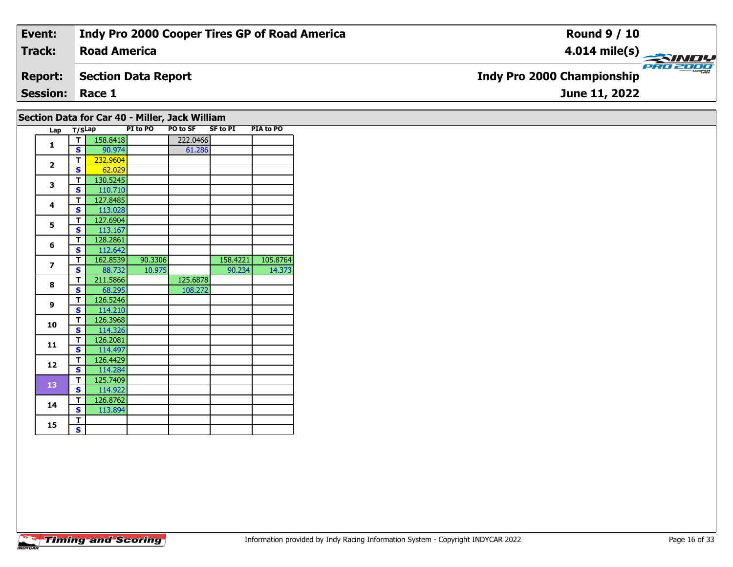| **Event:** | **Indy Pro 2000 Cooper Tires GP of Road America** | **Round 9 / 10** |
|---|---|---|
| **Track:** | **Road America** | **4.014 mile(s)** |
| **Report:** | **Section Data Report** | **Indy Pro 2000 Championship** |
| **Session:** | **Race 1** | **June 11, 2022** |

## Section Data for Car 40 - Miller, Jack William

| Lap | T/S | Lap | PI to PO | PO to SF | SF to PI | PIA to PO |
|---|---|---|---|---|---|---|
| 1 | T | 158.8418 | | 222.0466 | | |
| | S | 90.974 | | 61.286 | | |
| 2 | T | 232.9604 | | | | |
| | S | 62.029 | | | | |
| 3 | T | 130.5245 | | | | |
| | S | 110.710 | | | | |
| 4 | T | 127.8485 | | | | |
| | S | 113.028 | | | | |
| 5 | T | 127.6904 | | | | |
| | S | 113.167 | | | | |
| 6 | T | 128.2861 | | | | |
| | S | 112.642 | | | | |
| 7 | T | 162.8539 | 90.3306 | | 158.4221 | 105.8764 |
| | S | 88.732 | 10.975 | | 90.234 | 14.373 |
| 8 | T | 211.5866 | | 125.6878 | | |
| | S | 68.295 | | 108.272 | | |
| 9 | T | 126.5246 | | | | |
| | S | 114.210 | | | | |
| 10 | T | 126.3968 | | | | |
| | S | 114.326 | | | | |
| 11 | T | 126.2081 | | | | |
| | S | 114.497 | | | | |
| 12 | T | 126.4429 | | | | |
| | S | 114.284 | | | | |
| 13 | T | 125.7409 | | | | |
| | S | 114.922 | | | | |
| 14 | T | 126.8762 | | | | |
| | S | 113.894 | | | | |
| 15 | T | | | | | |
| | S | | | | | |

Information provided by Indy Racing Information System - Copyright INDYCAR 2022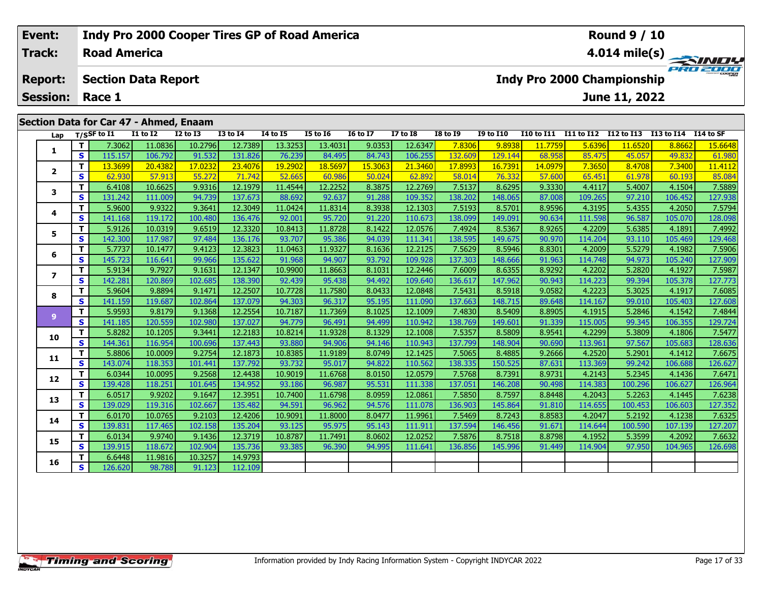| Event: | Indy Pro 2000 Cooper Tires GP of Road America | Round 9 / 10 |
|---|---|---|
| Track: | Road America | 4.014 mile(s) |
| Report: | Section Data Report | Indy Pro 2000 Championship |
| Session: | Race 1 | June 11, 2022 |

## Section Data for Car 47 - Ahmed, Enaam

| Lap | T/S | SF to I1 | I1 to I2 | I2 to I3 | I3 to I4 | I4 to I5 | I5 to I6 | I6 to I7 | I7 to I8 | I8 to I9 | I9 to I10 | I10 to I11 | I11 to I12 | I12 to I13 | I13 to I14 | I14 to SF |
|---|---|---|---|---|---|---|---|---|---|---|---|---|---|---|---|---|
| 1 | T | 7.3062 | 11.0836 | 10.2796 | 12.7389 | 13.3253 | 13.4031 | 9.0353 | 12.6347 | 7.8306 | 9.8938 | 11.7759 | 5.6396 | 11.6520 | 8.8662 | 15.6648 |
|  | S | 115.157 | 106.792 | 91.532 | 131.826 | 76.239 | 84.495 | 84.743 | 106.255 | 132.609 | 129.144 | 68.958 | 85.475 | 45.057 | 49.832 | 61.980 |
| 2 | T | 13.3699 | 20.4382 | 17.0232 | 23.4076 | 19.2902 | 18.5697 | 15.3063 | 21.3460 | 17.8993 | 16.7391 | 14.0979 | 7.3650 | 8.4708 | 7.3400 | 11.4112 |
|  | S | 62.930 | 57.913 | 55.272 | 71.742 | 52.665 | 60.986 | 50.024 | 62.892 | 58.014 | 76.332 | 57.600 | 65.451 | 61.978 | 60.193 | 85.084 |
| 3 | T | 6.4108 | 10.6625 | 9.9316 | 12.1979 | 11.4544 | 12.2252 | 8.3875 | 12.2769 | 7.5137 | 8.6295 | 9.3330 | 4.4117 | 5.4007 | 4.1504 | 7.5889 |
|  | S | 131.242 | 111.009 | 94.739 | 137.673 | 88.692 | 92.637 | 91.288 | 109.352 | 138.202 | 148.065 | 87.008 | 109.265 | 97.210 | 106.452 | 127.938 |
| 4 | T | 5.9600 | 9.9322 | 9.3641 | 12.3049 | 11.0424 | 11.8314 | 8.3938 | 12.1303 | 7.5193 | 8.5701 | 8.9596 | 4.3195 | 5.4355 | 4.2050 | 7.5794 |
|  | S | 141.168 | 119.172 | 100.480 | 136.476 | 92.001 | 95.720 | 91.220 | 110.673 | 138.099 | 149.091 | 90.634 | 111.598 | 96.587 | 105.070 | 128.098 |
| 5 | T | 5.9126 | 10.0319 | 9.6519 | 12.3320 | 10.8413 | 11.8728 | 8.1422 | 12.0576 | 7.4924 | 8.5367 | 8.9265 | 4.2209 | 5.6385 | 4.1891 | 7.4992 |
|  | S | 142.300 | 117.987 | 97.484 | 136.176 | 93.707 | 95.386 | 94.039 | 111.341 | 138.595 | 149.675 | 90.970 | 114.204 | 93.110 | 105.469 | 129.468 |
| 6 | T | 5.7737 | 10.1477 | 9.4123 | 12.3823 | 11.0463 | 11.9327 | 8.1636 | 12.2125 | 7.5629 | 8.5946 | 8.8301 | 4.2009 | 5.5279 | 4.1982 | 7.5906 |
|  | S | 145.723 | 116.641 | 99.966 | 135.622 | 91.968 | 94.907 | 93.792 | 109.928 | 137.303 | 148.666 | 91.963 | 114.748 | 94.973 | 105.240 | 127.909 |
| 7 | T | 5.9134 | 9.7927 | 9.1631 | 12.1347 | 10.9900 | 11.8663 | 8.1031 | 12.2446 | 7.6009 | 8.6355 | 8.9292 | 4.2202 | 5.2820 | 4.1927 | 7.5987 |
|  | S | 142.281 | 120.869 | 102.685 | 138.390 | 92.439 | 95.438 | 94.492 | 109.640 | 136.617 | 147.962 | 90.943 | 114.223 | 99.394 | 105.378 | 127.773 |
| 8 | T | 5.9604 | 9.8894 | 9.1471 | 12.2507 | 10.7728 | 11.7580 | 8.0433 | 12.0848 | 7.5431 | 8.5918 | 9.0582 | 4.2223 | 5.3025 | 4.1917 | 7.6085 |
|  | S | 141.159 | 119.687 | 102.864 | 137.079 | 94.303 | 96.317 | 95.195 | 111.090 | 137.663 | 148.715 | 89.648 | 114.167 | 99.010 | 105.403 | 127.608 |
| 9 | T | 5.9593 | 9.8179 | 9.1368 | 12.2554 | 10.7187 | 11.7369 | 8.1025 | 12.1009 | 7.4830 | 8.5409 | 8.8905 | 4.1915 | 5.2846 | 4.1542 | 7.4844 |
|  | S | 141.185 | 120.559 | 102.980 | 137.027 | 94.779 | 96.491 | 94.499 | 110.942 | 138.769 | 149.601 | 91.339 | 115.005 | 99.345 | 106.355 | 129.724 |
| 10 | T | 5.8282 | 10.1205 | 9.3441 | 12.2183 | 10.8214 | 11.9328 | 8.1329 | 12.1008 | 7.5357 | 8.5809 | 8.9541 | 4.2299 | 5.3809 | 4.1806 | 7.5477 |
|  | S | 144.361 | 116.954 | 100.696 | 137.443 | 93.880 | 94.906 | 94.146 | 110.943 | 137.799 | 148.904 | 90.690 | 113.961 | 97.567 | 105.683 | 128.636 |
| 11 | T | 5.8806 | 10.0009 | 9.2754 | 12.1873 | 10.8385 | 11.9189 | 8.0749 | 12.1425 | 7.5065 | 8.4885 | 9.2666 | 4.2520 | 5.2901 | 4.1412 | 7.6675 |
|  | S | 143.074 | 118.353 | 101.441 | 137.792 | 93.732 | 95.017 | 94.822 | 110.562 | 138.335 | 150.525 | 87.631 | 113.369 | 99.242 | 106.688 | 126.627 |
| 12 | T | 6.0344 | 10.0095 | 9.2568 | 12.4438 | 10.9019 | 11.6768 | 8.0150 | 12.0579 | 7.5768 | 8.7391 | 8.9731 | 4.2143 | 5.2345 | 4.1436 | 7.6471 |
|  | S | 139.428 | 118.251 | 101.645 | 134.952 | 93.186 | 96.987 | 95.531 | 111.338 | 137.051 | 146.208 | 90.498 | 114.383 | 100.296 | 106.627 | 126.964 |
| 13 | T | 6.0517 | 9.9202 | 9.1647 | 12.3951 | 10.7400 | 11.6798 | 8.0959 | 12.0861 | 7.5850 | 8.7597 | 8.8448 | 4.2043 | 5.2263 | 4.1445 | 7.6238 |
|  | S | 139.029 | 119.316 | 102.667 | 135.482 | 94.591 | 96.962 | 94.576 | 111.078 | 136.903 | 145.864 | 91.810 | 114.655 | 100.453 | 106.603 | 127.352 |
| 14 | T | 6.0170 | 10.0765 | 9.2103 | 12.4206 | 10.9091 | 11.8000 | 8.0477 | 11.9961 | 7.5469 | 8.7243 | 8.8583 | 4.2047 | 5.2192 | 4.1238 | 7.6325 |
|  | S | 139.831 | 117.465 | 102.158 | 135.204 | 93.125 | 95.975 | 95.143 | 111.911 | 137.594 | 146.456 | 91.671 | 114.644 | 100.590 | 107.139 | 127.207 |
| 15 | T | 6.0134 | 9.9740 | 9.1436 | 12.3719 | 10.8787 | 11.7491 | 8.0602 | 12.0252 | 7.5876 | 8.7518 | 8.8798 | 4.1952 | 5.3599 | 4.2092 | 7.6632 |
|  | S | 139.915 | 118.672 | 102.904 | 135.736 | 93.385 | 96.390 | 94.995 | 111.641 | 136.856 | 145.996 | 91.449 | 114.904 | 97.950 | 104.965 | 126.698 |
| 16 | T | 6.6448 | 11.9816 | 10.3257 | 14.9793 |  |  |  |  |  |  |  |  |  |  |  |
|  | S | 126.620 | 98.788 | 91.123 | 112.109 |  |  |  |  |  |  |  |  |  |  |  |

Timing and Scoring

Information provided by Indy Racing Information System - Copyright INDYCAR 2022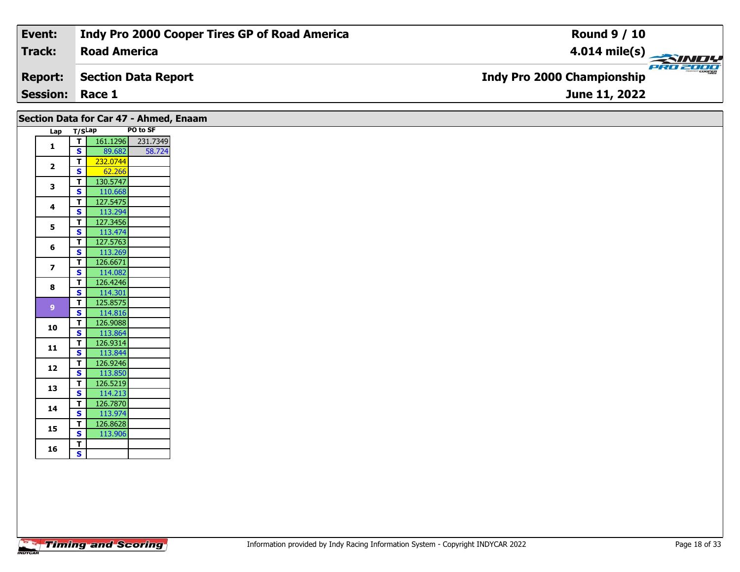| Event: | Indy Pro 2000 Cooper Tires GP of Road America | Round 9 / 10 |
|---|---|---|
| Track: | Road America | 4.014 mile(s) |
| Report: | Section Data Report | Indy Pro 2000 Championship |
| Session: | Race 1 | June 11, 2022 |

## Section Data for Car 47 - Ahmed, Enaam

| Lap | T/S | Lap | PO to SF |
|---|---|---|---|
| 1 | T | 161.1296 | 231.7349 |
| | S | 89.682 | 58.724 |
| 2 | T | 232.0744 | |
| | S | 62.266 | |
| 3 | T | 130.5747 | |
| | S | 110.668 | |
| 4 | T | 127.5475 | |
| | S | 113.294 | |
| 5 | T | 127.3456 | |
| | S | 113.474 | |
| 6 | T | 127.5763 | |
| | S | 113.269 | |
| 7 | T | 126.6671 | |
| | S | 114.082 | |
| 8 | T | 126.4246 | |
| | S | 114.301 | |
| 9 | T | 125.8575 | |
| | S | 114.816 | |
| 10 | T | 126.9088 | |
| | S | 113.864 | |
| 11 | T | 126.9314 | |
| | S | 113.844 | |
| 12 | T | 126.9246 | |
| | S | 113.850 | |
| 13 | T | 126.5219 | |
| | S | 114.213 | |
| 14 | T | 126.7870 | |
| | S | 113.974 | |
| 15 | T | 126.8628 | |
| | S | 113.906 | |
| 16 | T | | |
| | S | | |

Information provided by Indy Racing Information System - Copyright INDYCAR 2022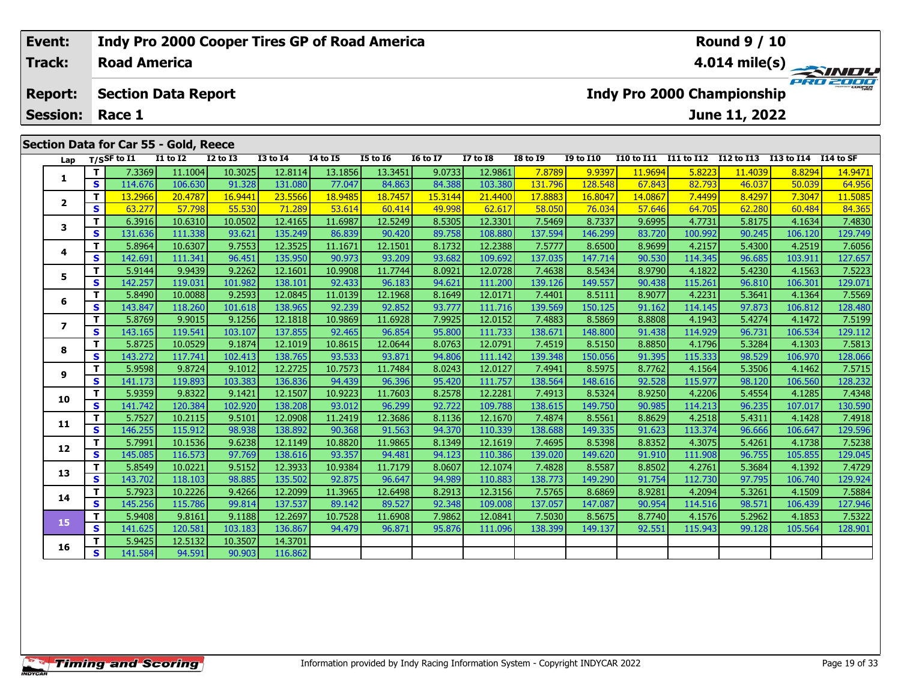| Event: | Indy Pro 2000 Cooper Tires GP of Road America | Round 9 / 10 |
|---|---|---|
| Track: | Road America | 4.014 mile(s) |
| Report: | Section Data Report | Indy Pro 2000 Championship |
| Session: | Race 1 | June 11, 2022 |

## Section Data for Car 55 - Gold, Reece

| Lap | T/S | SF to I1 | I1 to I2 | I2 to I3 | I3 to I4 | I4 to I5 | I5 to I6 | I6 to I7 | I7 to I8 | I8 to I9 | I9 to I10 | I10 to I11 | I11 to I12 | I12 to I13 | I13 to I14 | I14 to SF |
|---|---|---|---|---|---|---|---|---|---|---|---|---|---|---|---|---|
| 1 | T | 7.3369 | 11.1004 | 10.3025 | 12.8114 | 13.1856 | 13.3451 | 9.0733 | 12.9861 | 7.8789 | 9.9397 | 11.9694 | 5.8223 | 11.4039 | 8.8294 | 14.9471 |
| | S | 114.676 | 106.630 | 91.328 | 131.080 | 77.047 | 84.863 | 84.388 | 103.380 | 131.796 | 128.548 | 67.843 | 82.793 | 46.037 | 50.039 | 64.956 |
| 2 | T | 13.2966 | 20.4787 | 16.9441 | 23.5566 | 18.9485 | 18.7457 | 15.3144 | 21.4400 | 17.8883 | 16.8047 | 14.0867 | 7.4499 | 8.4297 | 7.3047 | 11.5085 |
| | S | 63.277 | 57.798 | 55.530 | 71.289 | 53.614 | 60.414 | 49.998 | 62.617 | 58.050 | 76.034 | 57.646 | 64.705 | 62.280 | 60.484 | 84.365 |
| 3 | T | 6.3916 | 10.6310 | 10.0502 | 12.4165 | 11.6987 | 12.5249 | 8.5305 | 12.3301 | 7.5469 | 8.7337 | 9.6995 | 4.7731 | 5.8175 | 4.1634 | 7.4830 |
| | S | 131.636 | 111.338 | 93.621 | 135.249 | 86.839 | 90.420 | 89.758 | 108.880 | 137.594 | 146.299 | 83.720 | 100.992 | 90.245 | 106.120 | 129.749 |
| 4 | T | 5.8964 | 10.6307 | 9.7553 | 12.3525 | 11.1671 | 12.1501 | 8.1732 | 12.2388 | 7.5777 | 8.6500 | 8.9699 | 4.2157 | 5.4300 | 4.2519 | 7.6056 |
| | S | 142.691 | 111.341 | 96.451 | 135.950 | 90.973 | 93.209 | 93.682 | 109.692 | 137.035 | 147.714 | 90.530 | 114.345 | 96.685 | 103.911 | 127.657 |
| 5 | T | 5.9144 | 9.9439 | 9.2262 | 12.1601 | 10.9908 | 11.7744 | 8.0921 | 12.0728 | 7.4638 | 8.5434 | 8.9790 | 4.1822 | 5.4230 | 4.1563 | 7.5223 |
| | S | 142.257 | 119.031 | 101.982 | 138.101 | 92.433 | 96.183 | 94.621 | 111.200 | 139.126 | 149.557 | 90.438 | 115.261 | 96.810 | 106.301 | 129.071 |
| 6 | T | 5.8490 | 10.0088 | 9.2593 | 12.0845 | 11.0139 | 12.1968 | 8.1649 | 12.0171 | 7.4401 | 8.5111 | 8.9077 | 4.2231 | 5.3641 | 4.1364 | 7.5569 |
| | S | 143.847 | 118.260 | 101.618 | 138.965 | 92.239 | 92.852 | 93.777 | 111.716 | 139.569 | 150.125 | 91.162 | 114.145 | 97.873 | 106.812 | 128.480 |
| 7 | T | 5.8769 | 9.9015 | 9.1256 | 12.1818 | 10.9869 | 11.6928 | 7.9925 | 12.0152 | 7.4883 | 8.5869 | 8.8808 | 4.1943 | 5.4274 | 4.1472 | 7.5199 |
| | S | 143.165 | 119.541 | 103.107 | 137.855 | 92.465 | 96.854 | 95.800 | 111.733 | 138.671 | 148.800 | 91.438 | 114.929 | 96.731 | 106.534 | 129.112 |
| 8 | T | 5.8725 | 10.0529 | 9.1874 | 12.1019 | 10.8615 | 12.0644 | 8.0763 | 12.0791 | 7.4519 | 8.5150 | 8.8850 | 4.1796 | 5.3284 | 4.1303 | 7.5813 |
| | S | 143.272 | 117.741 | 102.413 | 138.765 | 93.533 | 93.871 | 94.806 | 111.142 | 139.348 | 150.056 | 91.395 | 115.333 | 98.529 | 106.970 | 128.066 |
| 9 | T | 5.9598 | 9.8724 | 9.1012 | 12.2725 | 10.7573 | 11.7484 | 8.0243 | 12.0127 | 7.4941 | 8.5975 | 8.7762 | 4.1564 | 5.3506 | 4.1462 | 7.5715 |
| | S | 141.173 | 119.893 | 103.383 | 136.836 | 94.439 | 96.396 | 95.420 | 111.757 | 138.564 | 148.616 | 92.528 | 115.977 | 98.120 | 106.560 | 128.232 |
| 10 | T | 5.9359 | 9.8322 | 9.1421 | 12.1507 | 10.9223 | 11.7603 | 8.2578 | 12.2281 | 7.4913 | 8.5324 | 8.9250 | 4.2206 | 5.4554 | 4.1285 | 7.4348 |
| | S | 141.742 | 120.384 | 102.920 | 138.208 | 93.012 | 96.299 | 92.722 | 109.788 | 138.615 | 149.750 | 90.985 | 114.213 | 96.235 | 107.017 | 130.590 |
| 11 | T | 5.7527 | 10.2115 | 9.5101 | 12.0908 | 11.2419 | 12.3686 | 8.1136 | 12.1670 | 7.4874 | 8.5561 | 8.8629 | 4.2518 | 5.4311 | 4.1428 | 7.4918 |
| | S | 146.255 | 115.912 | 98.938 | 138.892 | 90.368 | 91.563 | 94.370 | 110.339 | 138.688 | 149.335 | 91.623 | 113.374 | 96.666 | 106.647 | 129.596 |
| 12 | T | 5.7991 | 10.1536 | 9.6238 | 12.1149 | 10.8820 | 11.9865 | 8.1349 | 12.1619 | 7.4695 | 8.5398 | 8.8352 | 4.3075 | 5.4261 | 4.1738 | 7.5238 |
| | S | 145.085 | 116.573 | 97.769 | 138.616 | 93.357 | 94.481 | 94.123 | 110.386 | 139.020 | 149.620 | 91.910 | 111.908 | 96.755 | 105.855 | 129.045 |
| 13 | T | 5.8549 | 10.0221 | 9.5152 | 12.3933 | 10.9384 | 11.7179 | 8.0607 | 12.1074 | 7.4828 | 8.5587 | 8.8502 | 4.2761 | 5.3684 | 4.1392 | 7.4729 |
| | S | 143.702 | 118.103 | 98.885 | 135.502 | 92.875 | 96.647 | 94.989 | 110.883 | 138.773 | 149.290 | 91.754 | 112.730 | 97.795 | 106.740 | 129.924 |
| 14 | T | 5.7923 | 10.2226 | 9.4266 | 12.2099 | 11.3965 | 12.6498 | 8.2913 | 12.3156 | 7.5765 | 8.6869 | 8.9281 | 4.2094 | 5.3261 | 4.1509 | 7.5884 |
| | S | 145.256 | 115.786 | 99.814 | 137.537 | 89.142 | 89.527 | 92.348 | 109.008 | 137.057 | 147.087 | 90.954 | 114.516 | 98.571 | 106.439 | 127.946 |
| 15 | T | 5.9408 | 9.8161 | 9.1188 | 12.2697 | 10.7528 | 11.6908 | 7.9862 | 12.0841 | 7.5030 | 8.5675 | 8.7740 | 4.1576 | 5.2962 | 4.1853 | 7.5322 |
| | S | 141.625 | 120.581 | 103.183 | 136.867 | 94.479 | 96.871 | 95.876 | 111.096 | 138.399 | 149.137 | 92.551 | 115.943 | 99.128 | 105.564 | 128.901 |
| 16 | T | 5.9425 | 12.5132 | 10.3507 | 14.3701 | | | | | | | | | | | |
| | S | 141.584 | 94.591 | 90.903 | 116.862 | | | | | | | | | | | |

Information provided by Indy Racing Information System - Copyright INDYCAR 2022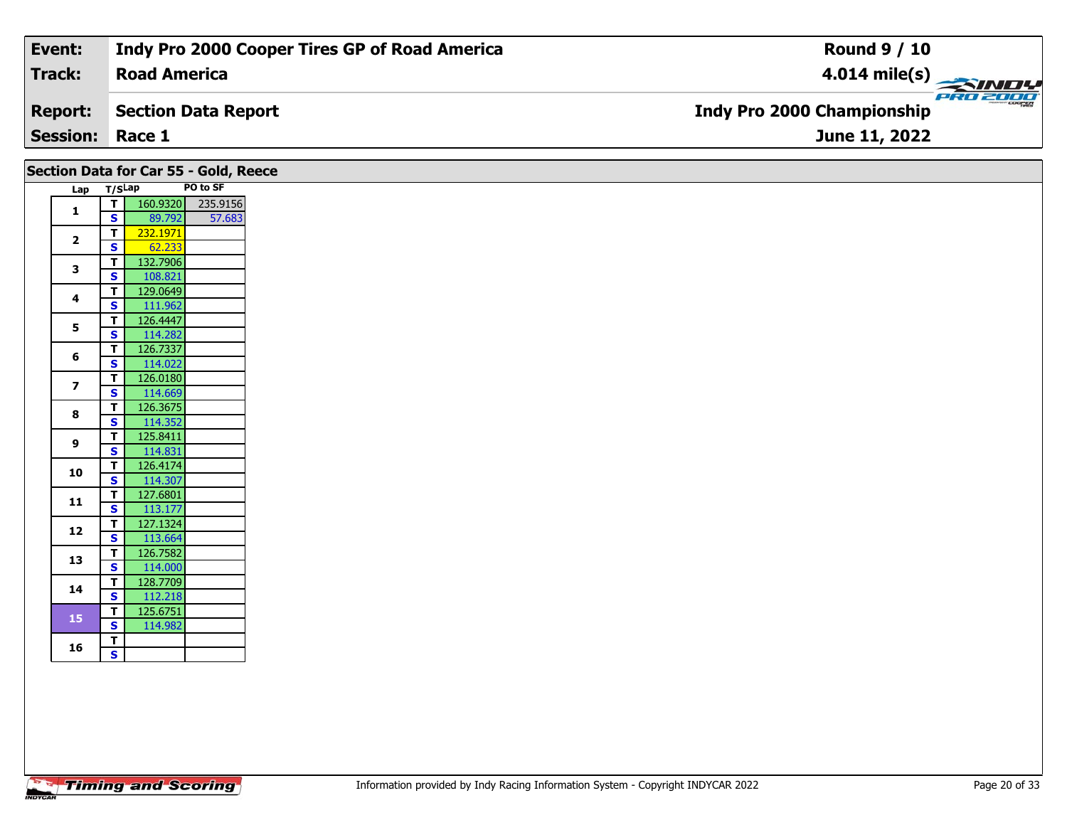| Event: | Indy Pro 2000 Cooper Tires GP of Road America | Round 9 / 10 |
|---|---|---|
| Track: | Road America | 4.014 mile(s) |
| Report: | Section Data Report | Indy Pro 2000 Championship |
| Session: | Race 1 | June 11, 2022 |

## Section Data for Car 55 - Gold, Reece

| Lap | T/S | Lap | PO to SF |
|---|---|---|---|
| 1 | T | 160.9320 | 235.9156 |
| | S | 89.792 | 57.683 |
| 2 | T | 232.1971 | |
| | S | 62.233 | |
| 3 | T | 132.7906 | |
| | S | 108.821 | |
| 4 | T | 129.0649 | |
| | S | 111.962 | |
| 5 | T | 126.4447 | |
| | S | 114.282 | |
| 6 | T | 126.7337 | |
| | S | 114.022 | |
| 7 | T | 126.0180 | |
| | S | 114.669 | |
| 8 | T | 126.3675 | |
| | S | 114.352 | |
| 9 | T | 125.8411 | |
| | S | 114.831 | |
| 10 | T | 126.4174 | |
| | S | 114.307 | |
| 11 | T | 127.6801 | |
| | S | 113.177 | |
| 12 | T | 127.1324 | |
| | S | 113.664 | |
| 13 | T | 126.7582 | |
| | S | 114.000 | |
| 14 | T | 128.7709 | |
| | S | 112.218 | |
| 15 | T | 125.6751 | |
| | S | 114.982 | |
| 16 | T | | |
| | S | | |

Information provided by Indy Racing Information System - Copyright INDYCAR 2022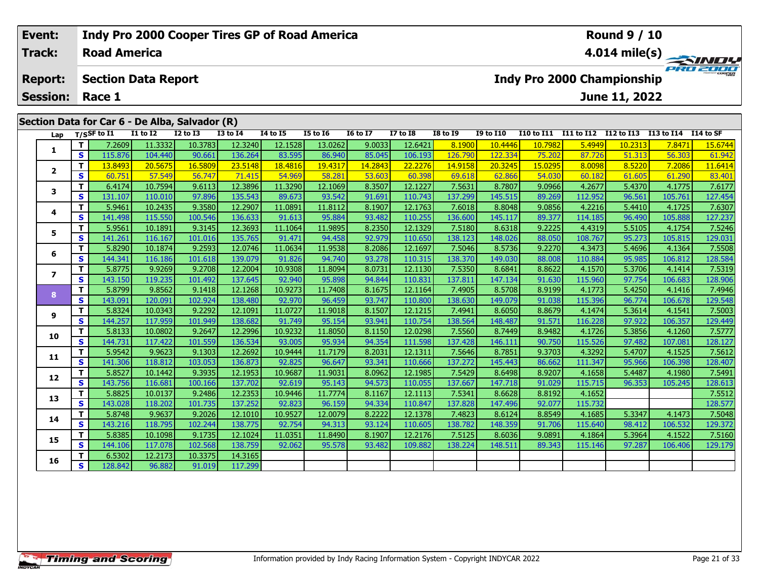| Event: | Indy Pro 2000 Cooper Tires GP of Road America | Round 9 / 10 |
|---|---|---|
| Track: | Road America | 4.014 mile(s) |
| Report: | Section Data Report | Indy Pro 2000 Championship |
| Session: | Race 1 | June 11, 2022 |

## Section Data for Car 6 - De Alba, Salvador (R)

| Lap | T/S | SF to I1 | I1 to I2 | I2 to I3 | I3 to I4 | I4 to I5 | I5 to I6 | I6 to I7 | I7 to I8 | I8 to I9 | I9 to I10 | I10 to I11 | I11 to I12 | I12 to I13 | I13 to I14 | I14 to SF |
|---|---|---|---|---|---|---|---|---|---|---|---|---|---|---|---|---|
| 1 | T | 7.2609 | 11.3332 | 10.3783 | 12.3240 | 12.1528 | 13.0262 | 9.0033 | 12.6421 | 8.1900 | 10.4446 | 10.7982 | 5.4949 | 10.2313 | 7.8471 | 15.6744 |
| | S | 115.876 | 104.440 | 90.661 | 136.264 | 83.595 | 86.940 | 85.045 | 106.193 | 126.790 | 122.334 | 75.202 | 87.726 | 51.313 | 56.303 | 61.942 |
| 2 | T | 13.8493 | 20.5675 | 16.5809 | 23.5148 | 18.4816 | 19.4317 | 14.2843 | 22.2276 | 14.9158 | 20.3245 | 15.0295 | 8.0098 | 8.5220 | 7.2086 | 11.6414 |
| | S | 60.751 | 57.549 | 56.747 | 71.415 | 54.969 | 58.281 | 53.603 | 60.398 | 69.618 | 62.866 | 54.030 | 60.182 | 61.605 | 61.290 | 83.401 |
| 3 | T | 6.4174 | 10.7594 | 9.6113 | 12.3896 | 11.3290 | 12.1069 | 8.3507 | 12.1227 | 7.5631 | 8.7807 | 9.0966 | 4.2677 | 5.4370 | 4.1775 | 7.6177 |
| | S | 131.107 | 110.010 | 97.896 | 135.543 | 89.673 | 93.542 | 91.691 | 110.743 | 137.299 | 145.515 | 89.269 | 112.952 | 96.561 | 105.761 | 127.454 |
| 4 | T | 5.9461 | 10.2435 | 9.3580 | 12.2907 | 11.0891 | 11.8112 | 8.1907 | 12.1763 | 7.6018 | 8.8048 | 9.0856 | 4.2216 | 5.4410 | 4.1725 | 7.6307 |
| | S | 141.498 | 115.550 | 100.546 | 136.633 | 91.613 | 95.884 | 93.482 | 110.255 | 136.600 | 145.117 | 89.377 | 114.185 | 96.490 | 105.888 | 127.237 |
| 5 | T | 5.9561 | 10.1891 | 9.3145 | 12.3693 | 11.1064 | 11.9895 | 8.2350 | 12.1329 | 7.5180 | 8.6318 | 9.2225 | 4.4319 | 5.5105 | 4.1754 | 7.5246 |
| | S | 141.261 | 116.167 | 101.016 | 135.765 | 91.471 | 94.458 | 92.979 | 110.650 | 138.123 | 148.026 | 88.050 | 108.767 | 95.273 | 105.815 | 129.031 |
| 6 | T | 5.8290 | 10.1874 | 9.2593 | 12.0746 | 11.0634 | 11.9538 | 8.2086 | 12.1697 | 7.5046 | 8.5736 | 9.2270 | 4.3473 | 5.4696 | 4.1364 | 7.5508 |
| | S | 144.341 | 116.186 | 101.618 | 139.079 | 91.826 | 94.740 | 93.278 | 110.315 | 138.370 | 149.030 | 88.008 | 110.884 | 95.985 | 106.812 | 128.584 |
| 7 | T | 5.8775 | 9.9269 | 9.2708 | 12.2004 | 10.9308 | 11.8094 | 8.0731 | 12.1130 | 7.5350 | 8.6841 | 8.8622 | 4.1570 | 5.3706 | 4.1414 | 7.5319 |
| | S | 143.150 | 119.235 | 101.492 | 137.645 | 92.940 | 95.898 | 94.844 | 110.831 | 137.811 | 147.134 | 91.630 | 115.960 | 97.754 | 106.683 | 128.906 |
| 8 | T | 5.8799 | 9.8562 | 9.1418 | 12.1268 | 10.9273 | 11.7408 | 8.1675 | 12.1164 | 7.4905 | 8.5708 | 8.9199 | 4.1773 | 5.4250 | 4.1416 | 7.4946 |
| | S | 143.091 | 120.091 | 102.924 | 138.480 | 92.970 | 96.459 | 93.747 | 110.800 | 138.630 | 149.079 | 91.038 | 115.396 | 96.774 | 106.678 | 129.548 |
| 9 | T | 5.8324 | 10.0343 | 9.2292 | 12.1091 | 11.0727 | 11.9018 | 8.1507 | 12.1215 | 7.4941 | 8.6050 | 8.8679 | 4.1474 | 5.3614 | 4.1541 | 7.5003 |
| | S | 144.257 | 117.959 | 101.949 | 138.682 | 91.749 | 95.154 | 93.941 | 110.754 | 138.564 | 148.487 | 91.571 | 116.228 | 97.922 | 106.357 | 129.449 |
| 10 | T | 5.8133 | 10.0802 | 9.2647 | 12.2996 | 10.9232 | 11.8050 | 8.1150 | 12.0298 | 7.5560 | 8.7449 | 8.9482 | 4.1726 | 5.3856 | 4.1260 | 7.5777 |
| | S | 144.731 | 117.422 | 101.559 | 136.534 | 93.005 | 95.934 | 94.354 | 111.598 | 137.428 | 146.111 | 90.750 | 115.526 | 97.482 | 107.081 | 128.127 |
| 11 | T | 5.9542 | 9.9623 | 9.1303 | 12.2692 | 10.9444 | 11.7179 | 8.2031 | 12.1311 | 7.5646 | 8.7851 | 9.3703 | 4.3292 | 5.4707 | 4.1525 | 7.5612 |
| | S | 141.306 | 118.812 | 103.053 | 136.873 | 92.825 | 96.647 | 93.341 | 110.666 | 137.272 | 145.443 | 86.662 | 111.347 | 95.966 | 106.398 | 128.407 |
| 12 | T | 5.8527 | 10.1442 | 9.3935 | 12.1953 | 10.9687 | 11.9031 | 8.0962 | 12.1985 | 7.5429 | 8.6498 | 8.9207 | 4.1658 | 5.4487 | 4.1980 | 7.5491 |
| | S | 143.756 | 116.681 | 100.166 | 137.702 | 92.619 | 95.143 | 94.573 | 110.055 | 137.667 | 147.718 | 91.029 | 115.715 | 96.353 | 105.245 | 128.613 |
| 13 | T | 5.8825 | 10.0137 | 9.2486 | 12.2353 | 10.9446 | 11.7774 | 8.1167 | 12.1113 | 7.5341 | 8.6628 | 8.8192 | 4.1652 | | | 7.5512 |
| | S | 143.028 | 118.202 | 101.735 | 137.252 | 92.823 | 96.159 | 94.334 | 110.847 | 137.828 | 147.496 | 92.077 | 115.732 | | | 128.577 |
| 14 | T | 5.8748 | 9.9637 | 9.2026 | 12.1010 | 10.9527 | 12.0079 | 8.2222 | 12.1378 | 7.4823 | 8.6124 | 8.8549 | 4.1685 | 5.3347 | 4.1473 | 7.5048 |
| | S | 143.216 | 118.795 | 102.244 | 138.775 | 92.754 | 94.313 | 93.124 | 110.605 | 138.782 | 148.359 | 91.706 | 115.640 | 98.412 | 106.532 | 129.372 |
| 15 | T | 5.8385 | 10.1098 | 9.1735 | 12.1024 | 11.0351 | 11.8490 | 8.1907 | 12.2176 | 7.5125 | 8.6036 | 9.0891 | 4.1864 | 5.3964 | 4.1522 | 7.5160 |
| | S | 144.106 | 117.078 | 102.568 | 138.759 | 92.062 | 95.578 | 93.482 | 109.882 | 138.224 | 148.511 | 89.343 | 115.146 | 97.287 | 106.406 | 129.179 |
| 16 | T | 6.5302 | 12.2173 | 10.3375 | 14.3165 | | | | | | | | | | | |
| | S | 128.842 | 96.882 | 91.019 | 117.299 | | | | | | | | | | | |

Information provided by Indy Racing Information System - Copyright INDYCAR 2022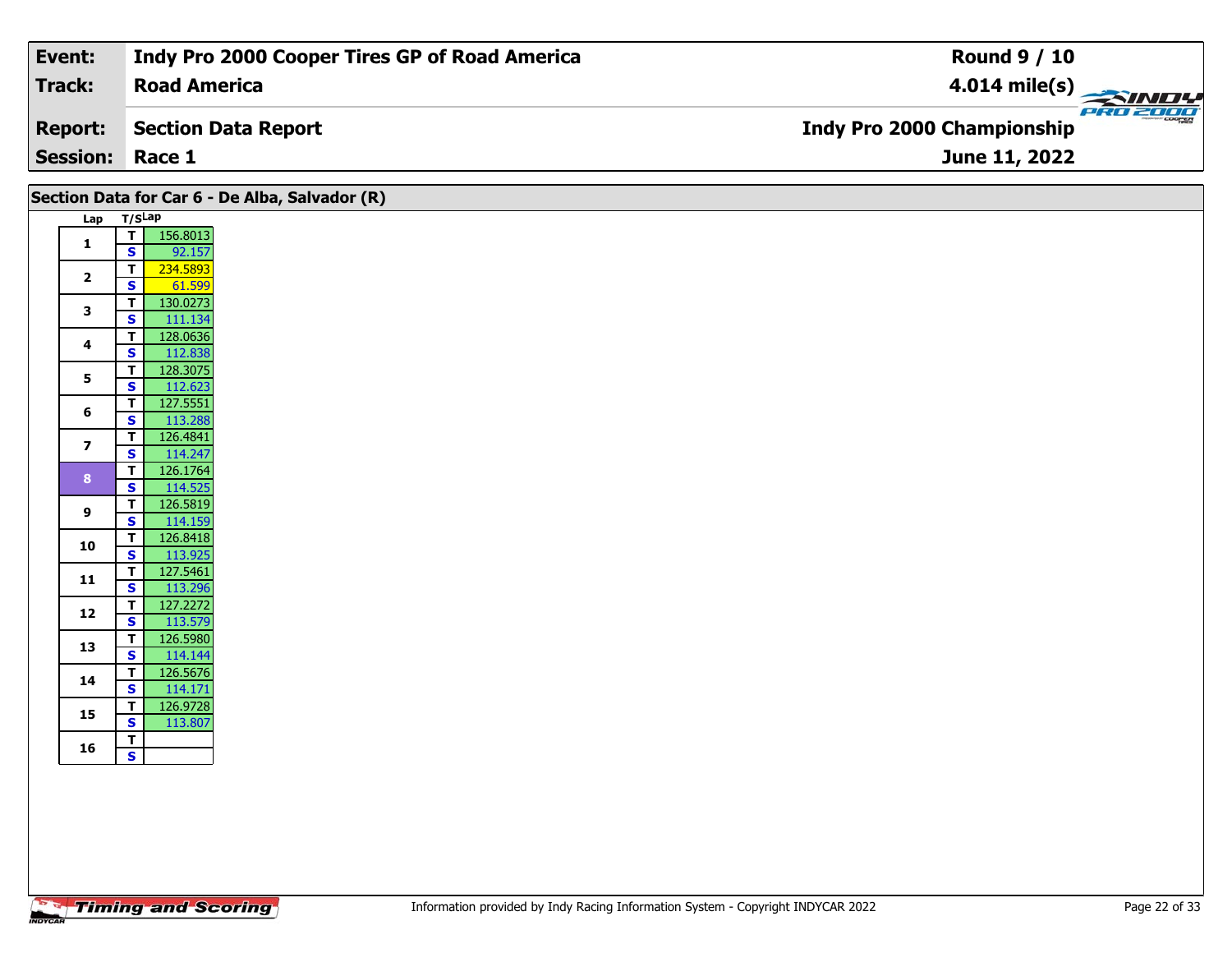| Event: | Indy Pro 2000 Cooper Tires GP of Road America | Round 9 / 10 |
|---|---|---|
| Track: | Road America | 4.014 mile(s) |
| Report: | Section Data Report | Indy Pro 2000 Championship |
| Session: | Race 1 | June 11, 2022 |

## Section Data for Car 6 - De Alba, Salvador (R)

| Lap | T/S | Lap |
|---|---|---|
| 1 | T | 156.8013 |
| | S | 92.157 |
| 2 | T | 234.5893 |
| | S | 61.599 |
| 3 | T | 130.0273 |
| | S | 111.134 |
| 4 | T | 128.0636 |
| | S | 112.838 |
| 5 | T | 128.3075 |
| | S | 112.623 |
| 6 | T | 127.5551 |
| | S | 113.288 |
| 7 | T | 126.4841 |
| | S | 114.247 |
| 8 | T | 126.1764 |
| | S | 114.525 |
| 9 | T | 126.5819 |
| | S | 114.159 |
| 10 | T | 126.8418 |
| | S | 113.925 |
| 11 | T | 127.5461 |
| | S | 113.296 |
| 12 | T | 127.2272 |
| | S | 113.579 |
| 13 | T | 126.5980 |
| | S | 114.144 |
| 14 | T | 126.5676 |
| | S | 114.171 |
| 15 | T | 126.9728 |
| | S | 113.807 |
| 16 | T | |
| | S | |

Information provided by Indy Racing Information System - Copyright INDYCAR 2022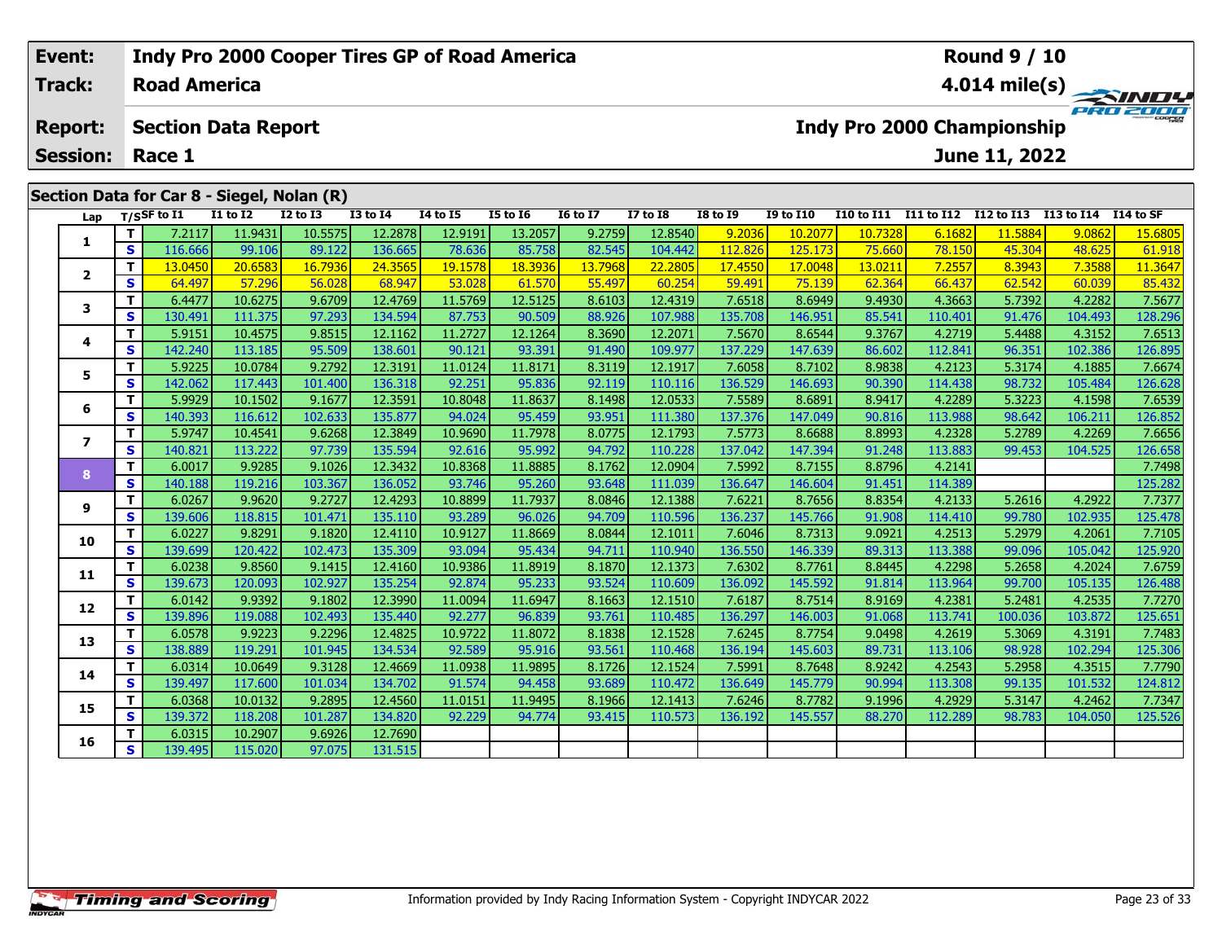| Event: | Indy Pro 2000 Cooper Tires GP of Road America | Round 9 / 10 |
|---|---|---|
| Track: | Road America | 4.014 mile(s) |
| Report: | Section Data Report | Indy Pro 2000 Championship |
| Session: | Race 1 | June 11, 2022 |

## Section Data for Car 8 - Siegel, Nolan (R)

| Lap | T/S | SF to I1 | I1 to I2 | I2 to I3 | I3 to I4 | I4 to I5 | I5 to I6 | I6 to I7 | I7 to I8 | I8 to I9 | I9 to I10 | I10 to I11 | I11 to I12 | I12 to I13 | I13 to I14 | I14 to SF |
|---|---|---|---|---|---|---|---|---|---|---|---|---|---|---|---|---|
| 1 | T | 7.2117 | 11.9431 | 10.5575 | 12.2878 | 12.9191 | 13.2057 | 9.2759 | 12.8540 | 9.2036 | 10.2077 | 10.7328 | 6.1682 | 11.5884 | 9.0862 | 15.6805 |
| | S | 116.666 | 99.106 | 89.122 | 136.665 | 78.636 | 85.758 | 82.545 | 104.442 | 112.826 | 125.173 | 75.660 | 78.150 | 45.304 | 48.625 | 61.918 |
| 2 | T | 13.0450 | 20.6583 | 16.7936 | 24.3565 | 19.1578 | 18.3936 | 13.7968 | 22.2805 | 17.4550 | 17.0048 | 13.0211 | 7.2557 | 8.3943 | 7.3588 | 11.3647 |
| | S | 64.497 | 57.296 | 56.028 | 68.947 | 53.028 | 61.570 | 55.497 | 60.254 | 59.491 | 75.139 | 62.364 | 66.437 | 62.542 | 60.039 | 85.432 |
| 3 | T | 6.4477 | 10.6275 | 9.6709 | 12.4769 | 11.5769 | 12.5125 | 8.6103 | 12.4319 | 7.6518 | 8.6949 | 9.4930 | 4.3663 | 5.7392 | 4.2282 | 7.5677 |
| | S | 130.491 | 111.375 | 97.293 | 134.594 | 87.753 | 90.509 | 88.926 | 107.988 | 135.708 | 146.951 | 85.541 | 110.401 | 91.476 | 104.493 | 128.296 |
| 4 | T | 5.9151 | 10.4575 | 9.8515 | 12.1162 | 11.2727 | 12.1264 | 8.3690 | 12.2071 | 7.5670 | 8.6544 | 9.3767 | 4.2719 | 5.4488 | 4.3152 | 7.6513 |
| | S | 142.240 | 113.185 | 95.509 | 138.601 | 90.121 | 93.391 | 91.490 | 109.977 | 137.229 | 147.639 | 86.602 | 112.841 | 96.351 | 102.386 | 126.895 |
| 5 | T | 5.9225 | 10.0784 | 9.2792 | 12.3191 | 11.0124 | 11.8171 | 8.3119 | 12.1917 | 7.6058 | 8.7102 | 8.9838 | 4.2123 | 5.3174 | 4.1885 | 7.6674 |
| | S | 142.062 | 117.443 | 101.400 | 136.318 | 92.251 | 95.836 | 92.119 | 110.116 | 136.529 | 146.693 | 90.390 | 114.438 | 98.732 | 105.484 | 126.628 |
| 6 | T | 5.9929 | 10.1502 | 9.1677 | 12.3591 | 10.8048 | 11.8637 | 8.1498 | 12.0533 | 7.5589 | 8.6891 | 8.9417 | 4.2289 | 5.3223 | 4.1598 | 7.6539 |
| | S | 140.393 | 116.612 | 102.633 | 135.877 | 94.024 | 95.459 | 93.951 | 111.380 | 137.376 | 147.049 | 90.816 | 113.988 | 98.642 | 106.211 | 126.852 |
| 7 | T | 5.9747 | 10.4541 | 9.6268 | 12.3849 | 10.9690 | 11.7978 | 8.0775 | 12.1793 | 7.5773 | 8.6688 | 8.8993 | 4.2328 | 5.2789 | 4.2269 | 7.6656 |
| | S | 140.821 | 113.222 | 97.739 | 135.594 | 92.616 | 95.992 | 94.792 | 110.228 | 137.042 | 147.394 | 91.248 | 113.883 | 99.453 | 104.525 | 126.658 |
| 8 | T | 6.0017 | 9.9285 | 9.1026 | 12.3432 | 10.8368 | 11.8885 | 8.1762 | 12.0904 | 7.5992 | 8.7155 | 8.8796 | 4.2141 | | | 7.7498 |
| | S | 140.188 | 119.216 | 103.367 | 136.052 | 93.746 | 95.260 | 93.648 | 111.039 | 136.647 | 146.604 | 91.451 | 114.389 | | | 125.282 |
| 9 | T | 6.0267 | 9.9620 | 9.2727 | 12.4293 | 10.8899 | 11.7937 | 8.0846 | 12.1388 | 7.6221 | 8.7656 | 8.8354 | 4.2133 | 5.2616 | 4.2922 | 7.7377 |
| | S | 139.606 | 118.815 | 101.471 | 135.110 | 93.289 | 96.026 | 94.709 | 110.596 | 136.237 | 145.766 | 91.908 | 114.410 | 99.780 | 102.935 | 125.478 |
| 10 | T | 6.0227 | 9.8291 | 9.1820 | 12.4110 | 10.9127 | 11.8669 | 8.0844 | 12.1011 | 7.6046 | 8.7313 | 9.0921 | 4.2513 | 5.2979 | 4.2061 | 7.7105 |
| | S | 139.699 | 120.422 | 102.473 | 135.309 | 93.094 | 95.434 | 94.711 | 110.940 | 136.550 | 146.339 | 89.313 | 113.388 | 99.096 | 105.042 | 125.920 |
| 11 | T | 6.0238 | 9.8560 | 9.1415 | 12.4160 | 10.9386 | 11.8919 | 8.1870 | 12.1373 | 7.6302 | 8.7761 | 8.8445 | 4.2298 | 5.2658 | 4.2024 | 7.6759 |
| | S | 139.673 | 120.093 | 102.927 | 135.254 | 92.874 | 95.233 | 93.524 | 110.609 | 136.092 | 145.592 | 91.814 | 113.964 | 99.700 | 105.135 | 126.488 |
| 12 | T | 6.0142 | 9.9392 | 9.1802 | 12.3990 | 11.0094 | 11.6947 | 8.1663 | 12.1510 | 7.6187 | 8.7514 | 8.9169 | 4.2381 | 5.2481 | 4.2535 | 7.7270 |
| | S | 139.896 | 119.088 | 102.493 | 135.440 | 92.277 | 96.839 | 93.761 | 110.485 | 136.297 | 146.003 | 91.068 | 113.741 | 100.036 | 103.872 | 125.651 |
| 13 | T | 6.0578 | 9.9223 | 9.2296 | 12.4825 | 10.9722 | 11.8072 | 8.1838 | 12.1528 | 7.6245 | 8.7754 | 9.0498 | 4.2619 | 5.3069 | 4.3191 | 7.7483 |
| | S | 138.889 | 119.291 | 101.945 | 134.534 | 92.589 | 95.916 | 93.561 | 110.468 | 136.194 | 145.603 | 89.731 | 113.106 | 98.928 | 102.294 | 125.306 |
| 14 | T | 6.0314 | 10.0649 | 9.3128 | 12.4669 | 11.0938 | 11.9895 | 8.1726 | 12.1524 | 7.5991 | 8.7648 | 8.9242 | 4.2543 | 5.2958 | 4.3515 | 7.7790 |
| | S | 139.497 | 117.600 | 101.034 | 134.702 | 91.574 | 94.458 | 93.689 | 110.472 | 136.649 | 145.779 | 90.994 | 113.308 | 99.135 | 101.532 | 124.812 |
| 15 | T | 6.0368 | 10.0132 | 9.2895 | 12.4560 | 11.0151 | 11.9495 | 8.1966 | 12.1413 | 7.6246 | 8.7782 | 9.1996 | 4.2929 | 5.3147 | 4.2462 | 7.7347 |
| | S | 139.372 | 118.208 | 101.287 | 134.820 | 92.229 | 94.774 | 93.415 | 110.573 | 136.192 | 145.557 | 88.270 | 112.289 | 98.783 | 104.050 | 125.526 |
| 16 | T | 6.0315 | 10.2907 | 9.6926 | 12.7690 | | | | | | | | | | | |
| | S | 139.495 | 115.020 | 97.075 | 131.515 | | | | | | | | | | | |

Information provided by Indy Racing Information System - Copyright INDYCAR 2022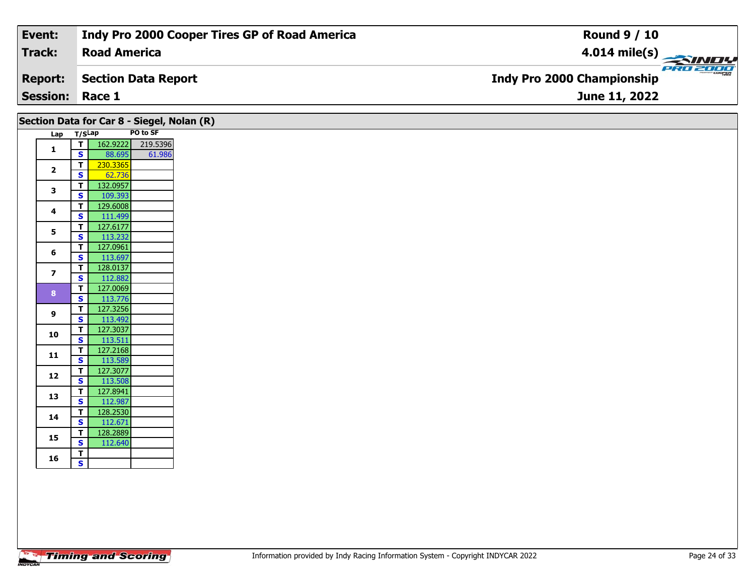| Event: | Indy Pro 2000 Cooper Tires GP of Road America | Round 9 / 10 |
|---|---|---|
| Track: | Road America | 4.014 mile(s) |
| Report: | Section Data Report | Indy Pro 2000 Championship |
| Session: | Race 1 | June 11, 2022 |

## Section Data for Car 8 - Siegel, Nolan (R)

| Lap | T/S | Lap | PO to SF |
|---|---|---|---|
| 1 | T | 162.9222 | 219.5396 |
| | S | 88.695 | 61.986 |
| 2 | T | 230.3365 | |
| | S | 62.736 | |
| 3 | T | 132.0957 | |
| | S | 109.393 | |
| 4 | T | 129.6008 | |
| | S | 111.499 | |
| 5 | T | 127.6177 | |
| | S | 113.232 | |
| 6 | T | 127.0961 | |
| | S | 113.697 | |
| 7 | T | 128.0137 | |
| | S | 112.882 | |
| 8 | T | 127.0069 | |
| | S | 113.776 | |
| 9 | T | 127.3256 | |
| | S | 113.492 | |
| 10 | T | 127.3037 | |
| | S | 113.511 | |
| 11 | T | 127.2168 | |
| | S | 113.589 | |
| 12 | T | 127.3077 | |
| | S | 113.508 | |
| 13 | T | 127.8941 | |
| | S | 112.987 | |
| 14 | T | 128.2530 | |
| | S | 112.671 | |
| 15 | T | 128.2889 | |
| | S | 112.640 | |
| 16 | T | | |
| | S | | |

Information provided by Indy Racing Information System - Copyright INDYCAR 2022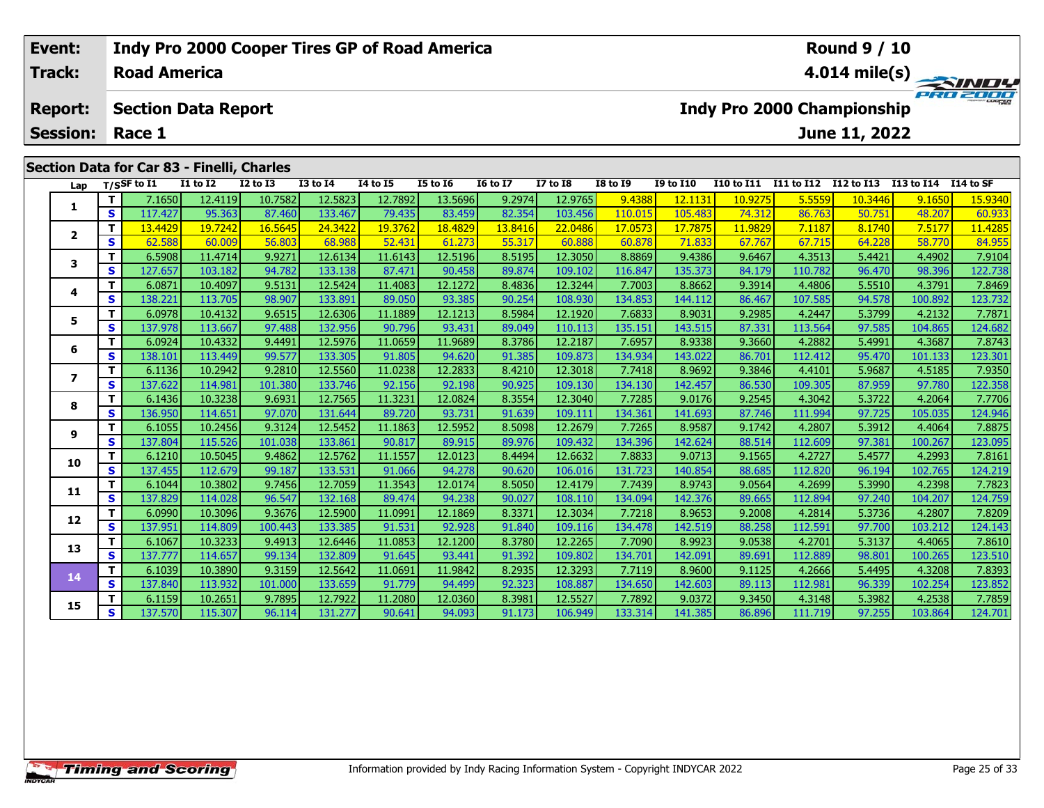| Event: | Indy Pro 2000 Cooper Tires GP of Road America | Round 9 / 10 |
|---|---|---|
| Track: | Road America | 4.014 mile(s) |
| Report: | Section Data Report | Indy Pro 2000 Championship |
| Session: | Race 1 | June 11, 2022 |

## Section Data for Car 83 - Finelli, Charles

| Lap | T/S | SF to I1 | I1 to I2 | I2 to I3 | I3 to I4 | I4 to I5 | I5 to I6 | I6 to I7 | I7 to I8 | I8 to I9 | I9 to I10 | I10 to I11 | I11 to I12 | I12 to I13 | I13 to I14 | I14 to SF |
|---|---|---|---|---|---|---|---|---|---|---|---|---|---|---|---|---|
| 1 | T | 7.1650 | 12.4119 | 10.7582 | 12.5823 | 12.7892 | 13.5696 | 9.2974 | 12.9765 | 9.4388 | 12.1131 | 10.9275 | 5.5559 | 10.3446 | 9.1650 | 15.9340 |
| | S | 117.427 | 95.363 | 87.460 | 133.467 | 79.435 | 83.459 | 82.354 | 103.456 | 110.015 | 105.483 | 74.312 | 86.763 | 50.751 | 48.207 | 60.933 |
| 2 | T | 13.4429 | 19.7242 | 16.5645 | 24.3422 | 19.3762 | 18.4829 | 13.8416 | 22.0486 | 17.0573 | 17.7875 | 11.9829 | 7.1187 | 8.1740 | 7.5177 | 11.4285 |
| | S | 62.588 | 60.009 | 56.803 | 68.988 | 52.431 | 61.273 | 55.317 | 60.888 | 60.878 | 71.833 | 67.767 | 67.715 | 64.228 | 58.770 | 84.955 |
| 3 | T | 6.5908 | 11.4714 | 9.9271 | 12.6134 | 11.6143 | 12.5196 | 8.5195 | 12.3050 | 8.8869 | 9.4386 | 9.6467 | 4.3513 | 5.4421 | 4.4902 | 7.9104 |
| | S | 127.657 | 103.182 | 94.782 | 133.138 | 87.471 | 90.458 | 89.874 | 109.102 | 116.847 | 135.373 | 84.179 | 110.782 | 96.470 | 98.396 | 122.738 |
| 4 | T | 6.0871 | 10.4097 | 9.5131 | 12.5424 | 11.4083 | 12.1272 | 8.4836 | 12.3244 | 7.7003 | 8.8662 | 9.3914 | 4.4806 | 5.5510 | 4.3791 | 7.8469 |
| | S | 138.221 | 113.705 | 98.907 | 133.891 | 89.050 | 93.385 | 90.254 | 108.930 | 134.853 | 144.112 | 86.467 | 107.585 | 94.578 | 100.892 | 123.732 |
| 5 | T | 6.0978 | 10.4132 | 9.6515 | 12.6306 | 11.1889 | 12.1213 | 8.5984 | 12.1920 | 7.6833 | 8.9031 | 9.2985 | 4.2447 | 5.3799 | 4.2132 | 7.7871 |
| | S | 137.978 | 113.667 | 97.488 | 132.956 | 90.796 | 93.431 | 89.049 | 110.113 | 135.151 | 143.515 | 87.331 | 113.564 | 97.585 | 104.865 | 124.682 |
| 6 | T | 6.0924 | 10.4332 | 9.4491 | 12.5976 | 11.0659 | 11.9689 | 8.3786 | 12.2187 | 7.6957 | 8.9338 | 9.3660 | 4.2882 | 5.4991 | 4.3687 | 7.8743 |
| | S | 138.101 | 113.449 | 99.577 | 133.305 | 91.805 | 94.620 | 91.385 | 109.873 | 134.934 | 143.022 | 86.701 | 112.412 | 95.470 | 101.133 | 123.301 |
| 7 | T | 6.1136 | 10.2942 | 9.2810 | 12.5560 | 11.0238 | 12.2833 | 8.4210 | 12.3018 | 7.7418 | 8.9692 | 9.3846 | 4.4101 | 5.9687 | 4.5185 | 7.9350 |
| | S | 137.622 | 114.981 | 101.380 | 133.746 | 92.156 | 92.198 | 90.925 | 109.130 | 134.130 | 142.457 | 86.530 | 109.305 | 87.959 | 97.780 | 122.358 |
| 8 | T | 6.1436 | 10.3238 | 9.6931 | 12.7565 | 11.3231 | 12.0824 | 8.3554 | 12.3040 | 7.7285 | 9.0176 | 9.2545 | 4.3042 | 5.3722 | 4.2064 | 7.7706 |
| | S | 136.950 | 114.651 | 97.070 | 131.644 | 89.720 | 93.731 | 91.639 | 109.111 | 134.361 | 141.693 | 87.746 | 111.994 | 97.725 | 105.035 | 124.946 |
| 9 | T | 6.1055 | 10.2456 | 9.3124 | 12.5452 | 11.1863 | 12.5952 | 8.5098 | 12.2679 | 7.7265 | 8.9587 | 9.1742 | 4.2807 | 5.3912 | 4.4064 | 7.8875 |
| | S | 137.804 | 115.526 | 101.038 | 133.861 | 90.817 | 89.915 | 89.976 | 109.432 | 134.396 | 142.624 | 88.514 | 112.609 | 97.381 | 100.267 | 123.095 |
| 10 | T | 6.1210 | 10.5045 | 9.4862 | 12.5762 | 11.1557 | 12.0123 | 8.4494 | 12.6632 | 7.8833 | 9.0713 | 9.1565 | 4.2727 | 5.4577 | 4.2993 | 7.8161 |
| | S | 137.455 | 112.679 | 99.187 | 133.531 | 91.066 | 94.278 | 90.620 | 106.016 | 131.723 | 140.854 | 88.685 | 112.820 | 96.194 | 102.765 | 124.219 |
| 11 | T | 6.1044 | 10.3802 | 9.7456 | 12.7059 | 11.3543 | 12.0174 | 8.5050 | 12.4179 | 7.7439 | 8.9743 | 9.0564 | 4.2699 | 5.3990 | 4.2398 | 7.7823 |
| | S | 137.829 | 114.028 | 96.547 | 132.168 | 89.474 | 94.238 | 90.027 | 108.110 | 134.094 | 142.376 | 89.665 | 112.894 | 97.240 | 104.207 | 124.759 |
| 12 | T | 6.0990 | 10.3096 | 9.3676 | 12.5900 | 11.0991 | 12.1869 | 8.3371 | 12.3034 | 7.7218 | 8.9653 | 9.2008 | 4.2814 | 5.3736 | 4.2807 | 7.8209 |
| | S | 137.951 | 114.809 | 100.443 | 133.385 | 91.531 | 92.928 | 91.840 | 109.116 | 134.478 | 142.519 | 88.258 | 112.591 | 97.700 | 103.212 | 124.143 |
| 13 | T | 6.1067 | 10.3233 | 9.4913 | 12.6446 | 11.0853 | 12.1200 | 8.3780 | 12.2265 | 7.7090 | 8.9923 | 9.0538 | 4.2701 | 5.3137 | 4.4065 | 7.8610 |
| | S | 137.777 | 114.657 | 99.134 | 132.809 | 91.645 | 93.441 | 91.392 | 109.802 | 134.701 | 142.091 | 89.691 | 112.889 | 98.801 | 100.265 | 123.510 |
| 14 | T | 6.1039 | 10.3890 | 9.3159 | 12.5642 | 11.0691 | 11.9842 | 8.2935 | 12.3293 | 7.7119 | 8.9600 | 9.1125 | 4.2666 | 5.4495 | 4.3208 | 7.8393 |
| | S | 137.840 | 113.932 | 101.000 | 133.659 | 91.779 | 94.499 | 92.323 | 108.887 | 134.650 | 142.603 | 89.113 | 112.981 | 96.339 | 102.254 | 123.852 |
| 15 | T | 6.1159 | 10.2651 | 9.7895 | 12.7922 | 11.2080 | 12.0360 | 8.3981 | 12.5527 | 7.7892 | 9.0372 | 9.3450 | 4.3148 | 5.3982 | 4.2538 | 7.7859 |
| | S | 137.570 | 115.307 | 96.114 | 131.277 | 90.641 | 94.093 | 91.173 | 106.949 | 133.314 | 141.385 | 86.896 | 111.719 | 97.255 | 103.864 | 124.701 |

Information provided by Indy Racing Information System - Copyright INDYCAR 2022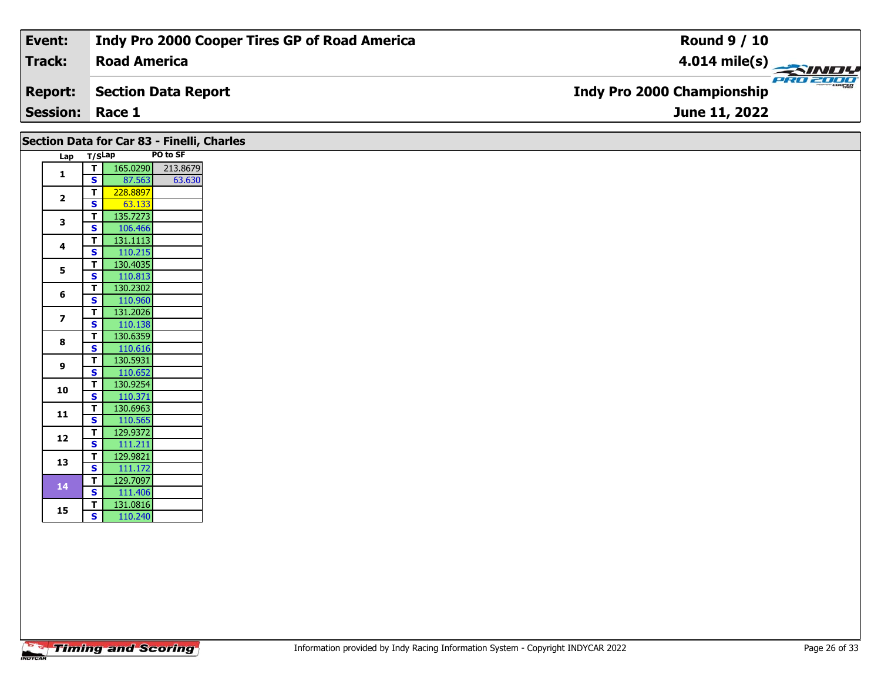| Event: | Indy Pro 2000 Cooper Tires GP of Road America | Round 9 / 10 |
|---|---|---|
| Track: | Road America | 4.014 mile(s) |
| Report: | Section Data Report | Indy Pro 2000 Championship |
| Session: | Race 1 | June 11, 2022 |

## Section Data for Car 83 - Finelli, Charles

| Lap | T/S | Lap | PO to SF |
|---|---|---|---|
| 1 | T | 165.0290 | 213.8679 |
| | S | 87.563 | 63.630 |
| 2 | T | 228.8897 | |
| | S | 63.133 | |
| 3 | T | 135.7273 | |
| | S | 106.466 | |
| 4 | T | 131.1113 | |
| | S | 110.215 | |
| 5 | T | 130.4035 | |
| | S | 110.813 | |
| 6 | T | 130.2302 | |
| | S | 110.960 | |
| 7 | T | 131.2026 | |
| | S | 110.138 | |
| 8 | T | 130.6359 | |
| | S | 110.616 | |
| 9 | T | 130.5931 | |
| | S | 110.652 | |
| 10 | T | 130.9254 | |
| | S | 110.371 | |
| 11 | T | 130.6963 | |
| | S | 110.565 | |
| 12 | T | 129.9372 | |
| | S | 111.211 | |
| 13 | T | 129.9821 | |
| | S | 111.172 | |
| 14 | T | 129.7097 | |
| | S | 111.406 | |
| 15 | T | 131.0816 | |
| | S | 110.240 | |

Timing and Scoring

Information provided by Indy Racing Information System - Copyright INDYCAR 2022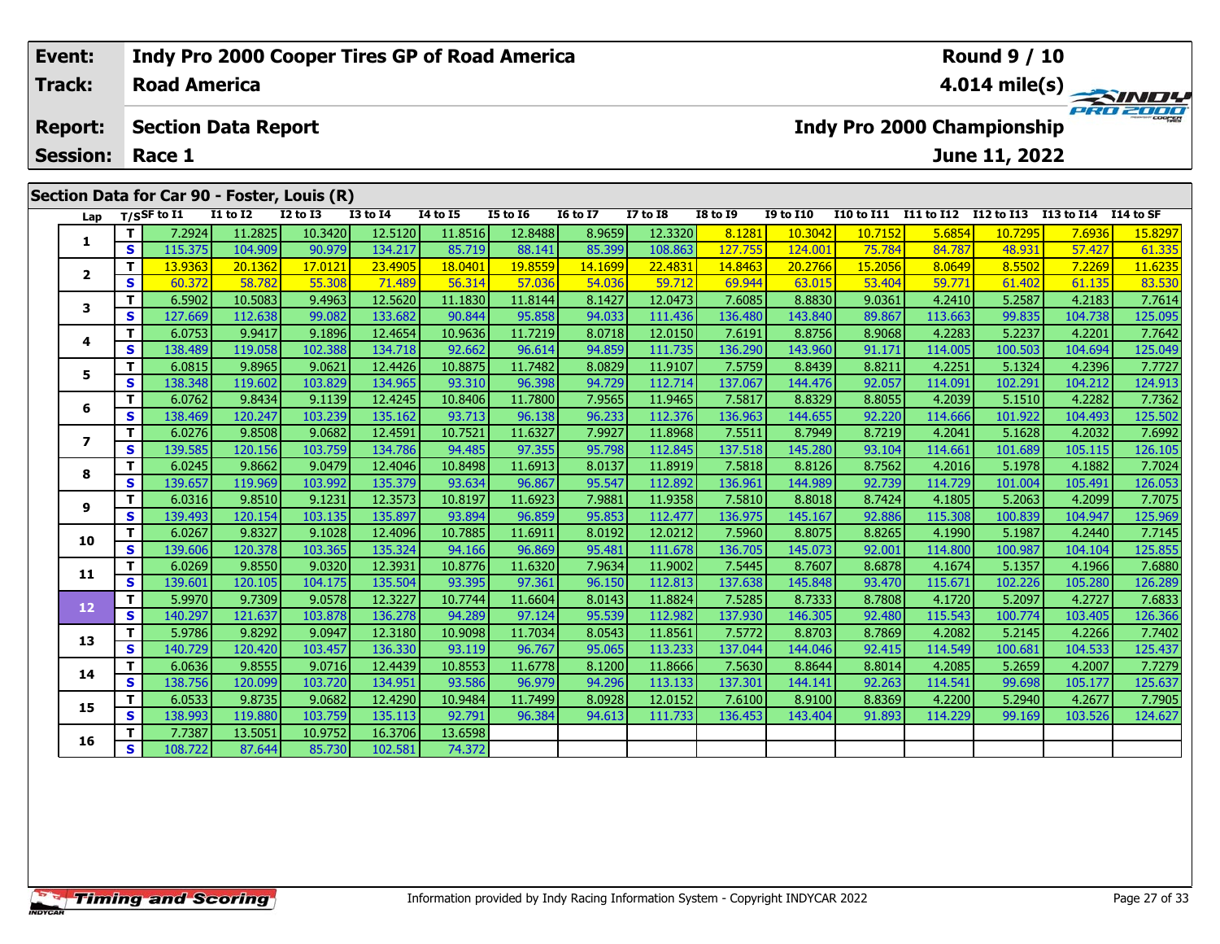| Event: | Indy Pro 2000 Cooper Tires GP of Road America | Round 9 / 10 |
|---|---|---|
| Track: | Road America | 4.014 mile(s) |
| Report: | Section Data Report | Indy Pro 2000 Championship |
| Session: | Race 1 | June 11, 2022 |

## Section Data for Car 90 - Foster, Louis (R)

| Lap | T/S | SF to I1 | I1 to I2 | I2 to I3 | I3 to I4 | I4 to I5 | I5 to I6 | I6 to I7 | I7 to I8 | I8 to I9 | I9 to I10 | I10 to I11 | I11 to I12 | I12 to I13 | I13 to I14 | I14 to SF |
|---|---|---|---|---|---|---|---|---|---|---|---|---|---|---|---|---|
| 1 | T | 7.2924 | 11.2825 | 10.3420 | 12.5120 | 11.8516 | 12.8488 | 8.9659 | 12.3320 | 8.1281 | 10.3042 | 10.7152 | 5.6854 | 10.7295 | 7.6936 | 15.8297 |
| | S | 115.375 | 104.909 | 90.979 | 134.217 | 85.719 | 88.141 | 85.399 | 108.863 | 127.755 | 124.001 | 75.784 | 84.787 | 48.931 | 57.427 | 61.335 |
| 2 | T | 13.9363 | 20.1362 | 17.0121 | 23.4905 | 18.0401 | 19.8559 | 14.1699 | 22.4831 | 14.8463 | 20.2766 | 15.2056 | 8.0649 | 8.5502 | 7.2269 | 11.6235 |
| | S | 60.372 | 58.782 | 55.308 | 71.489 | 56.314 | 57.036 | 54.036 | 59.712 | 69.944 | 63.015 | 53.404 | 59.771 | 61.402 | 61.135 | 83.530 |
| 3 | T | 6.5902 | 10.5083 | 9.4963 | 12.5620 | 11.1830 | 11.8144 | 8.1427 | 12.0473 | 7.6085 | 8.8830 | 9.0361 | 4.2410 | 5.2587 | 4.2183 | 7.7614 |
| | S | 127.669 | 112.638 | 99.082 | 133.682 | 90.844 | 95.858 | 94.033 | 111.436 | 136.480 | 143.840 | 89.867 | 113.663 | 99.835 | 104.738 | 125.095 |
| 4 | T | 6.0753 | 9.9417 | 9.1896 | 12.4654 | 10.9636 | 11.7219 | 8.0718 | 12.0150 | 7.6191 | 8.8756 | 8.9068 | 4.2283 | 5.2237 | 4.2201 | 7.7642 |
| | S | 138.489 | 119.058 | 102.388 | 134.718 | 92.662 | 96.614 | 94.859 | 111.735 | 136.290 | 143.960 | 91.171 | 114.005 | 100.503 | 104.694 | 125.049 |
| 5 | T | 6.0815 | 9.8965 | 9.0621 | 12.4426 | 10.8875 | 11.7482 | 8.0829 | 11.9107 | 7.5759 | 8.8439 | 8.8211 | 4.2251 | 5.1324 | 4.2396 | 7.7727 |
| | S | 138.348 | 119.602 | 103.829 | 134.965 | 93.310 | 96.398 | 94.729 | 112.714 | 137.067 | 144.476 | 92.057 | 114.091 | 102.291 | 104.212 | 124.913 |
| 6 | T | 6.0762 | 9.8434 | 9.1139 | 12.4245 | 10.8406 | 11.7800 | 7.9565 | 11.9465 | 7.5817 | 8.8329 | 8.8055 | 4.2039 | 5.1510 | 4.2282 | 7.7362 |
| | S | 138.469 | 120.247 | 103.239 | 135.162 | 93.713 | 96.138 | 96.233 | 112.376 | 136.963 | 144.655 | 92.220 | 114.666 | 101.922 | 104.493 | 125.502 |
| 7 | T | 6.0276 | 9.8508 | 9.0682 | 12.4591 | 10.7521 | 11.6327 | 7.9927 | 11.8968 | 7.5511 | 8.7949 | 8.7219 | 4.2041 | 5.1628 | 4.2032 | 7.6992 |
| | S | 139.585 | 120.156 | 103.759 | 134.786 | 94.485 | 97.355 | 95.798 | 112.845 | 137.518 | 145.280 | 93.104 | 114.661 | 101.689 | 105.115 | 126.105 |
| 8 | T | 6.0245 | 9.8662 | 9.0479 | 12.4046 | 10.8498 | 11.6913 | 8.0137 | 11.8919 | 7.5818 | 8.8126 | 8.7562 | 4.2016 | 5.1978 | 4.1882 | 7.7024 |
| | S | 139.657 | 119.969 | 103.992 | 135.379 | 93.634 | 96.867 | 95.547 | 112.892 | 136.961 | 144.989 | 92.739 | 114.729 | 101.004 | 105.491 | 126.053 |
| 9 | T | 6.0316 | 9.8510 | 9.1231 | 12.3573 | 10.8197 | 11.6923 | 7.9881 | 11.9358 | 7.5810 | 8.8018 | 8.7424 | 4.1805 | 5.2063 | 4.2099 | 7.7075 |
| | S | 139.493 | 120.154 | 103.135 | 135.897 | 93.894 | 96.859 | 95.853 | 112.477 | 136.975 | 145.167 | 92.886 | 115.308 | 100.839 | 104.947 | 125.969 |
| 10 | T | 6.0267 | 9.8327 | 9.1028 | 12.4096 | 10.7885 | 11.6911 | 8.0192 | 12.0212 | 7.5960 | 8.8075 | 8.8265 | 4.1990 | 5.1987 | 4.2440 | 7.7145 |
| | S | 139.606 | 120.378 | 103.365 | 135.324 | 94.166 | 96.869 | 95.481 | 111.678 | 136.705 | 145.073 | 92.001 | 114.800 | 100.987 | 104.104 | 125.855 |
| 11 | T | 6.0269 | 9.8550 | 9.0320 | 12.3931 | 10.8776 | 11.6320 | 7.9634 | 11.9002 | 7.5445 | 8.7607 | 8.6878 | 4.1674 | 5.1357 | 4.1966 | 7.6880 |
| | S | 139.601 | 120.105 | 104.175 | 135.504 | 93.395 | 97.361 | 96.150 | 112.813 | 137.638 | 145.848 | 93.470 | 115.671 | 102.226 | 105.280 | 126.289 |
| 12 | T | 5.9970 | 9.7309 | 9.0578 | 12.3227 | 10.7744 | 11.6604 | 8.0143 | 11.8824 | 7.5285 | 8.7333 | 8.7808 | 4.1720 | 5.2097 | 4.2727 | 7.6833 |
| | S | 140.297 | 121.637 | 103.878 | 136.278 | 94.289 | 97.124 | 95.539 | 112.982 | 137.930 | 146.305 | 92.480 | 115.543 | 100.774 | 103.405 | 126.366 |
| 13 | T | 5.9786 | 9.8292 | 9.0947 | 12.3180 | 10.9098 | 11.7034 | 8.0543 | 11.8561 | 7.5772 | 8.8703 | 8.7869 | 4.2082 | 5.2145 | 4.2266 | 7.7402 |
| | S | 140.729 | 120.420 | 103.457 | 136.330 | 93.119 | 96.767 | 95.065 | 113.233 | 137.044 | 144.046 | 92.415 | 114.549 | 100.681 | 104.533 | 125.437 |
| 14 | T | 6.0636 | 9.8555 | 9.0716 | 12.4439 | 10.8553 | 11.6778 | 8.1200 | 11.8666 | 7.5630 | 8.8644 | 8.8014 | 4.2085 | 5.2659 | 4.2007 | 7.7279 |
| | S | 138.756 | 120.099 | 103.720 | 134.951 | 93.586 | 96.979 | 94.296 | 113.133 | 137.301 | 144.141 | 92.263 | 114.541 | 99.698 | 105.177 | 125.637 |
| 15 | T | 6.0533 | 9.8735 | 9.0682 | 12.4290 | 10.9484 | 11.7499 | 8.0928 | 12.0152 | 7.6100 | 8.9100 | 8.8369 | 4.2200 | 5.2940 | 4.2677 | 7.7905 |
| | S | 138.993 | 119.880 | 103.759 | 135.113 | 92.791 | 96.384 | 94.613 | 111.733 | 136.453 | 143.404 | 91.893 | 114.229 | 99.169 | 103.526 | 124.627 |
| 16 | T | 7.7387 | 13.5051 | 10.9752 | 16.3706 | 13.6598 | | | | | | | | | | |
| | S | 108.722 | 87.644 | 85.730 | 102.581 | 74.372 | | | | | | | | | | |

Information provided by Indy Racing Information System - Copyright INDYCAR 2022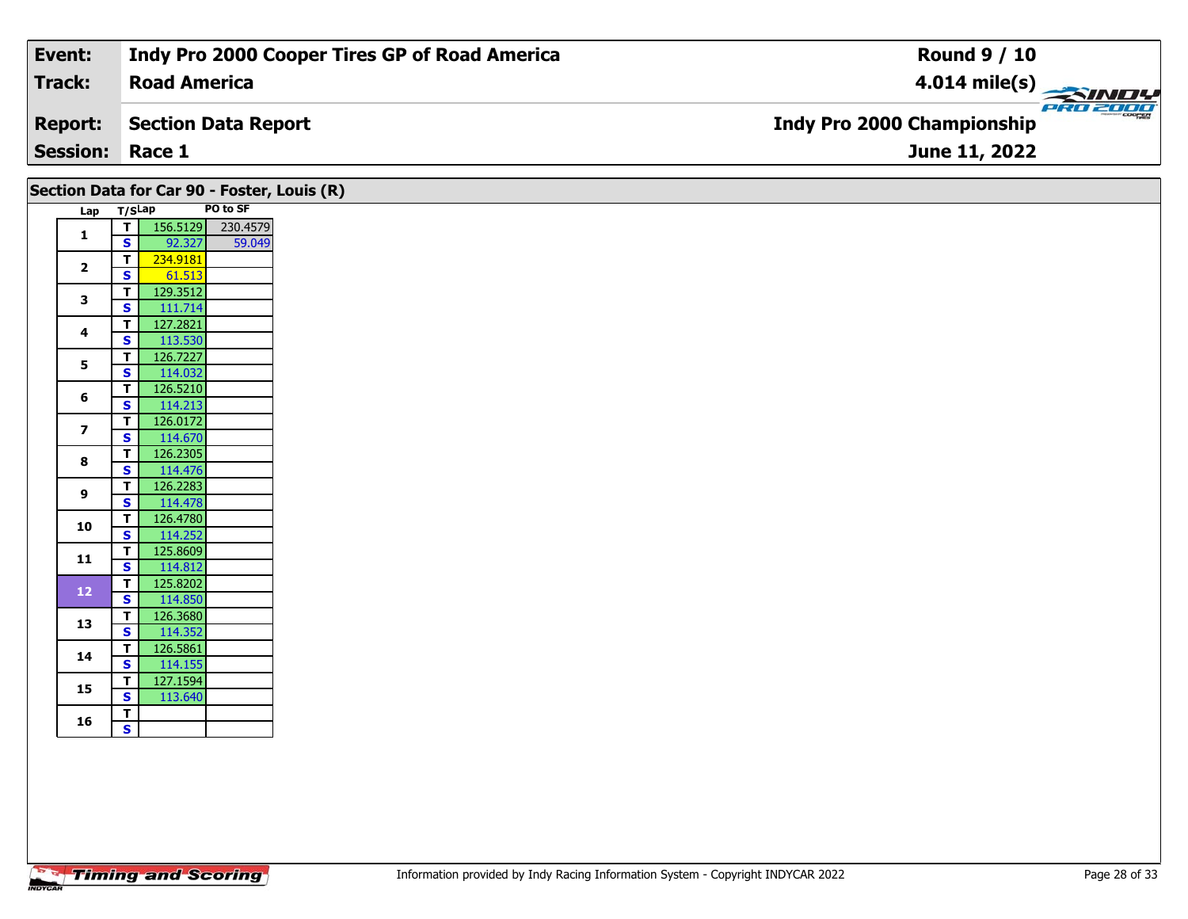| Event: | Indy Pro 2000 Cooper Tires GP of Road America | Round 9 / 10 |
|---|---|---|
| Track: | Road America | 4.014 mile(s) |
| Report: | Section Data Report | Indy Pro 2000 Championship |
| Session: | Race 1 | June 11, 2022 |

## Section Data for Car 90 - Foster, Louis (R)

| Lap | T/S | Lap | PO to SF |
|---|---|---|---|
| 1 | T | 156.5129 | 230.4579 |
| | S | 92.327 | 59.049 |
| 2 | T | 234.9181 | |
| | S | 61.513 | |
| 3 | T | 129.3512 | |
| | S | 111.714 | |
| 4 | T | 127.2821 | |
| | S | 113.530 | |
| 5 | T | 126.7227 | |
| | S | 114.032 | |
| 6 | T | 126.5210 | |
| | S | 114.213 | |
| 7 | T | 126.0172 | |
| | S | 114.670 | |
| 8 | T | 126.2305 | |
| | S | 114.476 | |
| 9 | T | 126.2283 | |
| | S | 114.478 | |
| 10 | T | 126.4780 | |
| | S | 114.252 | |
| 11 | T | 125.8609 | |
| | S | 114.812 | |
| 12 | T | 125.8202 | |
| | S | 114.850 | |
| 13 | T | 126.3680 | |
| | S | 114.352 | |
| 14 | T | 126.5861 | |
| | S | 114.155 | |
| 15 | T | 127.1594 | |
| | S | 113.640 | |
| 16 | T | | |
| | S | | |

Information provided by Indy Racing Information System - Copyright INDYCAR 2022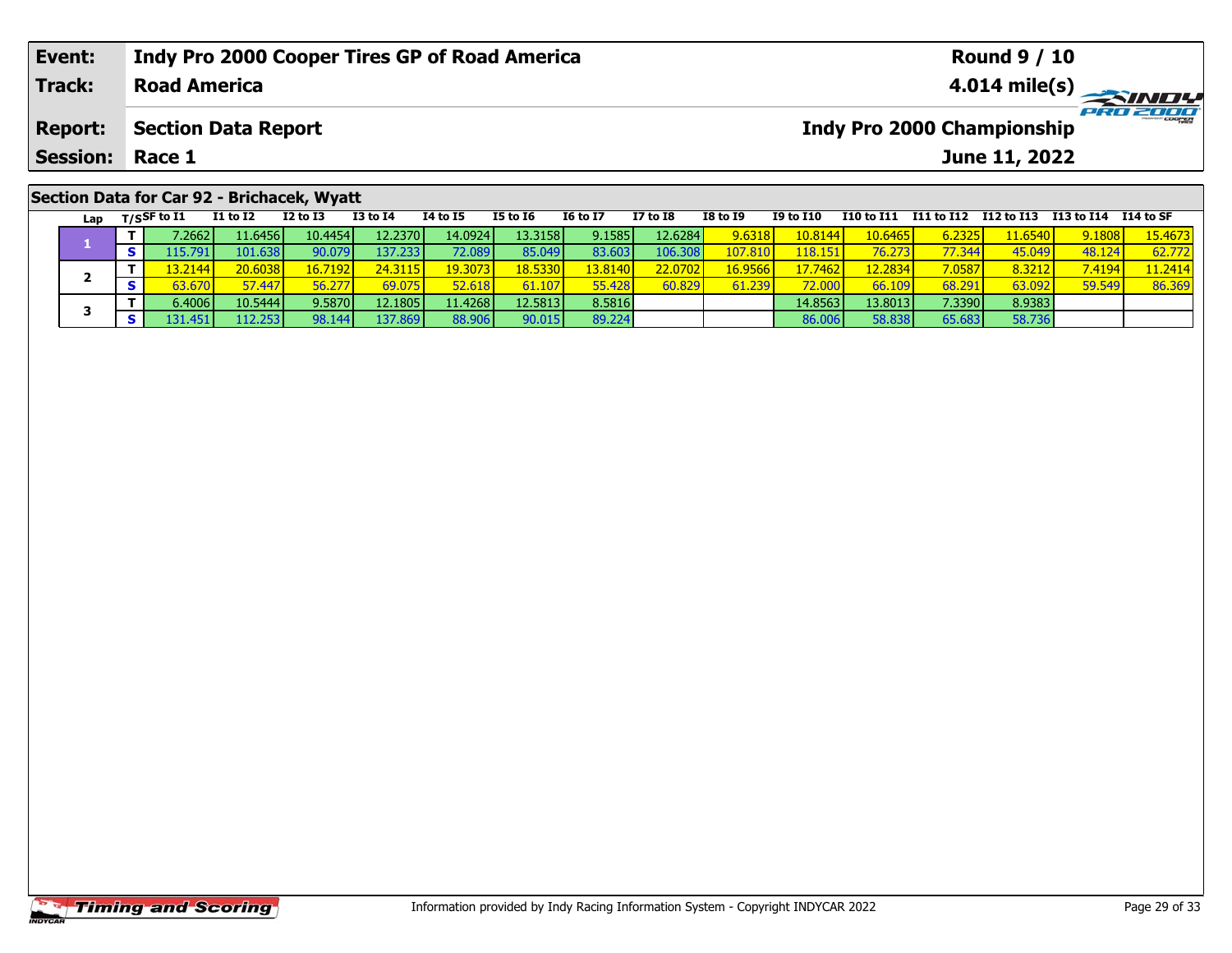| Event: | Indy Pro 2000 Cooper Tires GP of Road America | Round 9 / 10 |
|---|---|---|
| Track: | Road America | 4.014 mile(s) |
| Report: | Section Data Report | Indy Pro 2000 Championship |
| Session: | Race 1 | June 11, 2022 |

## Section Data for Car 92 - Brichacek, Wyatt

| Lap | T/S | SF to I1 | I1 to I2 | I2 to I3 | I3 to I4 | I4 to I5 | I5 to I6 | I6 to I7 | I7 to I8 | I8 to I9 | I9 to I10 | I10 to I11 | I11 to I12 | I12 to I13 | I13 to I14 | I14 to SF |
|---|---|---|---|---|---|---|---|---|---|---|---|---|---|---|---|---|
| 1 | T | 7.2662 | 11.6456 | 10.4454 | 12.2370 | 14.0924 | 13.3158 | 9.1585 | 12.6284 | 9.6318 | 10.8144 | 10.6465 | 6.2325 | 11.6540 | 9.1808 | 15.4673 |
| | S | 115.791 | 101.638 | 90.079 | 137.233 | 72.089 | 85.049 | 83.603 | 106.308 | 107.810 | 118.151 | 76.273 | 77.344 | 45.049 | 48.124 | 62.772 |
| 2 | T | 13.2144 | 20.6038 | 16.7192 | 24.3115 | 19.3073 | 18.5330 | 13.8140 | 22.0702 | 16.9566 | 17.7462 | 12.2834 | 7.0587 | 8.3212 | 7.4194 | 11.2414 |
| | S | 63.670 | 57.447 | 56.277 | 69.075 | 52.618 | 61.107 | 55.428 | 60.829 | 61.239 | 72.000 | 66.109 | 68.291 | 63.092 | 59.549 | 86.369 |
| 3 | T | 6.4006 | 10.5444 | 9.5870 | 12.1805 | 11.4268 | 12.5813 | 8.5816 | | | 14.8563 | 13.8013 | 7.3390 | 8.9383 | | |
| | S | 131.451 | 112.253 | 98.144 | 137.869 | 88.906 | 90.015 | 89.224 | | | 86.006 | 58.838 | 65.683 | 58.736 | | |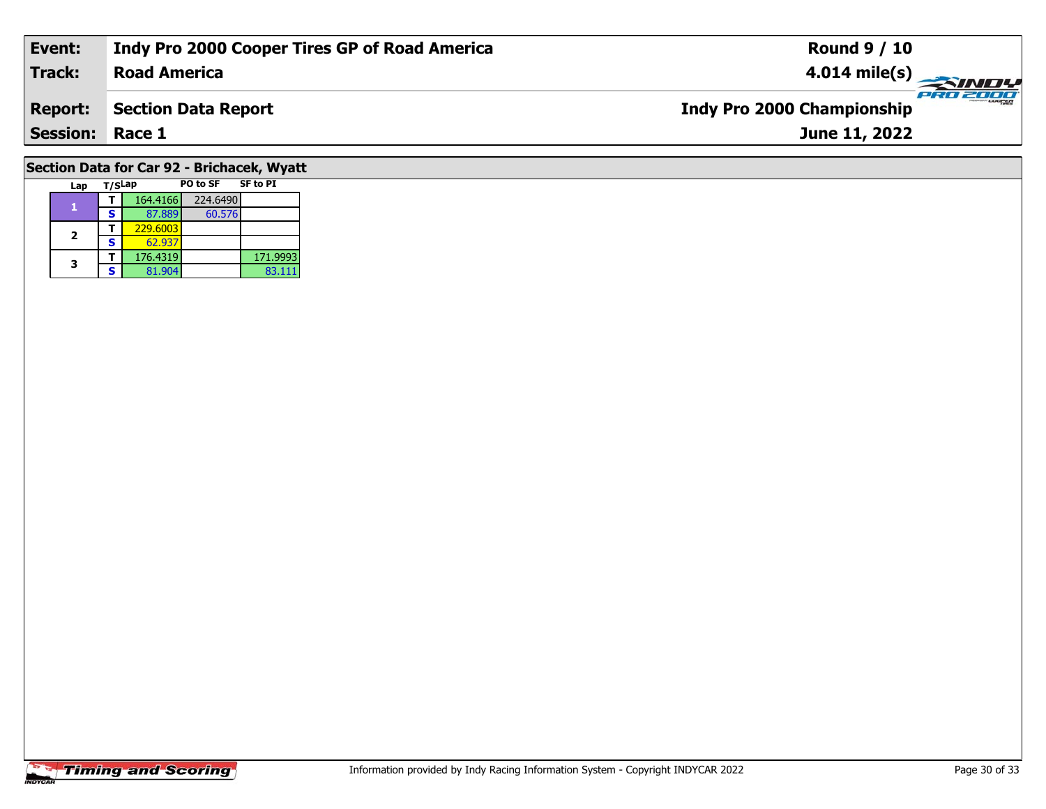| **Event:** | **Indy Pro 2000 Cooper Tires GP of Road America** | **Round 9 / 10** |
|---|---|---|
| **Track:** | **Road America** | **4.014 mile(s)** |
| **Report:** | **Section Data Report** | **Indy Pro 2000 Championship** |
| **Session:** | **Race 1** | **June 11, 2022** |

## Section Data for Car 92 - Brichacek, Wyatt

| Lap | T/S | Lap | PO to SF | SF to PI |
|---|---|---|---|---|
| 1 | T | 164.4166 | 224.6490 | |
| | S | 87.889 | 60.576 | |
| 2 | T | 229.6003 | | |
| | S | 62.937 | | |
| 3 | T | 176.4319 | | 171.9993 |
| | S | 81.904 | | 83.111 |

Information provided by Indy Racing Information System - Copyright INDYCAR 2022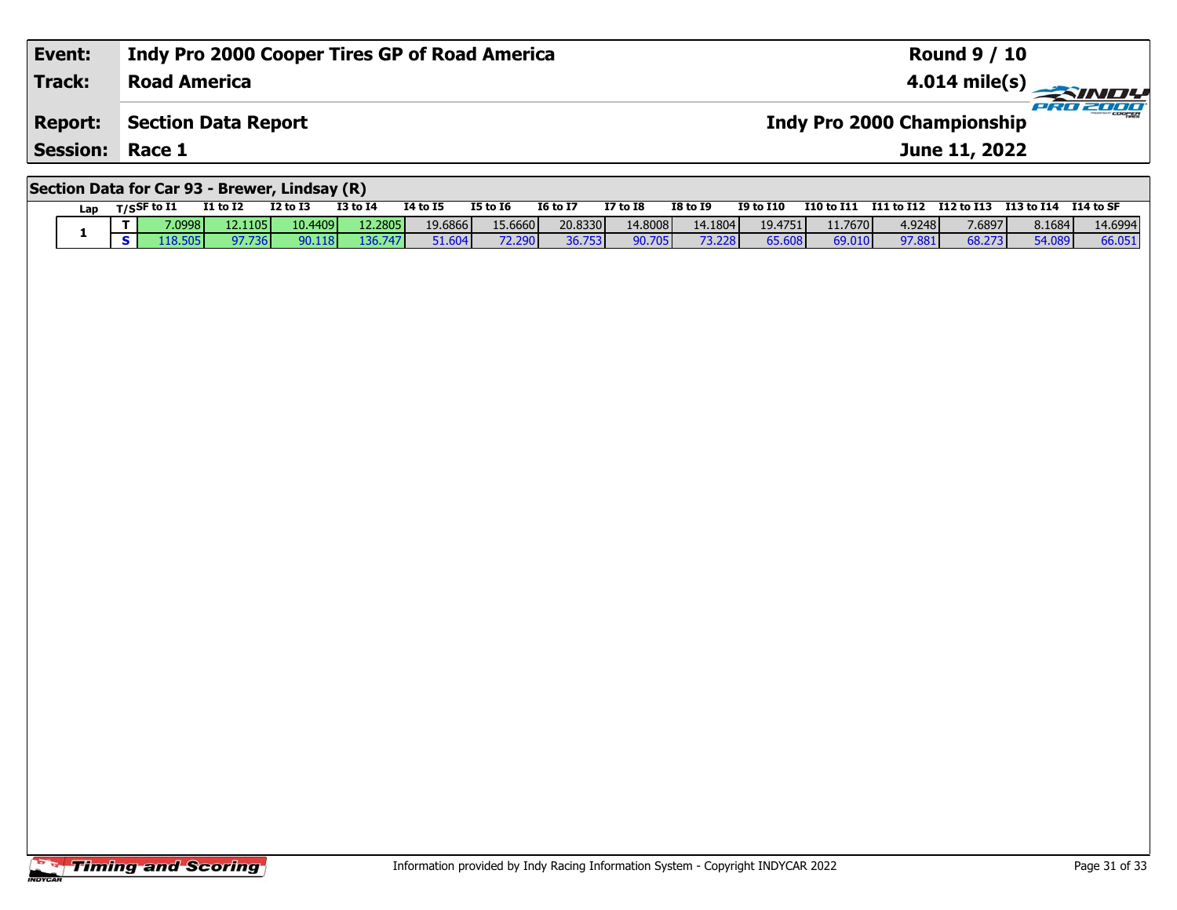| Event: | Indy Pro 2000 Cooper Tires GP of Road America | Round 9 / 10 |
|---|---|---|
| Track: | Road America | 4.014 mile(s) |
| Report: | Section Data Report | Indy Pro 2000 Championship |
| Session: | Race 1 | June 11, 2022 |

## Section Data for Car 93 - Brewer, Lindsay (R)

| Lap | T/S | SF to I1 | I1 to I2 | I2 to I3 | I3 to I4 | I4 to I5 | I5 to I6 | I6 to I7 | I7 to I8 | I8 to I9 | I9 to I10 | I10 to I11 | I11 to I12 | I12 to I13 | I13 to I14 | I14 to SF |
|---|---|---|---|---|---|---|---|---|---|---|---|---|---|---|---|---|
| 1 | T | 7.0998 | 12.1105 | 10.4409 | 12.2805 | 19.6866 | 15.6660 | 20.8330 | 14.8008 | 14.1804 | 19.4751 | 11.7670 | 4.9248 | 7.6897 | 8.1684 | 14.6994 |
| | S | 118.505 | 97.736 | 90.118 | 136.747 | 51.604 | 72.290 | 36.753 | 90.705 | 73.228 | 65.608 | 69.010 | 97.881 | 68.273 | 54.089 | 66.051 |

Timing and Scoring

Information provided by Indy Racing Information System - Copyright INDYCAR 2022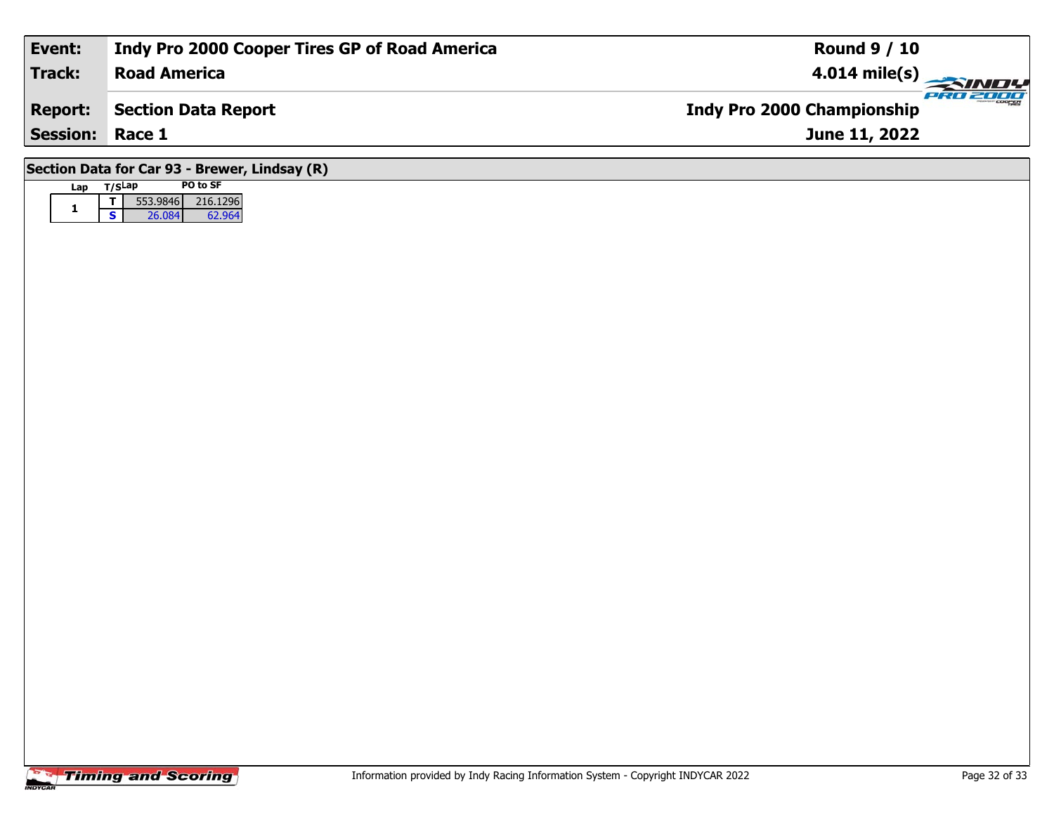| Event: | Indy Pro 2000 Cooper Tires GP of Road America | Round 9 / 10 |
| --- | --- | --- |
| Track: | Road America | 4.014 mile(s) |
| Report: | Section Data Report | Indy Pro 2000 Championship |
| Session: | Race 1 | June 11, 2022 |

## Section Data for Car 93 - Brewer, Lindsay (R)

| Lap | T/S | Lap | PO to SF |
| --- | --- | --- | --- |
| 1 | T | 553.9846 | 216.1296 |
| | S | 26.084 | 62.964 |

Information provided by Indy Racing Information System - Copyright INDYCAR 2022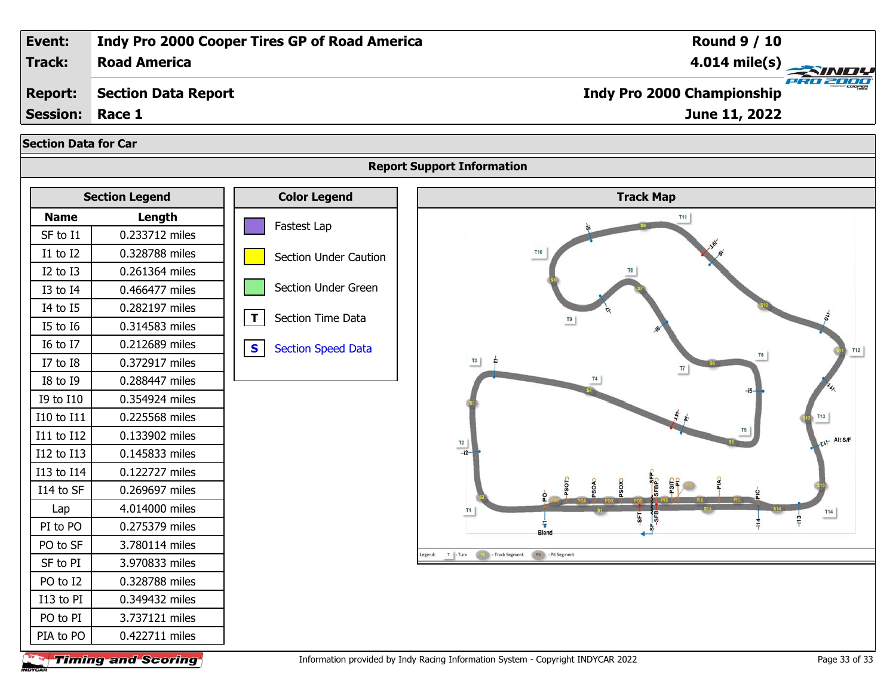| | | | |
|---|---|---|---|
| **Event:** | **Indy Pro 2000 Cooper Tires GP of Road America** | **Round 9 / 10** | |
| **Track:** | **Road America** | **4.014 mile(s)** | |
| **Report:** | **Section Data Report** | **Indy Pro 2000 Championship** | |
| **Session:** | **Race 1** | **June 11, 2022** | |

## Section Data for Car

### Report Support Information

**Section Legend**

| Name | Length |
|---|---|
| SF to I1 | 0.233712 miles |
| I1 to I2 | 0.328788 miles |
| I2 to I3 | 0.261364 miles |
| I3 to I4 | 0.466477 miles |
| I4 to I5 | 0.282197 miles |
| I5 to I6 | 0.314583 miles |
| I6 to I7 | 0.212689 miles |
| I7 to I8 | 0.372917 miles |
| I8 to I9 | 0.288447 miles |
| I9 to I10 | 0.354924 miles |
| I10 to I11 | 0.225568 miles |
| I11 to I12 | 0.133902 miles |
| I12 to I13 | 0.145833 miles |
| I13 to I14 | 0.122727 miles |
| I14 to SF | 0.269697 miles |
| Lap | 4.014000 miles |
| PI to PO | 0.275379 miles |
| PO to SF | 3.780114 miles |
| SF to PI | 3.970833 miles |
| PO to I2 | 0.328788 miles |
| I13 to PI | 0.349432 miles |
| PO to PI | 3.737121 miles |
| PIA to PO | 0.422711 miles |

**Color Legend**

- Fastest Lap
- Section Under Caution
- Section Under Green
- T — Section Time Data
- S — Section Speed Data

**Track Map**

T1 T2 T3 T4 T5 T6 T7 T8 T9 T10 T11 T12 T13 T14
I1 I2 I3 I4 I5 I6 I7 I8 I9 I10 I11 I12 I13 I14
S1 S2 S3 S4 S5 S6 S7 S8 S9 S10 S11 S12 S13 S14 S15
Alt S/F
Blend
PO PSOT PSOA PSOX SFP SFBP PSIT PI PIA PIC SFT SF SFB
Legend: T - Turn, TS - Track Segment, PS - Pit Segment

Information provided by Indy Racing Information System - Copyright INDYCAR 2022